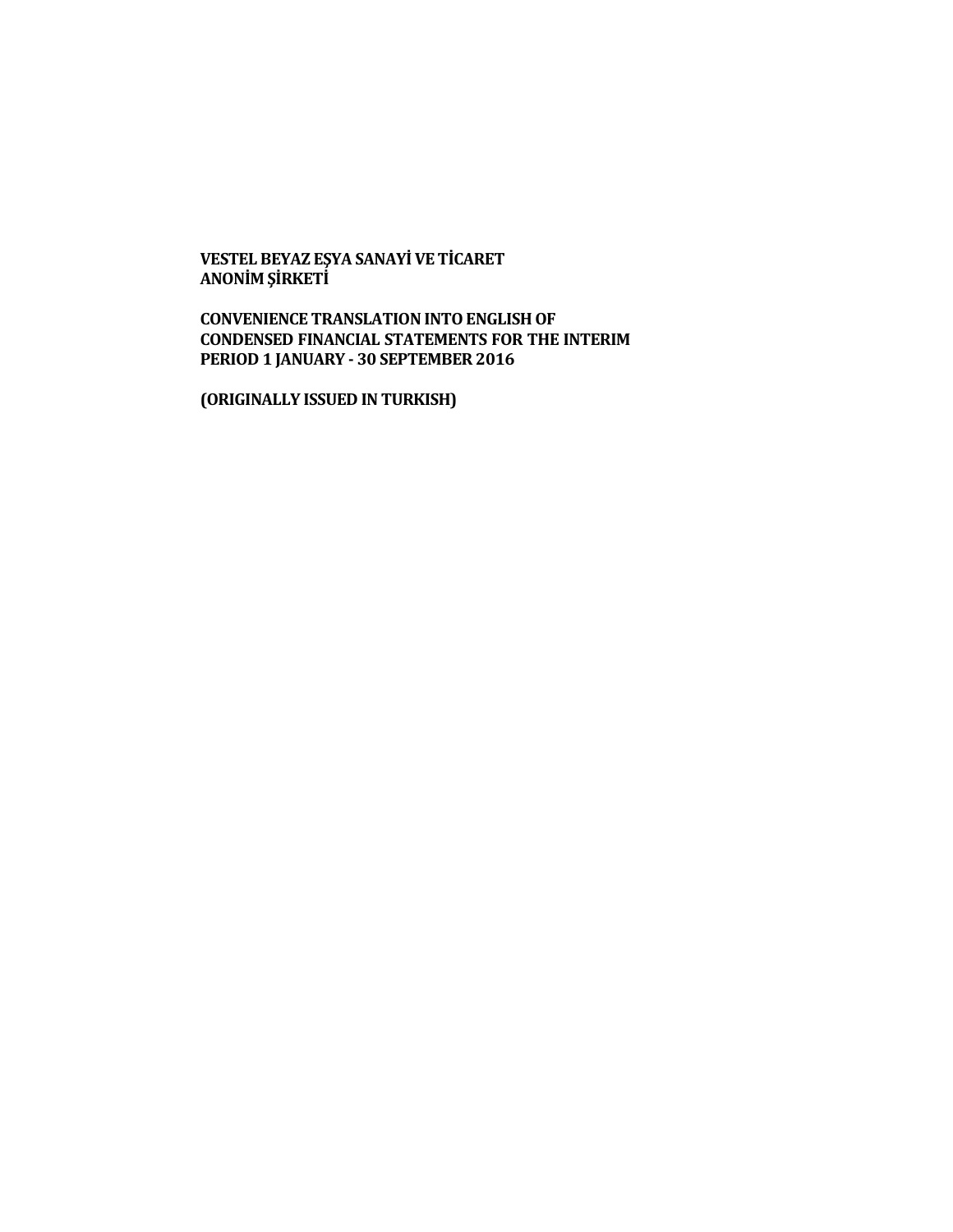**VESTEL BEYAZ EŞYA SANAYİ VE TİCARET ANONİM ŞİRKETİ**

**CONVENIENCE TRANSLATION INTO ENGLISH OF CONDENSED FINANCIAL STATEMENTS FOR THE INTERIM PERIOD 1 JANUARY - 30 SEPTEMBER 2016**

**(ORIGINALLY ISSUED IN TURKISH)**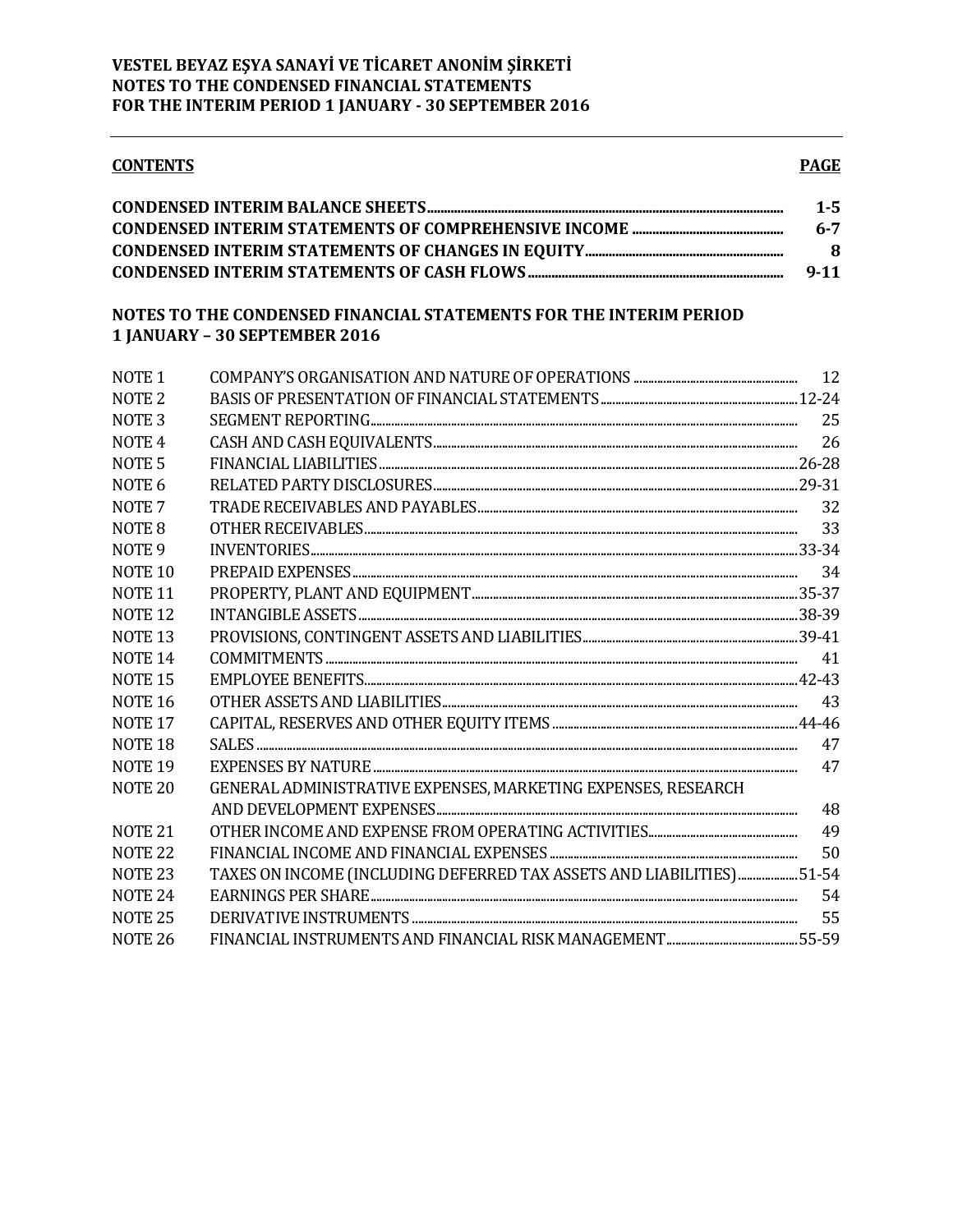**VESTEL BEYAZ EŞYA SANAYİ VE TİCARET ANONİM ŞİRKETİ**
**NOTES TO THE CONDENSED FINANCIAL STATEMENTS**
**FOR THE INTERIM PERIOD 1 JANUARY - 30 SEPTEMBER 2016**

| **CONTENTS** | **PAGE** |
|---|---|
| **CONDENSED INTERIM BALANCE SHEETS** | **1-5** |
| **CONDENSED INTERIM STATEMENTS OF COMPREHENSIVE INCOME** | **6-7** |
| **CONDENSED INTERIM STATEMENTS OF CHANGES IN EQUITY** | **8** |
| **CONDENSED INTERIM STATEMENTS OF CASH FLOWS** | **9-11** |

**NOTES TO THE CONDENSED FINANCIAL STATEMENTS FOR THE INTERIM PERIOD 1 JANUARY – 30 SEPTEMBER 2016**

| | | |
|---|---|---|
| NOTE 1 | COMPANY'S ORGANISATION AND NATURE OF OPERATIONS | 12 |
| NOTE 2 | BASIS OF PRESENTATION OF FINANCIAL STATEMENTS | 12-24 |
| NOTE 3 | SEGMENT REPORTING | 25 |
| NOTE 4 | CASH AND CASH EQUIVALENTS | 26 |
| NOTE 5 | FINANCIAL LIABILITIES | 26-28 |
| NOTE 6 | RELATED PARTY DISCLOSURES | 29-31 |
| NOTE 7 | TRADE RECEIVABLES AND PAYABLES | 32 |
| NOTE 8 | OTHER RECEIVABLES | 33 |
| NOTE 9 | INVENTORIES | 33-34 |
| NOTE 10 | PREPAID EXPENSES | 34 |
| NOTE 11 | PROPERTY, PLANT AND EQUIPMENT | 35-37 |
| NOTE 12 | INTANGIBLE ASSETS | 38-39 |
| NOTE 13 | PROVISIONS, CONTINGENT ASSETS AND LIABILITIES | 39-41 |
| NOTE 14 | COMMITMENTS | 41 |
| NOTE 15 | EMPLOYEE BENEFITS | 42-43 |
| NOTE 16 | OTHER ASSETS AND LIABILITIES | 43 |
| NOTE 17 | CAPITAL, RESERVES AND OTHER EQUITY ITEMS | 44-46 |
| NOTE 18 | SALES | 47 |
| NOTE 19 | EXPENSES BY NATURE | 47 |
| NOTE 20 | GENERAL ADMINISTRATIVE EXPENSES, MARKETING EXPENSES, RESEARCH AND DEVELOPMENT EXPENSES | 48 |
| NOTE 21 | OTHER INCOME AND EXPENSE FROM OPERATING ACTIVITIES | 49 |
| NOTE 22 | FINANCIAL INCOME AND FINANCIAL EXPENSES | 50 |
| NOTE 23 | TAXES ON INCOME (INCLUDING DEFERRED TAX ASSETS AND LIABILITIES) | 51-54 |
| NOTE 24 | EARNINGS PER SHARE | 54 |
| NOTE 25 | DERIVATIVE INSTRUMENTS | 55 |
| NOTE 26 | FINANCIAL INSTRUMENTS AND FINANCIAL RISK MANAGEMENT | 55-59 |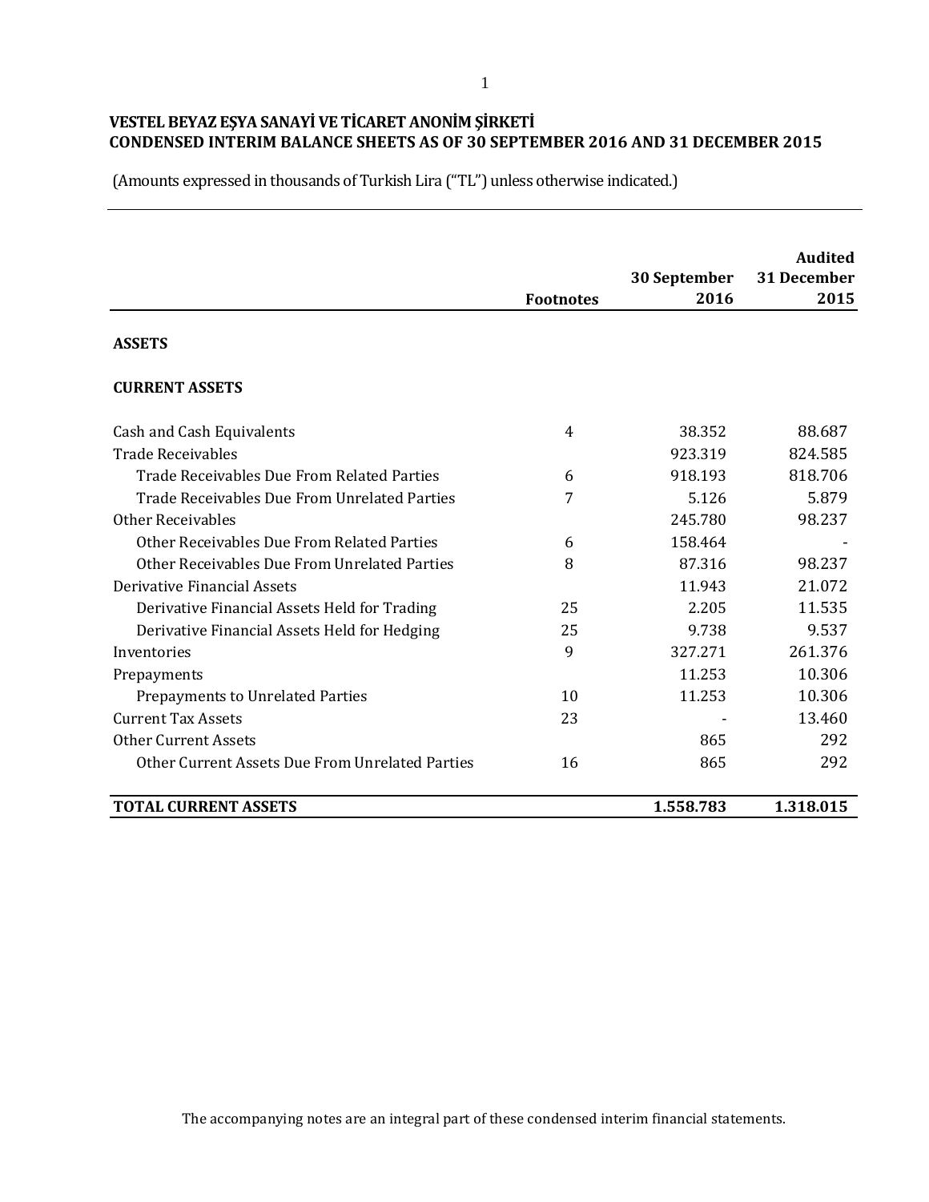# VESTEL BEYAZ EŞYA SANAYİ VE TİCARET ANONİM ŞİRKETİ
## CONDENSED INTERIM BALANCE SHEETS AS OF 30 SEPTEMBER 2016 AND 31 DECEMBER 2015

(Amounts expressed in thousands of Turkish Lira ("TL") unless otherwise indicated.)

| | Footnotes | 30 September 2016 | Audited 31 December 2015 |
|---|---|---|---|
| **ASSETS** | | | |
| **CURRENT ASSETS** | | | |
| Cash and Cash Equivalents | 4 | 38.352 | 88.687 |
| Trade Receivables | | 923.319 | 824.585 |
| Trade Receivables Due From Related Parties | 6 | 918.193 | 818.706 |
| Trade Receivables Due From Unrelated Parties | 7 | 5.126 | 5.879 |
| Other Receivables | | 245.780 | 98.237 |
| Other Receivables Due From Related Parties | 6 | 158.464 | - |
| Other Receivables Due From Unrelated Parties | 8 | 87.316 | 98.237 |
| Derivative Financial Assets | | 11.943 | 21.072 |
| Derivative Financial Assets Held for Trading | 25 | 2.205 | 11.535 |
| Derivative Financial Assets Held for Hedging | 25 | 9.738 | 9.537 |
| Inventories | 9 | 327.271 | 261.376 |
| Prepayments | | 11.253 | 10.306 |
| Prepayments to Unrelated Parties | 10 | 11.253 | 10.306 |
| Current Tax Assets | 23 | - | 13.460 |
| Other Current Assets | | 865 | 292 |
| Other Current Assets Due From Unrelated Parties | 16 | 865 | 292 |
| **TOTAL CURRENT ASSETS** | | **1.558.783** | **1.318.015** |

The accompanying notes are an integral part of these condensed interim financial statements.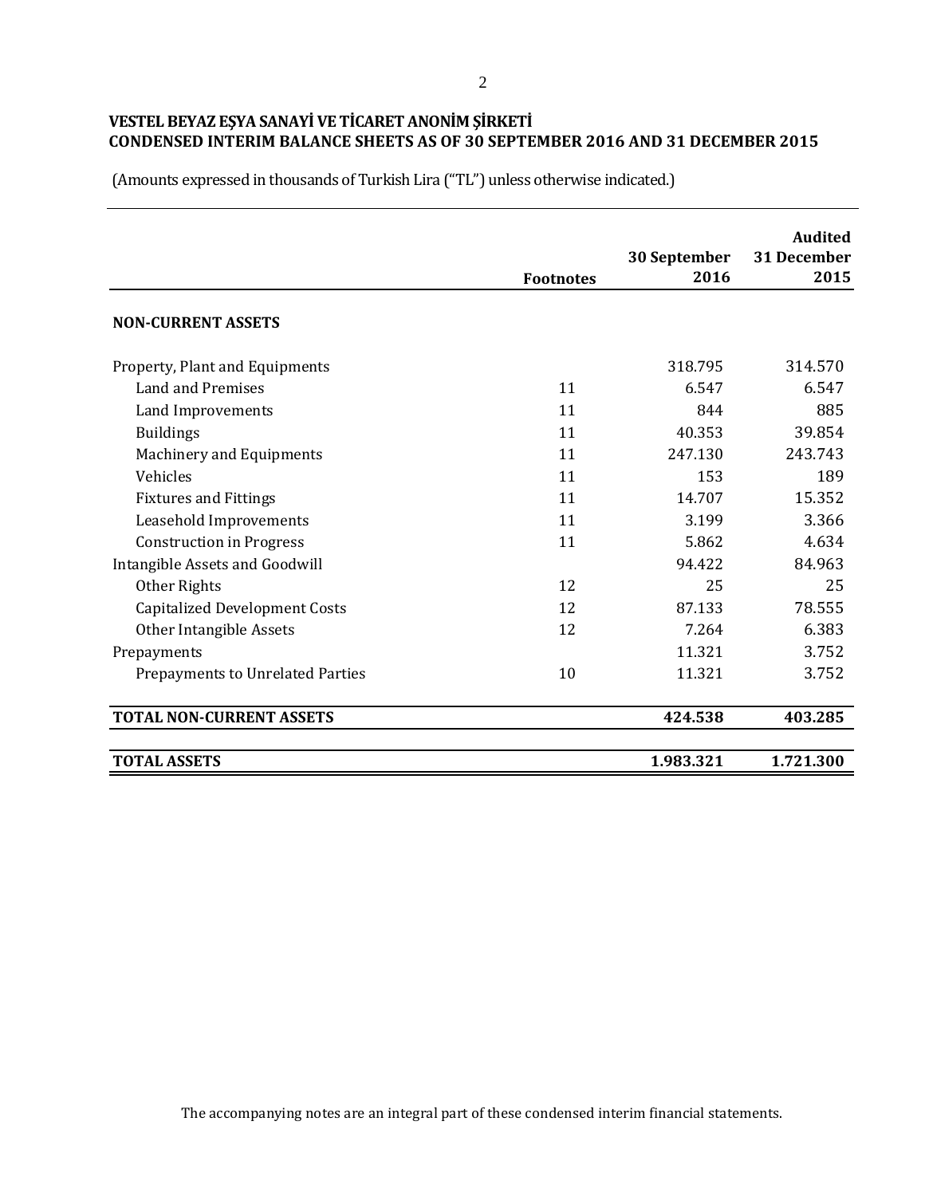**VESTEL BEYAZ EŞYA SANAYİ VE TİCARET ANONİM ŞİRKETİ**
**CONDENSED INTERIM BALANCE SHEETS AS OF 30 SEPTEMBER 2016 AND 31 DECEMBER 2015**

(Amounts expressed in thousands of Turkish Lira ("TL") unless otherwise indicated.)

| | Footnotes | 30 September 2016 | Audited 31 December 2015 |
|---|---|---|---|
| **NON-CURRENT ASSETS** | | | |
| Property, Plant and Equipments | | 318.795 | 314.570 |
| Land and Premises | 11 | 6.547 | 6.547 |
| Land Improvements | 11 | 844 | 885 |
| Buildings | 11 | 40.353 | 39.854 |
| Machinery and Equipments | 11 | 247.130 | 243.743 |
| Vehicles | 11 | 153 | 189 |
| Fixtures and Fittings | 11 | 14.707 | 15.352 |
| Leasehold Improvements | 11 | 3.199 | 3.366 |
| Construction in Progress | 11 | 5.862 | 4.634 |
| Intangible Assets and Goodwill | | 94.422 | 84.963 |
| Other Rights | 12 | 25 | 25 |
| Capitalized Development Costs | 12 | 87.133 | 78.555 |
| Other Intangible Assets | 12 | 7.264 | 6.383 |
| Prepayments | | 11.321 | 3.752 |
| Prepayments to Unrelated Parties | 10 | 11.321 | 3.752 |
| **TOTAL NON-CURRENT ASSETS** | | **424.538** | **403.285** |
| **TOTAL ASSETS** | | **1.983.321** | **1.721.300** |

The accompanying notes are an integral part of these condensed interim financial statements.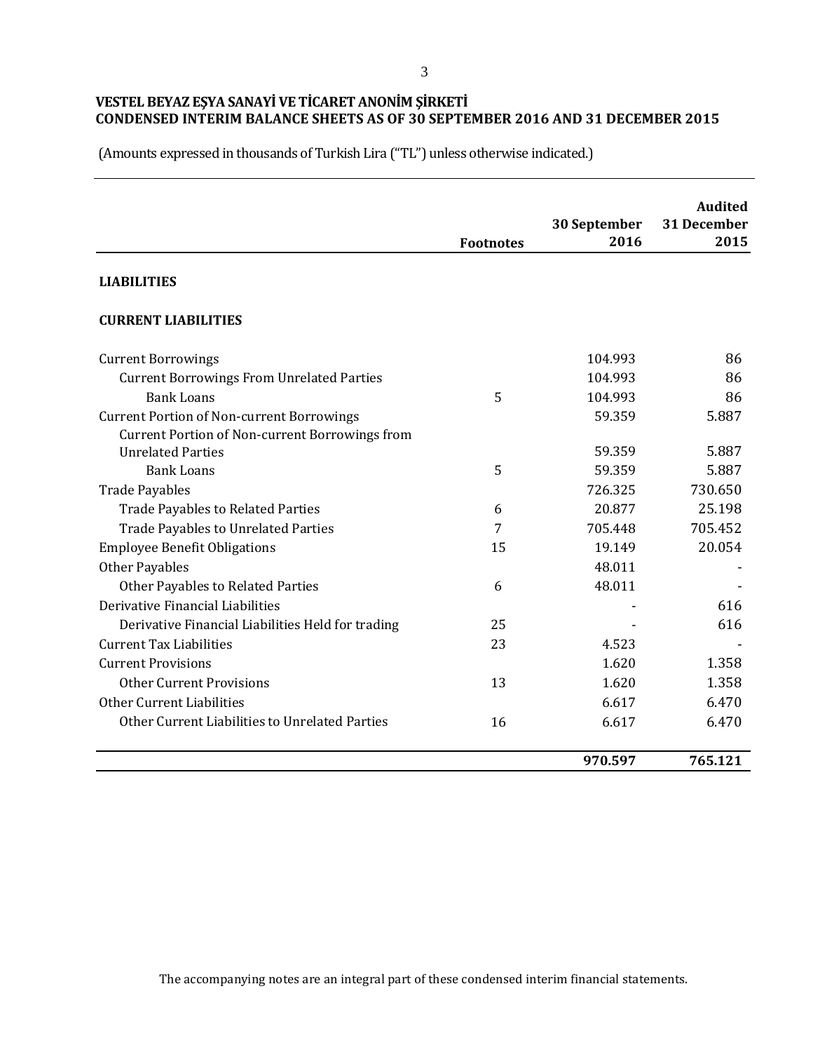**VESTEL BEYAZ EŞYA SANAYİ VE TİCARET ANONİM ŞİRKETİ**
**CONDENSED INTERIM BALANCE SHEETS AS OF 30 SEPTEMBER 2016 AND 31 DECEMBER 2015**

(Amounts expressed in thousands of Turkish Lira ("TL") unless otherwise indicated.)

| | Footnotes | 30 September 2016 | Audited 31 December 2015 |
|---|---|---|---|
| **LIABILITIES** | | | |
| **CURRENT LIABILITIES** | | | |
| Current Borrowings | | 104.993 | 86 |
| Current Borrowings From Unrelated Parties | | 104.993 | 86 |
| Bank Loans | 5 | 104.993 | 86 |
| Current Portion of Non-current Borrowings | | 59.359 | 5.887 |
| Current Portion of Non-current Borrowings from Unrelated Parties | | 59.359 | 5.887 |
| Bank Loans | 5 | 59.359 | 5.887 |
| Trade Payables | | 726.325 | 730.650 |
| Trade Payables to Related Parties | 6 | 20.877 | 25.198 |
| Trade Payables to Unrelated Parties | 7 | 705.448 | 705.452 |
| Employee Benefit Obligations | 15 | 19.149 | 20.054 |
| Other Payables | | 48.011 | - |
| Other Payables to Related Parties | 6 | 48.011 | - |
| Derivative Financial Liabilities | | - | 616 |
| Derivative Financial Liabilities Held for trading | 25 | - | 616 |
| Current Tax Liabilities | 23 | 4.523 | - |
| Current Provisions | | 1.620 | 1.358 |
| Other Current Provisions | 13 | 1.620 | 1.358 |
| Other Current Liabilities | | 6.617 | 6.470 |
| Other Current Liabilities to Unrelated Parties | 16 | 6.617 | 6.470 |
| | | **970.597** | **765.121** |

The accompanying notes are an integral part of these condensed interim financial statements.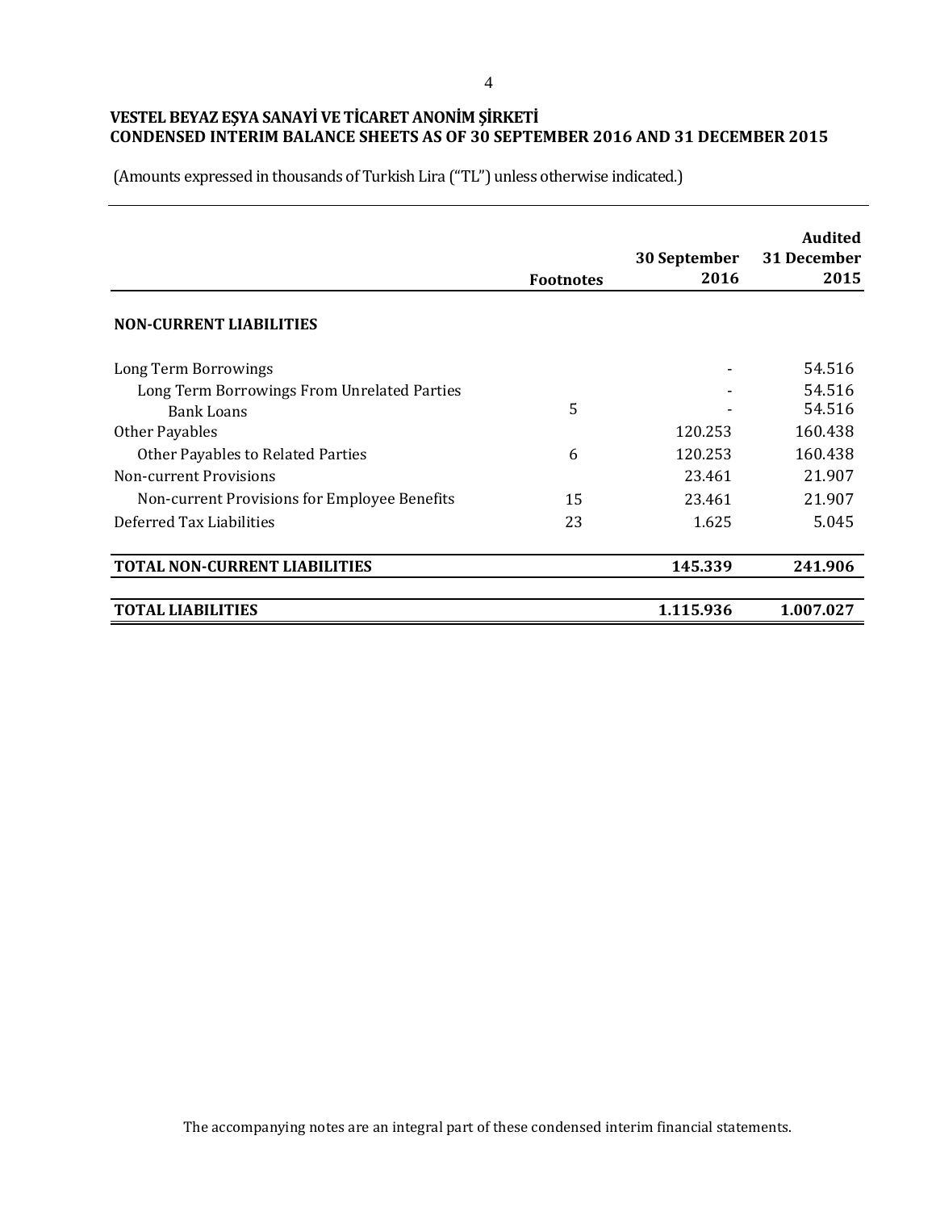**VESTEL BEYAZ EŞYA SANAYİ VE TİCARET ANONİM ŞİRKETİ**
**CONDENSED INTERIM BALANCE SHEETS AS OF 30 SEPTEMBER 2016 AND 31 DECEMBER 2015**

(Amounts expressed in thousands of Turkish Lira ("TL") unless otherwise indicated.)

| | Footnotes | 30 September 2016 | Audited 31 December 2015 |
|---|---|---|---|
| **NON-CURRENT LIABILITIES** | | | |
| Long Term Borrowings | | - | 54.516 |
| Long Term Borrowings From Unrelated Parties | | - | 54.516 |
| Bank Loans | 5 | - | 54.516 |
| Other Payables | | 120.253 | 160.438 |
| Other Payables to Related Parties | 6 | 120.253 | 160.438 |
| Non-current Provisions | | 23.461 | 21.907 |
| Non-current Provisions for Employee Benefits | 15 | 23.461 | 21.907 |
| Deferred Tax Liabilities | 23 | 1.625 | 5.045 |
| **TOTAL NON-CURRENT LIABILITIES** | | **145.339** | **241.906** |
| **TOTAL LIABILITIES** | | **1.115.936** | **1.007.027** |

The accompanying notes are an integral part of these condensed interim financial statements.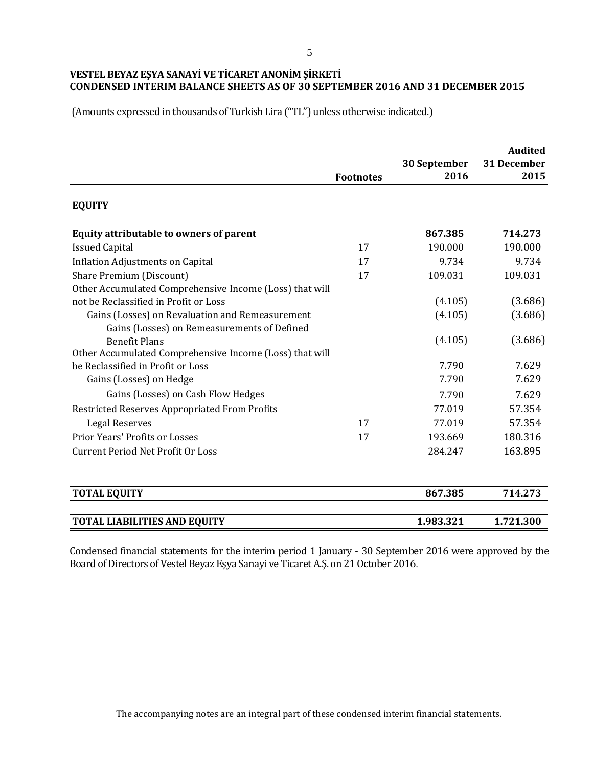**VESTEL BEYAZ EŞYA SANAYİ VE TİCARET ANONİM ŞİRKETİ**
**CONDENSED INTERIM BALANCE SHEETS AS OF 30 SEPTEMBER 2016 AND 31 DECEMBER 2015**

(Amounts expressed in thousands of Turkish Lira ("TL") unless otherwise indicated.)

| | Footnotes | 30 September 2016 | Audited 31 December 2015 |
|---|---|---|---|
| **EQUITY** | | | |
| **Equity attributable to owners of parent** | | **867.385** | **714.273** |
| Issued Capital | 17 | 190.000 | 190.000 |
| Inflation Adjustments on Capital | 17 | 9.734 | 9.734 |
| Share Premium (Discount) | 17 | 109.031 | 109.031 |
| Other Accumulated Comprehensive Income (Loss) that will not be Reclassified in Profit or Loss | | (4.105) | (3.686) |
| Gains (Losses) on Revaluation and Remeasurement | | (4.105) | (3.686) |
| Gains (Losses) on Remeasurements of Defined Benefit Plans | | (4.105) | (3.686) |
| Other Accumulated Comprehensive Income (Loss) that will be Reclassified in Profit or Loss | | 7.790 | 7.629 |
| Gains (Losses) on Hedge | | 7.790 | 7.629 |
| Gains (Losses) on Cash Flow Hedges | | 7.790 | 7.629 |
| Restricted Reserves Appropriated From Profits | | 77.019 | 57.354 |
| Legal Reserves | 17 | 77.019 | 57.354 |
| Prior Years' Profits or Losses | 17 | 193.669 | 180.316 |
| Current Period Net Profit Or Loss | | 284.247 | 163.895 |
| **TOTAL EQUITY** | | **867.385** | **714.273** |
| **TOTAL LIABILITIES AND EQUITY** | | **1.983.321** | **1.721.300** |

Condensed financial statements for the interim period 1 January - 30 September 2016 were approved by the Board of Directors of Vestel Beyaz Eşya Sanayi ve Ticaret A.Ş. on 21 October 2016.

The accompanying notes are an integral part of these condensed interim financial statements.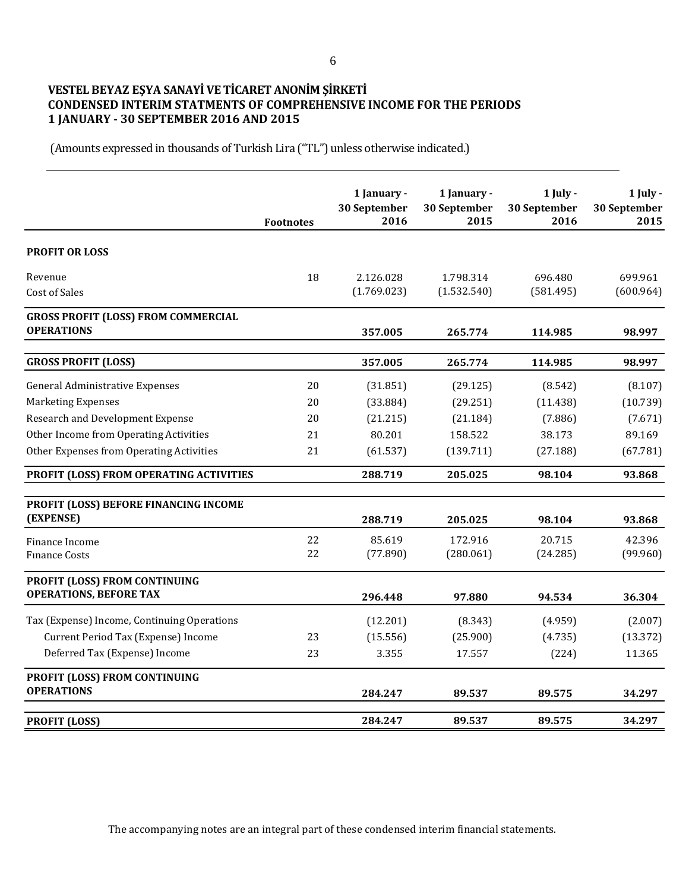# VESTEL BEYAZ EŞYA SANAYİ VE TİCARET ANONİM ŞİRKETİ
## CONDENSED INTERIM STATMENTS OF COMPREHENSIVE INCOME FOR THE PERIODS 1 JANUARY - 30 SEPTEMBER 2016 AND 2015

(Amounts expressed in thousands of Turkish Lira ("TL") unless otherwise indicated.)

| | Footnotes | 1 January - 30 September 2016 | 1 January - 30 September 2015 | 1 July - 30 September 2016 | 1 July - 30 September 2015 |
|---|---|---|---|---|---|
| **PROFIT OR LOSS** | | | | | |
| Revenue | 18 | 2.126.028 | 1.798.314 | 696.480 | 699.961 |
| Cost of Sales | | (1.769.023) | (1.532.540) | (581.495) | (600.964) |
| **GROSS PROFIT (LOSS) FROM COMMERCIAL OPERATIONS** | | **357.005** | **265.774** | **114.985** | **98.997** |
| **GROSS PROFIT (LOSS)** | | **357.005** | **265.774** | **114.985** | **98.997** |
| General Administrative Expenses | 20 | (31.851) | (29.125) | (8.542) | (8.107) |
| Marketing Expenses | 20 | (33.884) | (29.251) | (11.438) | (10.739) |
| Research and Development Expense | 20 | (21.215) | (21.184) | (7.886) | (7.671) |
| Other Income from Operating Activities | 21 | 80.201 | 158.522 | 38.173 | 89.169 |
| Other Expenses from Operating Activities | 21 | (61.537) | (139.711) | (27.188) | (67.781) |
| **PROFIT (LOSS) FROM OPERATING ACTIVITIES** | | **288.719** | **205.025** | **98.104** | **93.868** |
| **PROFIT (LOSS) BEFORE FINANCING INCOME (EXPENSE)** | | **288.719** | **205.025** | **98.104** | **93.868** |
| Finance Income | 22 | 85.619 | 172.916 | 20.715 | 42.396 |
| Fınance Costs | 22 | (77.890) | (280.061) | (24.285) | (99.960) |
| **PROFIT (LOSS) FROM CONTINUING OPERATIONS, BEFORE TAX** | | **296.448** | **97.880** | **94.534** | **36.304** |
| Tax (Expense) Income, Continuing Operations | | (12.201) | (8.343) | (4.959) | (2.007) |
| Current Period Tax (Expense) Income | 23 | (15.556) | (25.900) | (4.735) | (13.372) |
| Deferred Tax (Expense) Income | 23 | 3.355 | 17.557 | (224) | 11.365 |
| **PROFIT (LOSS) FROM CONTINUING OPERATIONS** | | **284.247** | **89.537** | **89.575** | **34.297** |
| **PROFIT (LOSS)** | | **284.247** | **89.537** | **89.575** | **34.297** |

The accompanying notes are an integral part of these condensed interim financial statements.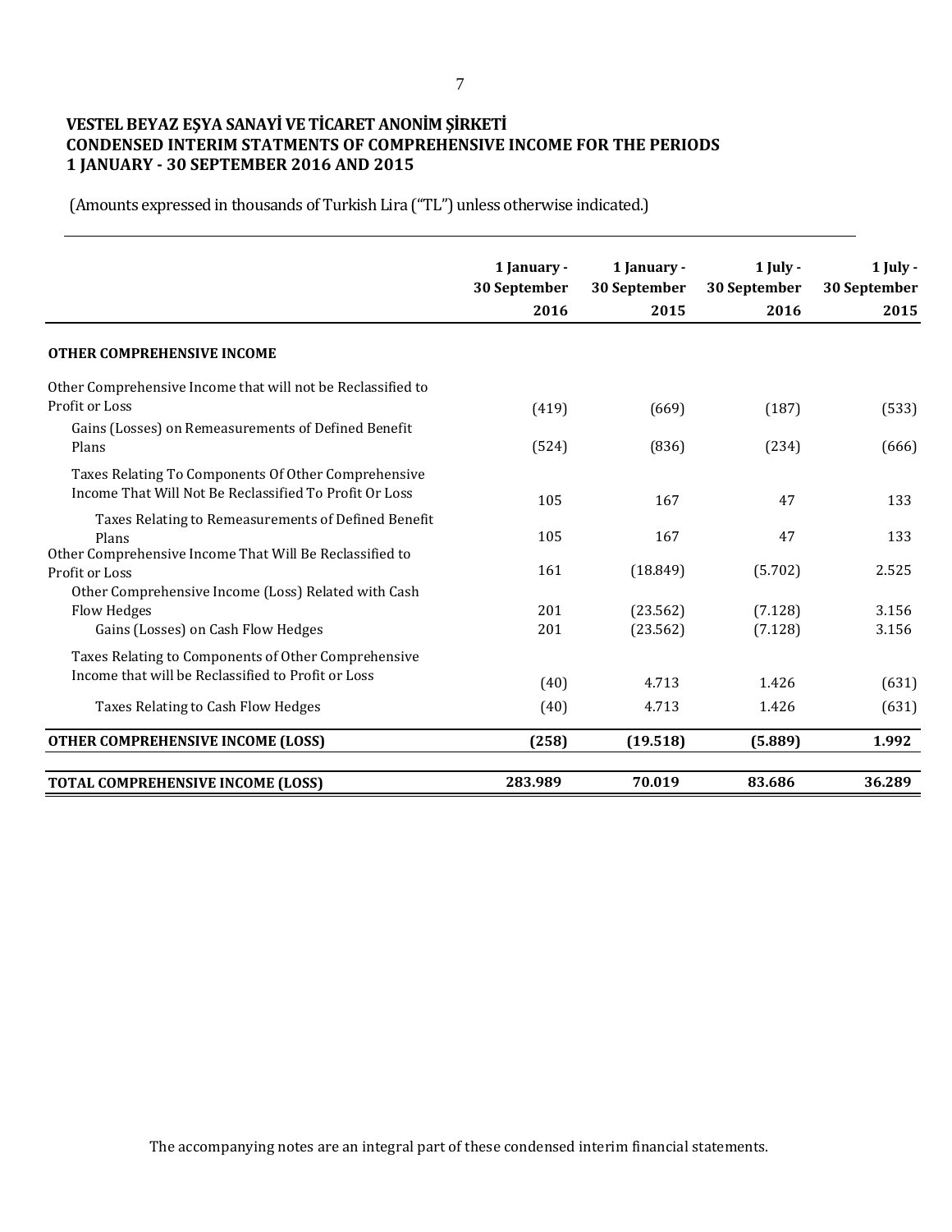# VESTEL BEYAZ EŞYA SANAYİ VE TİCARET ANONİM ŞİRKETİ
## CONDENSED INTERIM STATMENTS OF COMPREHENSIVE INCOME FOR THE PERIODS 1 JANUARY - 30 SEPTEMBER 2016 AND 2015

(Amounts expressed in thousands of Turkish Lira ("TL") unless otherwise indicated.)

| | 1 January - 30 September 2016 | 1 January - 30 September 2015 | 1 July - 30 September 2016 | 1 July - 30 September 2015 |
|---|---|---|---|---|
| **OTHER COMPREHENSIVE INCOME** | | | | |
| Other Comprehensive Income that will not be Reclassified to Profit or Loss | (419) | (669) | (187) | (533) |
| Gains (Losses) on Remeasurements of Defined Benefit Plans | (524) | (836) | (234) | (666) |
| Taxes Relating To Components Of Other Comprehensive Income That Will Not Be Reclassified To Profit Or Loss | 105 | 167 | 47 | 133 |
| Taxes Relating to Remeasurements of Defined Benefit Plans | 105 | 167 | 47 | 133 |
| Other Comprehensive Income That Will Be Reclassified to Profit or Loss | 161 | (18.849) | (5.702) | 2.525 |
| Other Comprehensive Income (Loss) Related with Cash Flow Hedges | 201 | (23.562) | (7.128) | 3.156 |
| Gains (Losses) on Cash Flow Hedges | 201 | (23.562) | (7.128) | 3.156 |
| Taxes Relating to Components of Other Comprehensive Income that will be Reclassified to Profit or Loss | (40) | 4.713 | 1.426 | (631) |
| Taxes Relating to Cash Flow Hedges | (40) | 4.713 | 1.426 | (631) |
| **OTHER COMPREHENSIVE INCOME (LOSS)** | **(258)** | **(19.518)** | **(5.889)** | **1.992** |
| **TOTAL COMPREHENSIVE INCOME (LOSS)** | **283.989** | **70.019** | **83.686** | **36.289** |

The accompanying notes are an integral part of these condensed interim financial statements.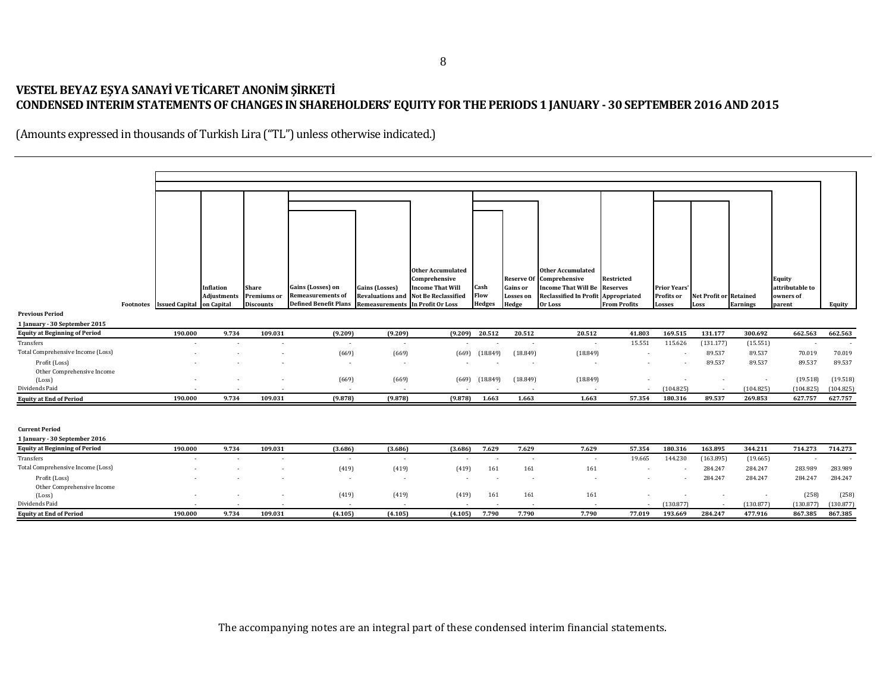# VESTEL BEYAZ EŞYA SANAYİ VE TİCARET ANONİM ŞİRKETİ
## CONDENSED INTERIM STATEMENTS OF CHANGES IN SHAREHOLDERS' EQUITY FOR THE PERIODS 1 JANUARY - 30 SEPTEMBER 2016 AND 2015

(Amounts expressed in thousands of Turkish Lira ("TL") unless otherwise indicated.)

| | Footnotes | Issued Capital | Inflation Adjustments on Capital | Share Premiums or Discounts | Gains (Losses) on Remeasurements of Defined Benefit Plans | Gains (Losses) Revaluations and Remeasurements | Other Accumulated Comprehensive Income That Will Not Be Reclassified In Profit Or Loss | Cash Flow Hedges | Reserve Of Gains or Losses on Hedge | Other Accumulated Comprehensive Income That Will Be Reclassified In Profit Or Loss | Restricted Reserves Appropriated From Profits | Prior Years' Profits or Losses | Net Profit or Loss | Retained Earnings | Equity attributable to owners of parent | Equity |
|---|---|---|---|---|---|---|---|---|---|---|---|---|---|---|---|---|
| **Previous Period** | | | | | | | | | | | | | | | | |
| **1 January - 30 September 2015** | | | | | | | | | | | | | | | | |
| **Equity at Beginning of Period** | | **190.000** | **9.734** | **109.031** | **(9.209)** | **(9.209)** | **(9.209)** | **20.512** | **20.512** | **20.512** | **41.803** | **169.515** | **131.177** | **300.692** | **662.563** | **662.563** |
| Transfers | | - | - | - | - | - | - | - | - | - | 15.551 | 115.626 | (131.177) | (15.551) | - | - |
| Total Comprehensive Income (Loss) | | - | - | - | (669) | (669) | (669) | (18.849) | (18.849) | (18.849) | - | - | 89.537 | 89.537 | 70.019 | 70.019 |
| Profit (Loss) | | - | - | - | - | - | - | - | - | - | - | - | 89.537 | 89.537 | 89.537 | 89.537 |
| Other Comprehensive Income (Loss) | | - | - | - | (669) | (669) | (669) | (18.849) | (18.849) | (18.849) | - | - | - | - | (19.518) | (19.518) |
| Dividends Paid | | - | - | - | - | - | - | - | - | - | - | (104.825) | - | (104.825) | (104.825) | (104.825) |
| **Equity at End of Period** | | **190.000** | **9.734** | **109.031** | **(9.878)** | **(9.878)** | **(9.878)** | **1.663** | **1.663** | **1.663** | **57.354** | **180.316** | **89.537** | **269.853** | **627.757** | **627.757** |
| | | | | | | | | | | | | | | | | |
| **Current Period** | | | | | | | | | | | | | | | | |
| **1 January - 30 September 2016** | | | | | | | | | | | | | | | | |
| **Equity at Beginning of Period** | | **190.000** | **9.734** | **109.031** | **(3.686)** | **(3.686)** | **(3.686)** | **7.629** | **7.629** | **7.629** | **57.354** | **180.316** | **163.895** | **344.211** | **714.273** | **714.273** |
| Transfers | | - | - | - | - | - | - | - | - | - | 19.665 | 144.230 | (163.895) | (19.665) | - | - |
| Total Comprehensive Income (Loss) | | - | - | - | (419) | (419) | (419) | 161 | 161 | 161 | - | - | 284.247 | 284.247 | 283.989 | 283.989 |
| Profit (Loss) | | - | - | - | - | - | - | - | - | - | - | - | 284.247 | 284.247 | 284.247 | 284.247 |
| Other Comprehensive Income (Loss) | | - | - | - | (419) | (419) | (419) | 161 | 161 | 161 | - | - | - | - | (258) | (258) |
| Dividends Paid | | - | - | - | - | - | - | - | - | - | - | (130.877) | - | (130.877) | (130.877) | (130.877) |
| **Equity at End of Period** | | **190.000** | **9.734** | **109.031** | **(4.105)** | **(4.105)** | **(4.105)** | **7.790** | **7.790** | **7.790** | **77.019** | **193.669** | **284.247** | **477.916** | **867.385** | **867.385** |

The accompanying notes are an integral part of these condensed interim financial statements.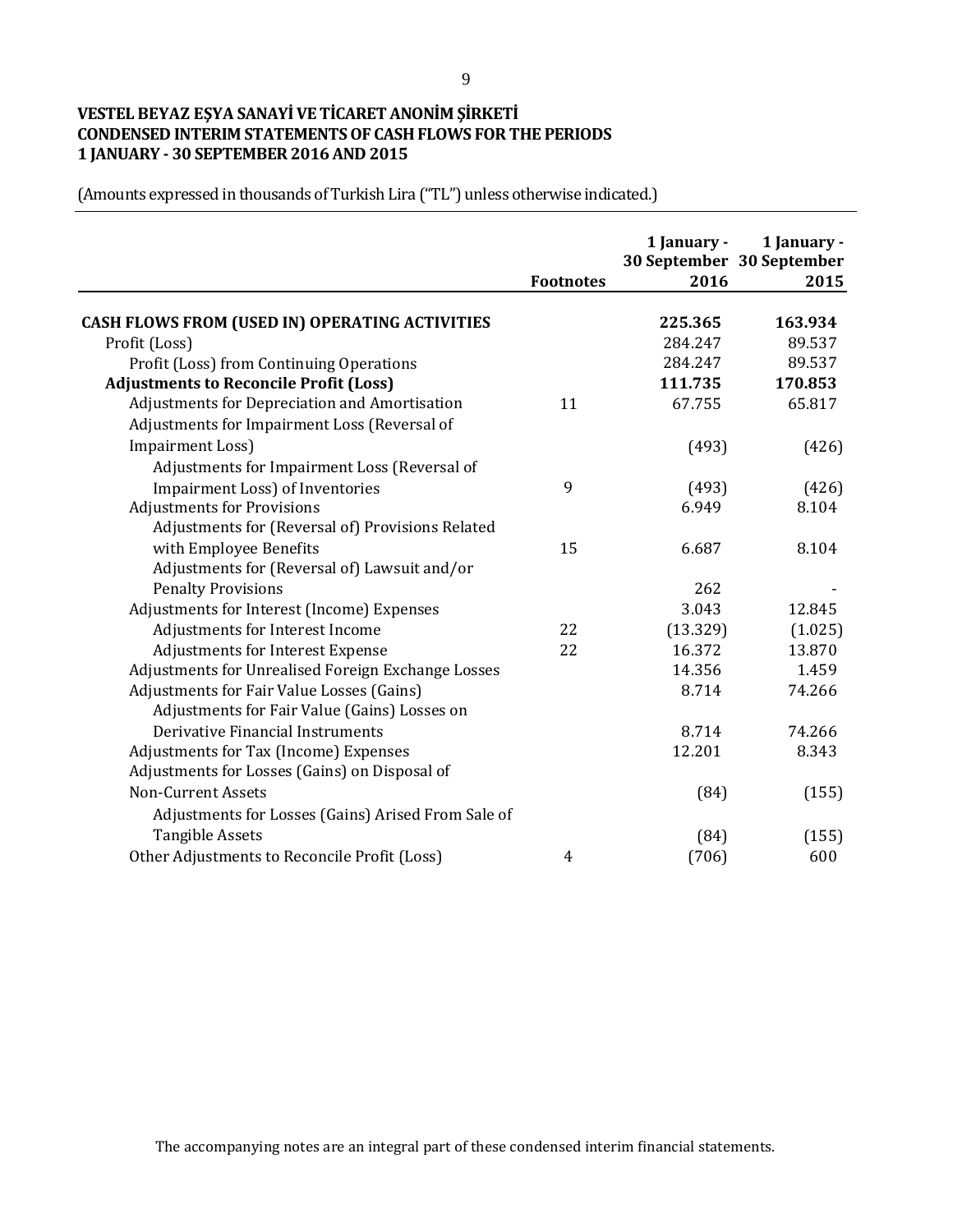**VESTEL BEYAZ EŞYA SANAYİ VE TİCARET ANONİM ŞİRKETİ**
**CONDENSED INTERIM STATEMENTS OF CASH FLOWS FOR THE PERIODS**
**1 JANUARY - 30 SEPTEMBER 2016 AND 2015**

(Amounts expressed in thousands of Turkish Lira ("TL") unless otherwise indicated.)

| | Footnotes | 1 January - 30 September 2016 | 1 January - 30 September 2015 |
|---|---|---|---|
| **CASH FLOWS FROM (USED IN) OPERATING ACTIVITIES** | | **225.365** | **163.934** |
| Profit (Loss) | | 284.247 | 89.537 |
| Profit (Loss) from Continuing Operations | | 284.247 | 89.537 |
| **Adjustments to Reconcile Profit (Loss)** | | **111.735** | **170.853** |
| Adjustments for Depreciation and Amortisation | 11 | 67.755 | 65.817 |
| Adjustments for Impairment Loss (Reversal of Impairment Loss) | | (493) | (426) |
| Adjustments for Impairment Loss (Reversal of Impairment Loss) of Inventories | 9 | (493) | (426) |
| Adjustments for Provisions | | 6.949 | 8.104 |
| Adjustments for (Reversal of) Provisions Related with Employee Benefits | 15 | 6.687 | 8.104 |
| Adjustments for (Reversal of) Lawsuit and/or Penalty Provisions | | 262 | - |
| Adjustments for Interest (Income) Expenses | | 3.043 | 12.845 |
| Adjustments for Interest Income | 22 | (13.329) | (1.025) |
| Adjustments for Interest Expense | 22 | 16.372 | 13.870 |
| Adjustments for Unrealised Foreign Exchange Losses | | 14.356 | 1.459 |
| Adjustments for Fair Value Losses (Gains) | | 8.714 | 74.266 |
| Adjustments for Fair Value (Gains) Losses on Derivative Financial Instruments | | 8.714 | 74.266 |
| Adjustments for Tax (Income) Expenses | | 12.201 | 8.343 |
| Adjustments for Losses (Gains) on Disposal of Non-Current Assets | | (84) | (155) |
| Adjustments for Losses (Gains) Arised From Sale of Tangible Assets | | (84) | (155) |
| Other Adjustments to Reconcile Profit (Loss) | 4 | (706) | 600 |

The accompanying notes are an integral part of these condensed interim financial statements.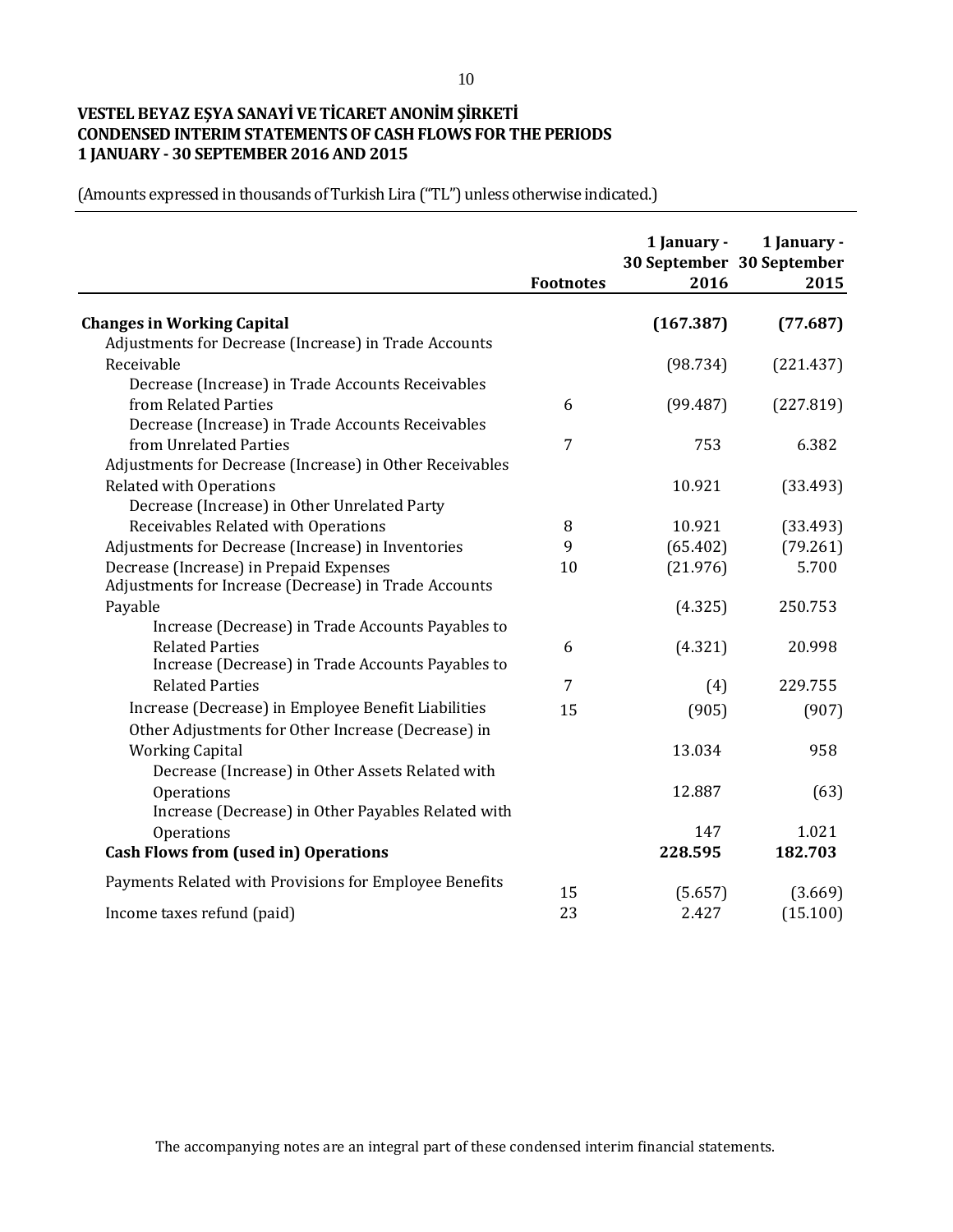**VESTEL BEYAZ EŞYA SANAYİ VE TİCARET ANONİM ŞİRKETİ**
**CONDENSED INTERIM STATEMENTS OF CASH FLOWS FOR THE PERIODS**
**1 JANUARY - 30 SEPTEMBER 2016 AND 2015**

(Amounts expressed in thousands of Turkish Lira ("TL") unless otherwise indicated.)

| | Footnotes | 1 January - 30 September 2016 | 1 January - 30 September 2015 |
|---|---|---|---|
| **Changes in Working Capital** | | **(167.387)** | **(77.687)** |
| Adjustments for Decrease (Increase) in Trade Accounts Receivable | | (98.734) | (221.437) |
| Decrease (Increase) in Trade Accounts Receivables from Related Parties | 6 | (99.487) | (227.819) |
| Decrease (Increase) in Trade Accounts Receivables from Unrelated Parties | 7 | 753 | 6.382 |
| Adjustments for Decrease (Increase) in Other Receivables Related with Operations | | 10.921 | (33.493) |
| Decrease (Increase) in Other Unrelated Party Receivables Related with Operations | 8 | 10.921 | (33.493) |
| Adjustments for Decrease (Increase) in Inventories | 9 | (65.402) | (79.261) |
| Decrease (Increase) in Prepaid Expenses | 10 | (21.976) | 5.700 |
| Adjustments for Increase (Decrease) in Trade Accounts Payable | | (4.325) | 250.753 |
| Increase (Decrease) in Trade Accounts Payables to Related Parties | 6 | (4.321) | 20.998 |
| Increase (Decrease) in Trade Accounts Payables to Related Parties | 7 | (4) | 229.755 |
| Increase (Decrease) in Employee Benefit Liabilities | 15 | (905) | (907) |
| Other Adjustments for Other Increase (Decrease) in Working Capital | | 13.034 | 958 |
| Decrease (Increase) in Other Assets Related with Operations | | 12.887 | (63) |
| Increase (Decrease) in Other Payables Related with Operations | | 147 | 1.021 |
| **Cash Flows from (used in) Operations** | | **228.595** | **182.703** |
| Payments Related with Provisions for Employee Benefits | 15 | (5.657) | (3.669) |
| Income taxes refund (paid) | 23 | 2.427 | (15.100) |

The accompanying notes are an integral part of these condensed interim financial statements.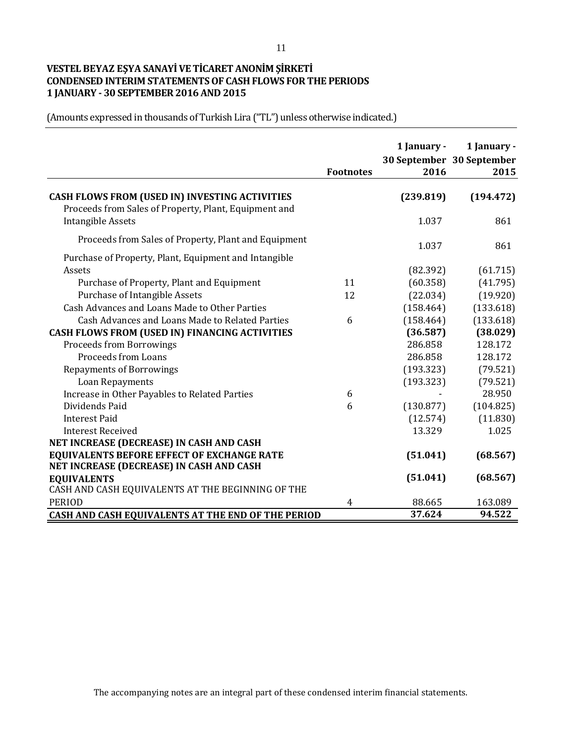**VESTEL BEYAZ EŞYA SANAYİ VE TİCARET ANONİM ŞİRKETİ**
**CONDENSED INTERIM STATEMENTS OF CASH FLOWS FOR THE PERIODS**
**1 JANUARY - 30 SEPTEMBER 2016 AND 2015**

(Amounts expressed in thousands of Turkish Lira ("TL") unless otherwise indicated.)

| | Footnotes | 1 January - 30 September 2016 | 1 January - 30 September 2015 |
|---|---|---|---|
| **CASH FLOWS FROM (USED IN) INVESTING ACTIVITIES** | | **(239.819)** | **(194.472)** |
| Proceeds from Sales of Property, Plant, Equipment and Intangible Assets | | 1.037 | 861 |
| Proceeds from Sales of Property, Plant and Equipment | | 1.037 | 861 |
| Purchase of Property, Plant, Equipment and Intangible Assets | | (82.392) | (61.715) |
| Purchase of Property, Plant and Equipment | 11 | (60.358) | (41.795) |
| Purchase of Intangible Assets | 12 | (22.034) | (19.920) |
| Cash Advances and Loans Made to Other Parties | | (158.464) | (133.618) |
| Cash Advances and Loans Made to Related Parties | 6 | (158.464) | (133.618) |
| **CASH FLOWS FROM (USED IN) FINANCING ACTIVITIES** | | **(36.587)** | **(38.029)** |
| Proceeds from Borrowings | | 286.858 | 128.172 |
| Proceeds from Loans | | 286.858 | 128.172 |
| Repayments of Borrowings | | (193.323) | (79.521) |
| Loan Repayments | | (193.323) | (79.521) |
| Increase in Other Payables to Related Parties | 6 | - | 28.950 |
| Dividends Paid | 6 | (130.877) | (104.825) |
| Interest Paid | | (12.574) | (11.830) |
| Interest Received | | 13.329 | 1.025 |
| **NET INCREASE (DECREASE) IN CASH AND CASH EQUIVALENTS BEFORE EFFECT OF EXCHANGE RATE** | | **(51.041)** | **(68.567)** |
| **NET INCREASE (DECREASE) IN CASH AND CASH EQUIVALENTS** | | **(51.041)** | **(68.567)** |
| CASH AND CASH EQUIVALENTS AT THE BEGINNING OF THE PERIOD | 4 | 88.665 | 163.089 |
| **CASH AND CASH EQUIVALENTS AT THE END OF THE PERIOD** | | **37.624** | **94.522** |

The accompanying notes are an integral part of these condensed interim financial statements.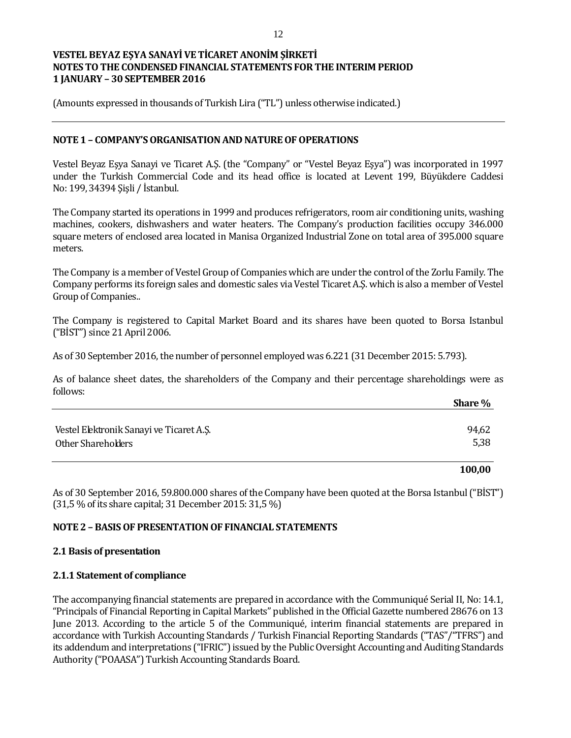**VESTEL BEYAZ EŞYA SANAYİ VE TİCARET ANONİM ŞİRKETİ**
**NOTES TO THE CONDENSED FINANCIAL STATEMENTS FOR THE INTERIM PERIOD**
**1 JANUARY – 30 SEPTEMBER 2016**

(Amounts expressed in thousands of Turkish Lira ("TL") unless otherwise indicated.)

## NOTE 1 – COMPANY'S ORGANISATION AND NATURE OF OPERATIONS

Vestel Beyaz Eşya Sanayi ve Ticaret A.Ş. (the "Company" or "Vestel Beyaz Eşya") was incorporated in 1997 under the Turkish Commercial Code and its head office is located at Levent 199, Büyükdere Caddesi No: 199, 34394 Şişli / İstanbul.

The Company started its operations in 1999 and produces refrigerators, room air conditioning units, washing machines, cookers, dishwashers and water heaters. The Company's production facilities occupy 346.000 square meters of enclosed area located in Manisa Organized Industrial Zone on total area of 395.000 square meters.

The Company is a member of Vestel Group of Companies which are under the control of the Zorlu Family. The Company performs its foreign sales and domestic sales via Vestel Ticaret A.Ş. which is also a member of Vestel Group of Companies..

The Company is registered to Capital Market Board and its shares have been quoted to Borsa Istanbul ("BİST") since 21 April 2006.

As of 30 September 2016, the number of personnel employed was 6.221 (31 December 2015: 5.793).

As of balance sheet dates, the shareholders of the Company and their percentage shareholdings were as follows:

| | **Share %** |
|---|---|
| Vestel Elektronik Sanayi ve Ticaret A.Ş. | 94,62 |
| Other Shareholders | 5,38 |
| | **100,00** |

As of 30 September 2016, 59.800.000 shares of the Company have been quoted at the Borsa Istanbul ("BİST") (31,5 % of its share capital; 31 December 2015: 31,5 %)

## NOTE 2 – BASIS OF PRESENTATION OF FINANCIAL STATEMENTS

### 2.1 Basis of presentation

#### 2.1.1 Statement of compliance

The accompanying financial statements are prepared in accordance with the Communiqué Serial II, No: 14.1, "Principals of Financial Reporting in Capital Markets" published in the Official Gazette numbered 28676 on 13 June 2013. According to the article 5 of the Communiqué, interim financial statements are prepared in accordance with Turkish Accounting Standards / Turkish Financial Reporting Standards ("TAS"/"TFRS") and its addendum and interpretations ("IFRIC") issued by the Public Oversight Accounting and Auditing Standards Authority ("POAASA") Turkish Accounting Standards Board.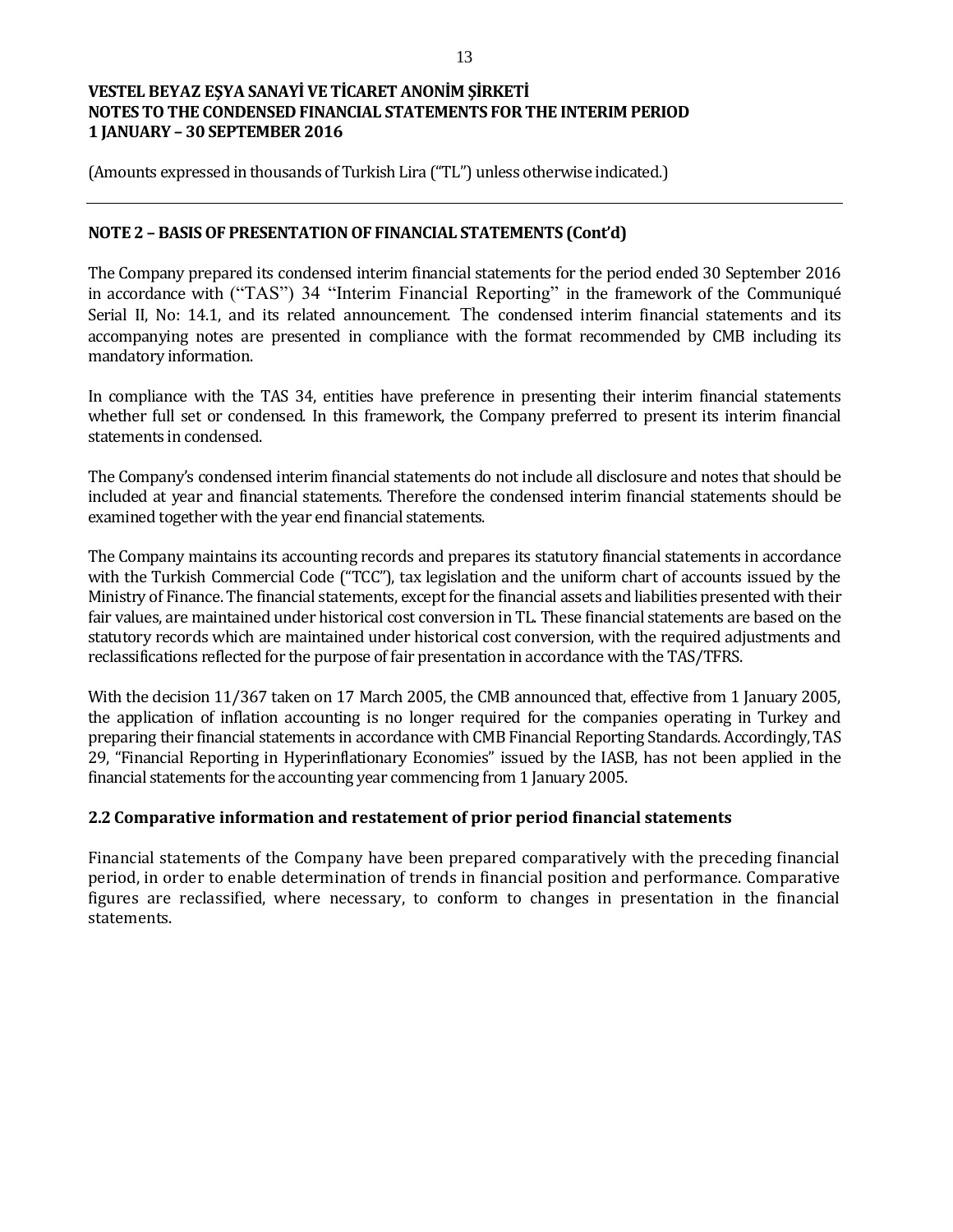(Amounts expressed in thousands of Turkish Lira ("TL") unless otherwise indicated.)

## NOTE 2 – BASIS OF PRESENTATION OF FINANCIAL STATEMENTS (Cont'd)

The Company prepared its condensed interim financial statements for the period ended 30 September 2016 in accordance with ("TAS") 34 "Interim Financial Reporting" in the framework of the Communiqué Serial II, No: 14.1, and its related announcement. The condensed interim financial statements and its accompanying notes are presented in compliance with the format recommended by CMB including its mandatory information.

In compliance with the TAS 34, entities have preference in presenting their interim financial statements whether full set or condensed. In this framework, the Company preferred to present its interim financial statements in condensed.

The Company's condensed interim financial statements do not include all disclosure and notes that should be included at year and financial statements. Therefore the condensed interim financial statements should be examined together with the year end financial statements.

The Company maintains its accounting records and prepares its statutory financial statements in accordance with the Turkish Commercial Code ("TCC"), tax legislation and the uniform chart of accounts issued by the Ministry of Finance. The financial statements, except for the financial assets and liabilities presented with their fair values, are maintained under historical cost conversion in TL. These financial statements are based on the statutory records which are maintained under historical cost conversion, with the required adjustments and reclassifications reflected for the purpose of fair presentation in accordance with the TAS/TFRS.

With the decision 11/367 taken on 17 March 2005, the CMB announced that, effective from 1 January 2005, the application of inflation accounting is no longer required for the companies operating in Turkey and preparing their financial statements in accordance with CMB Financial Reporting Standards. Accordingly, TAS 29, "Financial Reporting in Hyperinflationary Economies" issued by the IASB, has not been applied in the financial statements for the accounting year commencing from 1 January 2005.

### 2.2 Comparative information and restatement of prior period financial statements

Financial statements of the Company have been prepared comparatively with the preceding financial period, in order to enable determination of trends in financial position and performance. Comparative figures are reclassified, where necessary, to conform to changes in presentation in the financial statements.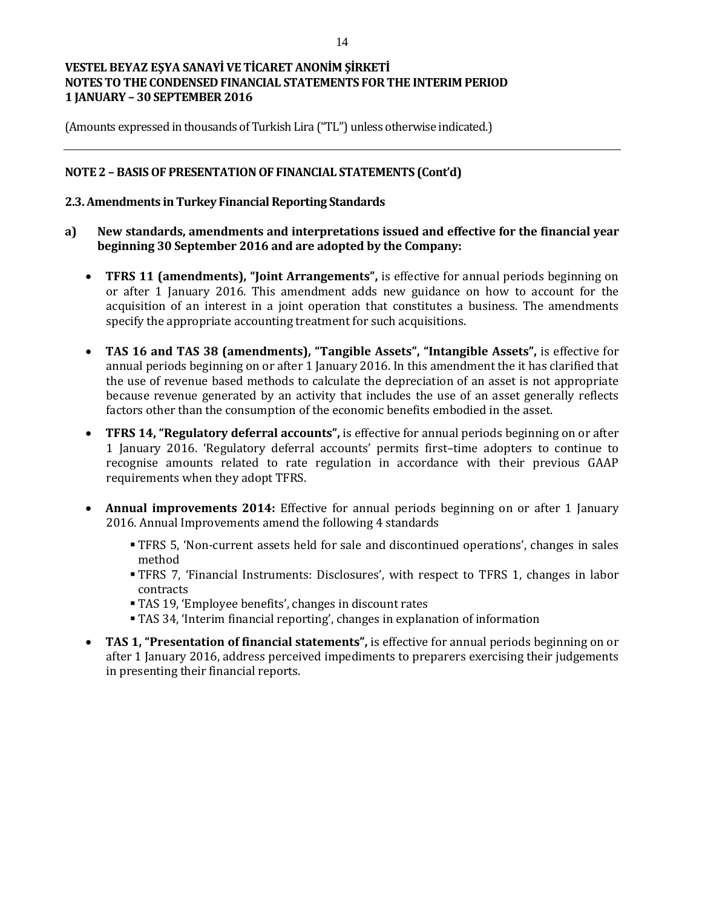**VESTEL BEYAZ EŞYA SANAYİ VE TİCARET ANONİM ŞİRKETİ**
**NOTES TO THE CONDENSED FINANCIAL STATEMENTS FOR THE INTERIM PERIOD**
**1 JANUARY – 30 SEPTEMBER 2016**

(Amounts expressed in thousands of Turkish Lira ("TL") unless otherwise indicated.)

## NOTE 2 – BASIS OF PRESENTATION OF FINANCIAL STATEMENTS (Cont'd)

### 2.3. Amendments in Turkey Financial Reporting Standards

**a) New standards, amendments and interpretations issued and effective for the financial year beginning 30 September 2016 and are adopted by the Company:**

- **TFRS 11 (amendments), "Joint Arrangements",** is effective for annual periods beginning on or after 1 January 2016. This amendment adds new guidance on how to account for the acquisition of an interest in a joint operation that constitutes a business. The amendments specify the appropriate accounting treatment for such acquisitions.

- **TAS 16 and TAS 38 (amendments), "Tangible Assets", "Intangible Assets",** is effective for annual periods beginning on or after 1 January 2016. In this amendment the it has clarified that the use of revenue based methods to calculate the depreciation of an asset is not appropriate because revenue generated by an activity that includes the use of an asset generally reflects factors other than the consumption of the economic benefits embodied in the asset.

- **TFRS 14, "Regulatory deferral accounts",** is effective for annual periods beginning on or after 1 January 2016. 'Regulatory deferral accounts' permits first–time adopters to continue to recognise amounts related to rate regulation in accordance with their previous GAAP requirements when they adopt TFRS.

- **Annual improvements 2014:** Effective for annual periods beginning on or after 1 January 2016. Annual Improvements amend the following 4 standards
  - TFRS 5, 'Non-current assets held for sale and discontinued operations', changes in sales method
  - TFRS 7, 'Financial Instruments: Disclosures', with respect to TFRS 1, changes in labor contracts
  - TAS 19, 'Employee benefits', changes in discount rates
  - TAS 34, 'Interim financial reporting', changes in explanation of information

- **TAS 1, "Presentation of financial statements",** is effective for annual periods beginning on or after 1 January 2016, address perceived impediments to preparers exercising their judgements in presenting their financial reports.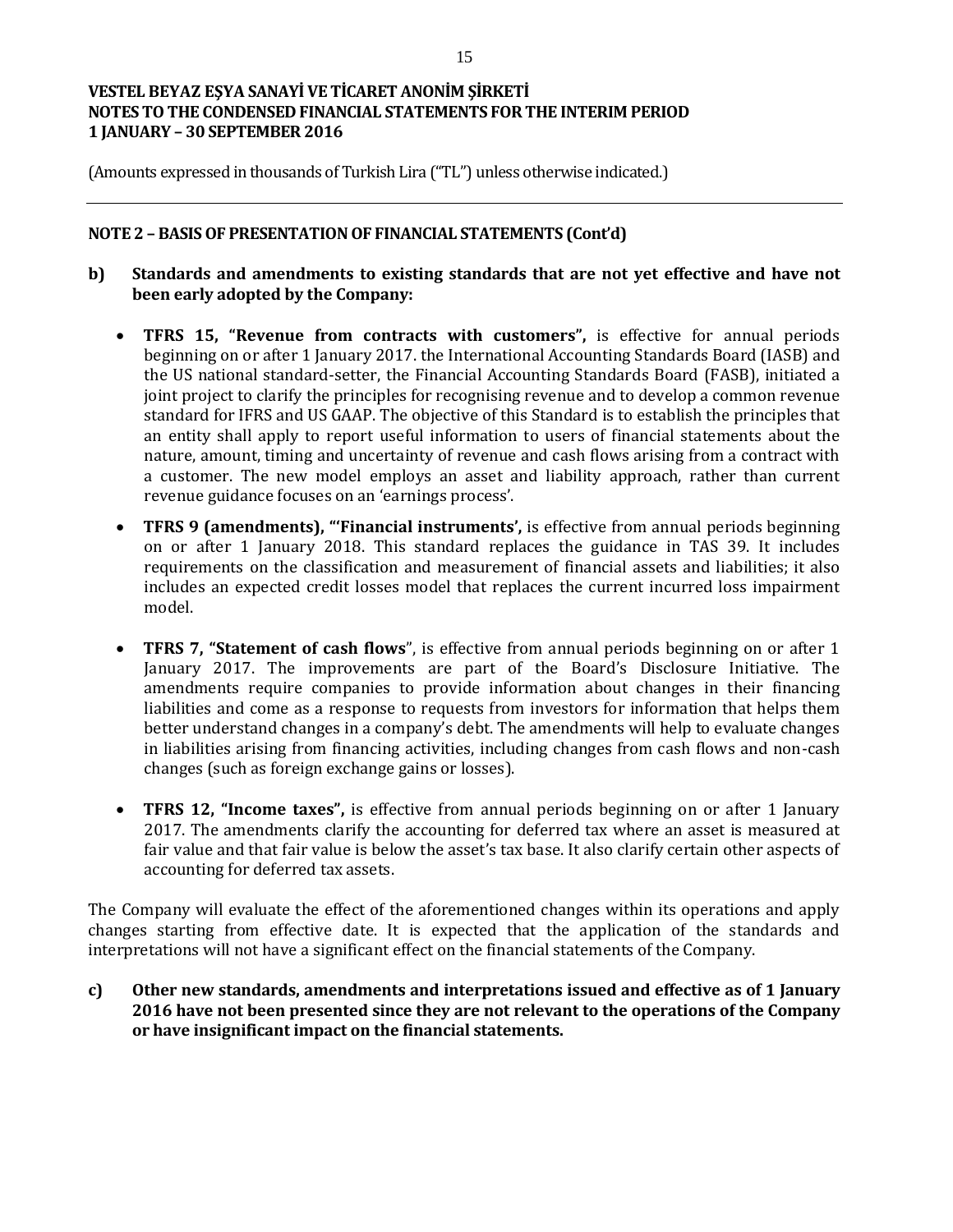## NOTE 2 – BASIS OF PRESENTATION OF FINANCIAL STATEMENTS (Cont'd)

**b) Standards and amendments to existing standards that are not yet effective and have not been early adopted by the Company:**

- **TFRS 15, "Revenue from contracts with customers",** is effective for annual periods beginning on or after 1 January 2017. the International Accounting Standards Board (IASB) and the US national standard-setter, the Financial Accounting Standards Board (FASB), initiated a joint project to clarify the principles for recognising revenue and to develop a common revenue standard for IFRS and US GAAP. The objective of this Standard is to establish the principles that an entity shall apply to report useful information to users of financial statements about the nature, amount, timing and uncertainty of revenue and cash flows arising from a contract with a customer. The new model employs an asset and liability approach, rather than current revenue guidance focuses on an 'earnings process'.

- **TFRS 9 (amendments), "'Financial instruments',** is effective from annual periods beginning on or after 1 January 2018. This standard replaces the guidance in TAS 39. It includes requirements on the classification and measurement of financial assets and liabilities; it also includes an expected credit losses model that replaces the current incurred loss impairment model.

- **TFRS 7, "Statement of cash flows**", is effective from annual periods beginning on or after 1 January 2017. The improvements are part of the Board's Disclosure Initiative. The amendments require companies to provide information about changes in their financing liabilities and come as a response to requests from investors for information that helps them better understand changes in a company's debt. The amendments will help to evaluate changes in liabilities arising from financing activities, including changes from cash flows and non-cash changes (such as foreign exchange gains or losses).

- **TFRS 12, "Income taxes",** is effective from annual periods beginning on or after 1 January 2017. The amendments clarify the accounting for deferred tax where an asset is measured at fair value and that fair value is below the asset's tax base. It also clarify certain other aspects of accounting for deferred tax assets.

The Company will evaluate the effect of the aforementioned changes within its operations and apply changes starting from effective date. It is expected that the application of the standards and interpretations will not have a significant effect on the financial statements of the Company.

**c) Other new standards, amendments and interpretations issued and effective as of 1 January 2016 have not been presented since they are not relevant to the operations of the Company or have insignificant impact on the financial statements.**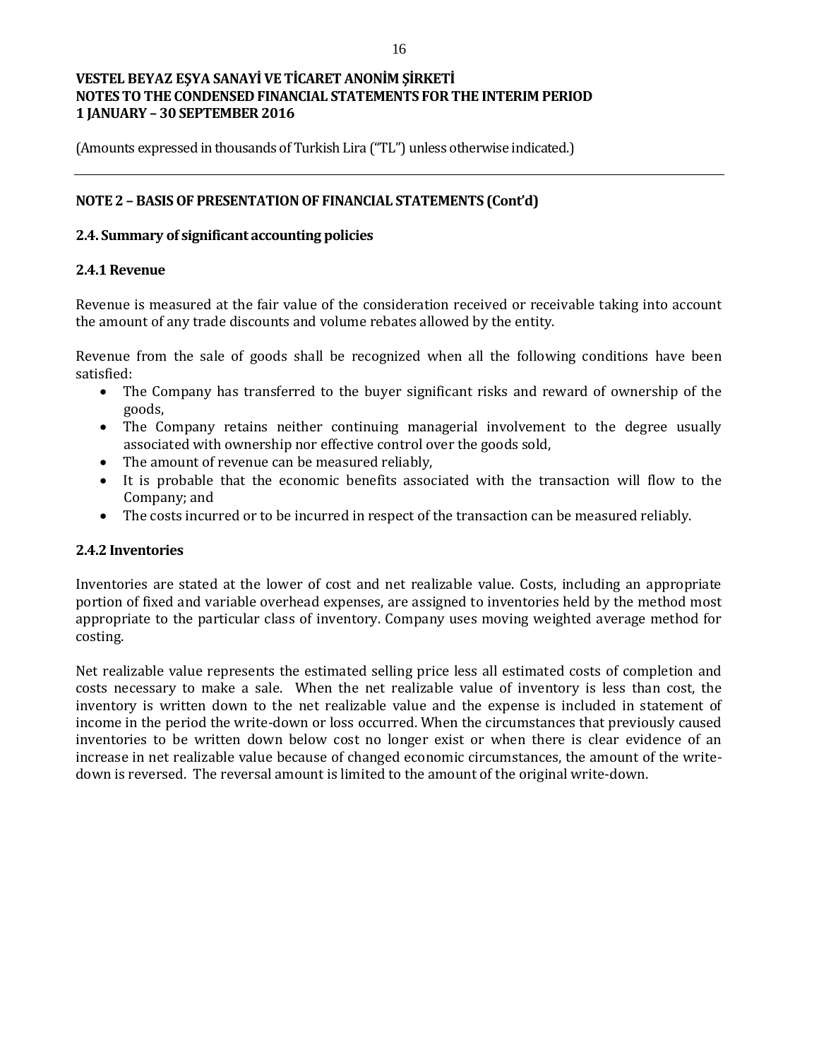## NOTE 2 – BASIS OF PRESENTATION OF FINANCIAL STATEMENTS (Cont'd)

### 2.4. Summary of significant accounting policies

#### 2.4.1 Revenue

Revenue is measured at the fair value of the consideration received or receivable taking into account the amount of any trade discounts and volume rebates allowed by the entity.

Revenue from the sale of goods shall be recognized when all the following conditions have been satisfied:

- The Company has transferred to the buyer significant risks and reward of ownership of the goods,
- The Company retains neither continuing managerial involvement to the degree usually associated with ownership nor effective control over the goods sold,
- The amount of revenue can be measured reliably,
- It is probable that the economic benefits associated with the transaction will flow to the Company; and
- The costs incurred or to be incurred in respect of the transaction can be measured reliably.

#### 2.4.2 Inventories

Inventories are stated at the lower of cost and net realizable value. Costs, including an appropriate portion of fixed and variable overhead expenses, are assigned to inventories held by the method most appropriate to the particular class of inventory. Company uses moving weighted average method for costing.

Net realizable value represents the estimated selling price less all estimated costs of completion and costs necessary to make a sale. When the net realizable value of inventory is less than cost, the inventory is written down to the net realizable value and the expense is included in statement of income in the period the write-down or loss occurred. When the circumstances that previously caused inventories to be written down below cost no longer exist or when there is clear evidence of an increase in net realizable value because of changed economic circumstances, the amount of the write-down is reversed. The reversal amount is limited to the amount of the original write-down.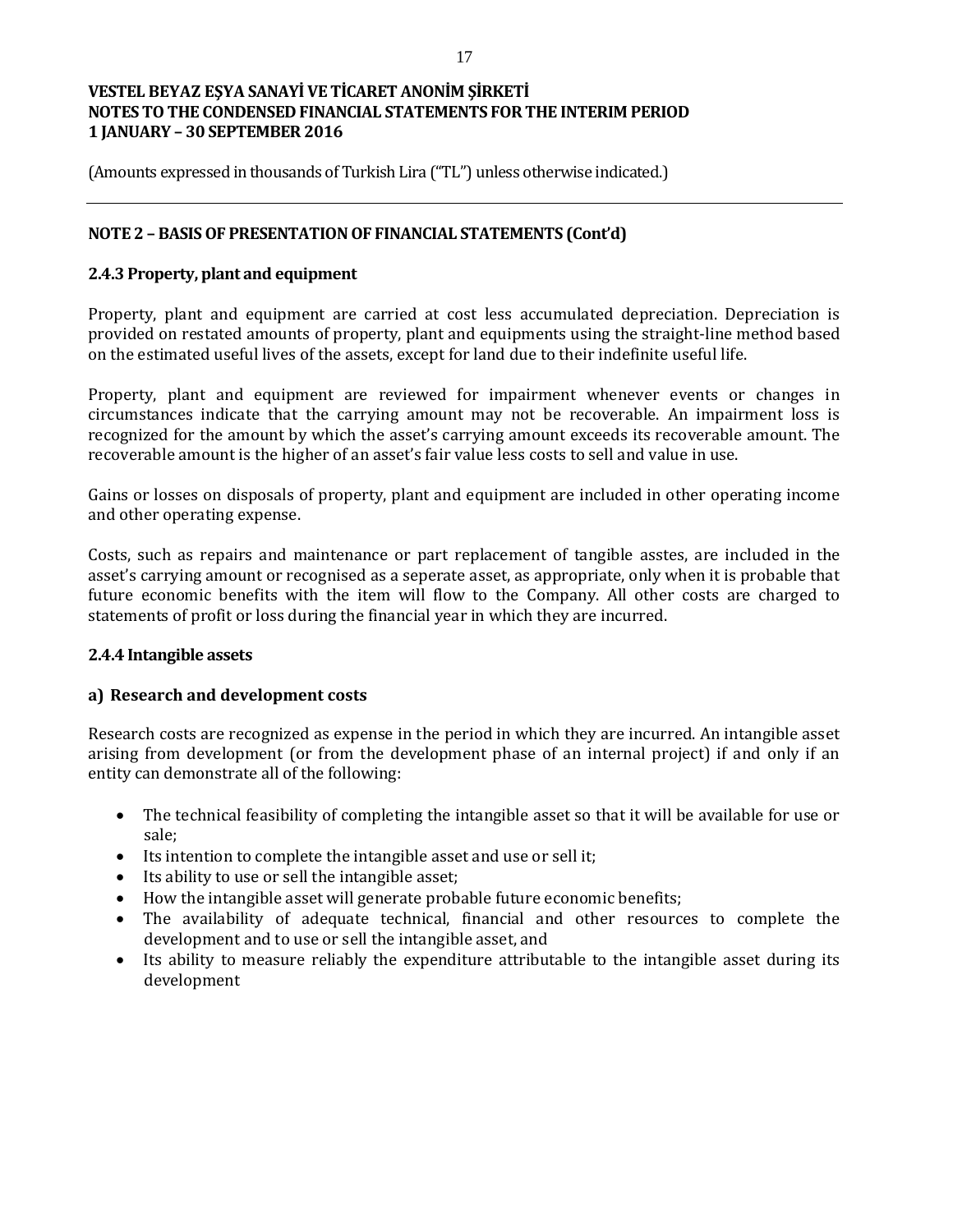(Amounts expressed in thousands of Turkish Lira ("TL") unless otherwise indicated.)

## NOTE 2 – BASIS OF PRESENTATION OF FINANCIAL STATEMENTS (Cont'd)

### 2.4.3 Property, plant and equipment

Property, plant and equipment are carried at cost less accumulated depreciation. Depreciation is provided on restated amounts of property, plant and equipments using the straight-line method based on the estimated useful lives of the assets, except for land due to their indefinite useful life.

Property, plant and equipment are reviewed for impairment whenever events or changes in circumstances indicate that the carrying amount may not be recoverable. An impairment loss is recognized for the amount by which the asset's carrying amount exceeds its recoverable amount. The recoverable amount is the higher of an asset's fair value less costs to sell and value in use.

Gains or losses on disposals of property, plant and equipment are included in other operating income and other operating expense.

Costs, such as repairs and maintenance or part replacement of tangible asstes, are included in the asset's carrying amount or recognised as a seperate asset, as appropriate, only when it is probable that future economic benefits with the item will flow to the Company. All other costs are charged to statements of profit or loss during the financial year in which they are incurred.

### 2.4.4 Intangible assets

#### a) Research and development costs

Research costs are recognized as expense in the period in which they are incurred. An intangible asset arising from development (or from the development phase of an internal project) if and only if an entity can demonstrate all of the following:

- The technical feasibility of completing the intangible asset so that it will be available for use or sale;
- Its intention to complete the intangible asset and use or sell it;
- Its ability to use or sell the intangible asset;
- How the intangible asset will generate probable future economic benefits;
- The availability of adequate technical, financial and other resources to complete the development and to use or sell the intangible asset, and
- Its ability to measure reliably the expenditure attributable to the intangible asset during its development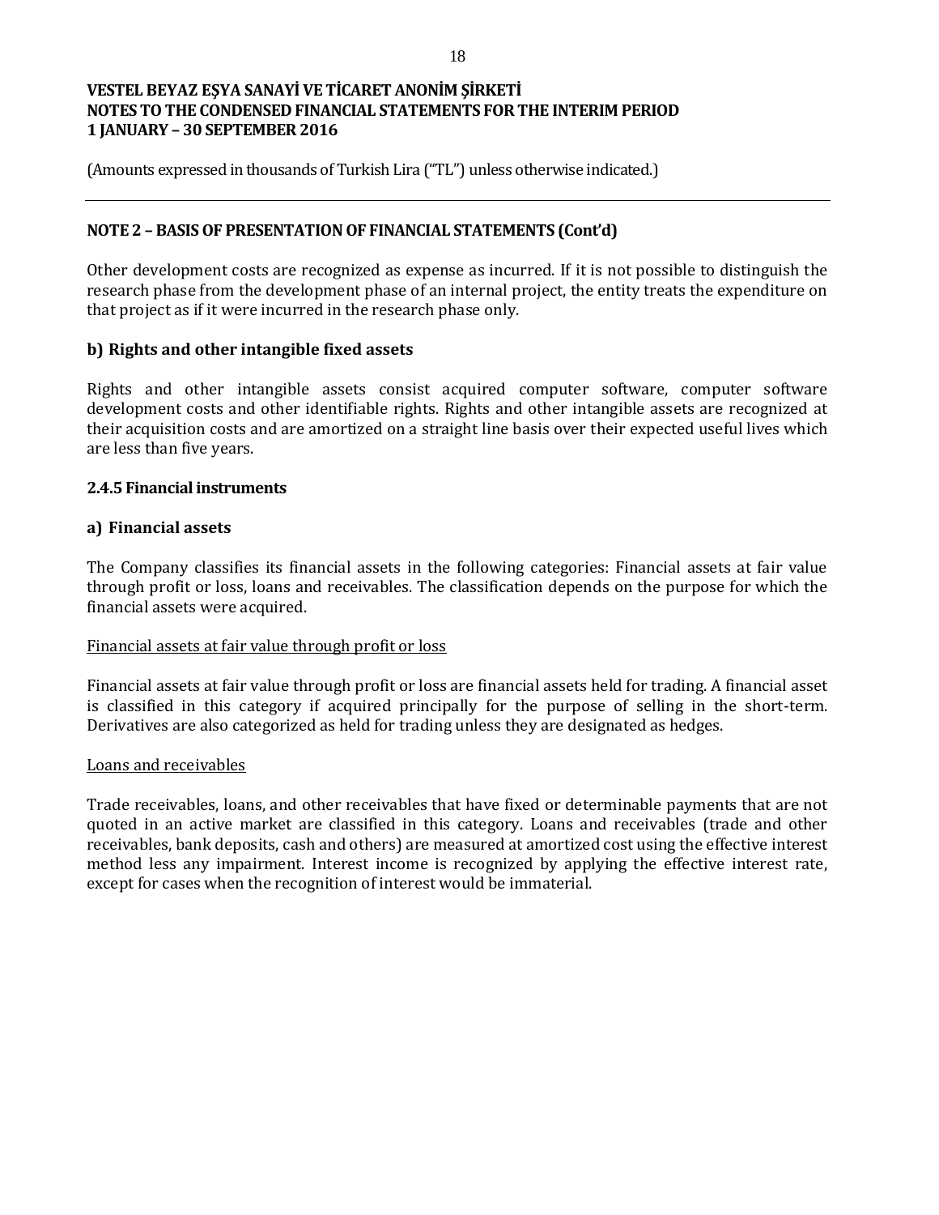## NOTE 2 – BASIS OF PRESENTATION OF FINANCIAL STATEMENTS (Cont'd)

Other development costs are recognized as expense as incurred. If it is not possible to distinguish the research phase from the development phase of an internal project, the entity treats the expenditure on that project as if it were incurred in the research phase only.

### b) Rights and other intangible fixed assets

Rights and other intangible assets consist acquired computer software, computer software development costs and other identifiable rights. Rights and other intangible assets are recognized at their acquisition costs and are amortized on a straight line basis over their expected useful lives which are less than five years.

### 2.4.5 Financial instruments

### a) Financial assets

The Company classifies its financial assets in the following categories: Financial assets at fair value through profit or loss, loans and receivables. The classification depends on the purpose for which the financial assets were acquired.

Financial assets at fair value through profit or loss

Financial assets at fair value through profit or loss are financial assets held for trading. A financial asset is classified in this category if acquired principally for the purpose of selling in the short-term. Derivatives are also categorized as held for trading unless they are designated as hedges.

Loans and receivables

Trade receivables, loans, and other receivables that have fixed or determinable payments that are not quoted in an active market are classified in this category. Loans and receivables (trade and other receivables, bank deposits, cash and others) are measured at amortized cost using the effective interest method less any impairment. Interest income is recognized by applying the effective interest rate, except for cases when the recognition of interest would be immaterial.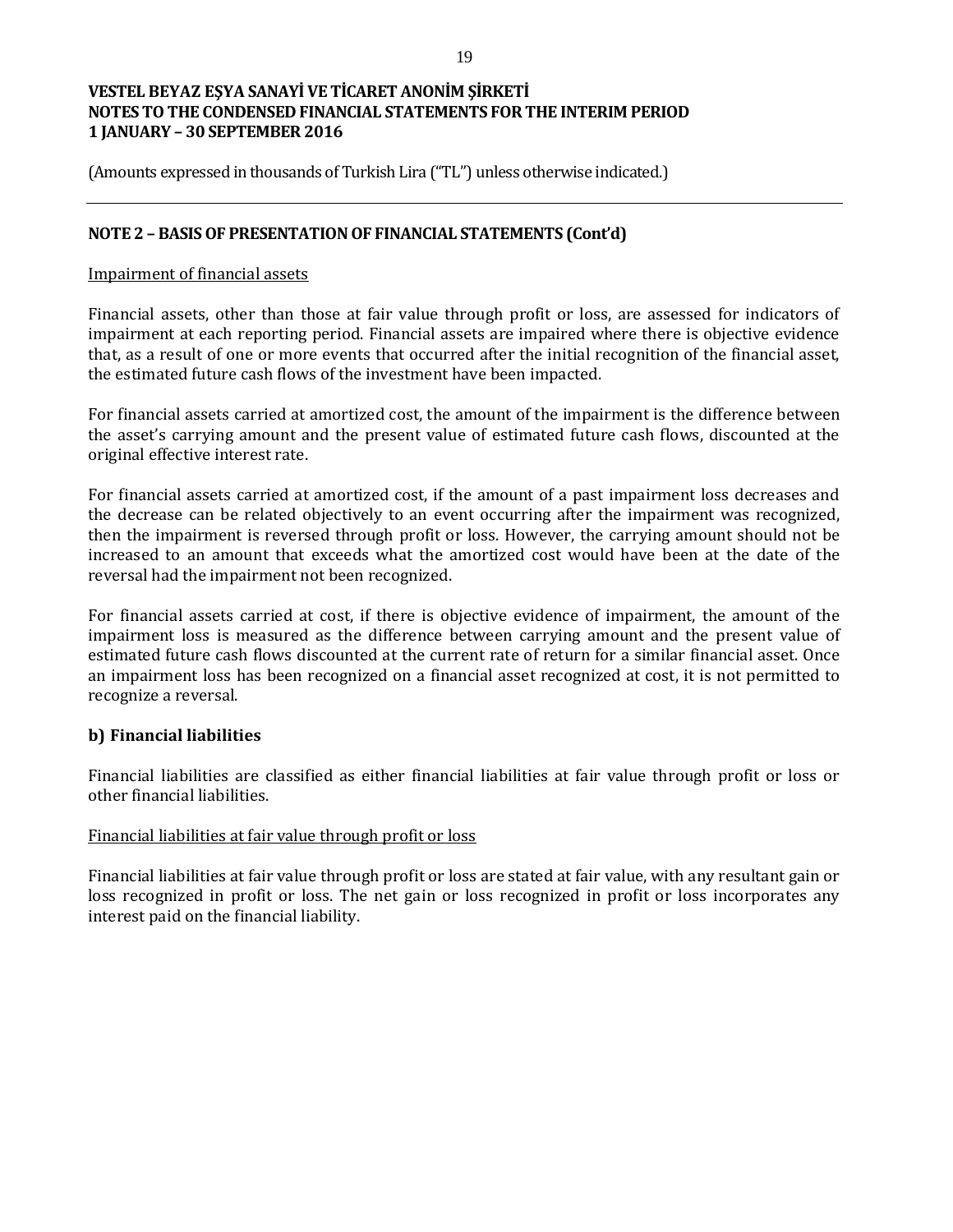## NOTE 2 – BASIS OF PRESENTATION OF FINANCIAL STATEMENTS (Cont'd)

Impairment of financial assets

Financial assets, other than those at fair value through profit or loss, are assessed for indicators of impairment at each reporting period. Financial assets are impaired where there is objective evidence that, as a result of one or more events that occurred after the initial recognition of the financial asset, the estimated future cash flows of the investment have been impacted.

For financial assets carried at amortized cost, the amount of the impairment is the difference between the asset's carrying amount and the present value of estimated future cash flows, discounted at the original effective interest rate.

For financial assets carried at amortized cost, if the amount of a past impairment loss decreases and the decrease can be related objectively to an event occurring after the impairment was recognized, then the impairment is reversed through profit or loss. However, the carrying amount should not be increased to an amount that exceeds what the amortized cost would have been at the date of the reversal had the impairment not been recognized.

For financial assets carried at cost, if there is objective evidence of impairment, the amount of the impairment loss is measured as the difference between carrying amount and the present value of estimated future cash flows discounted at the current rate of return for a similar financial asset. Once an impairment loss has been recognized on a financial asset recognized at cost, it is not permitted to recognize a reversal.

### b) Financial liabilities

Financial liabilities are classified as either financial liabilities at fair value through profit or loss or other financial liabilities.

Financial liabilities at fair value through profit or loss

Financial liabilities at fair value through profit or loss are stated at fair value, with any resultant gain or loss recognized in profit or loss. The net gain or loss recognized in profit or loss incorporates any interest paid on the financial liability.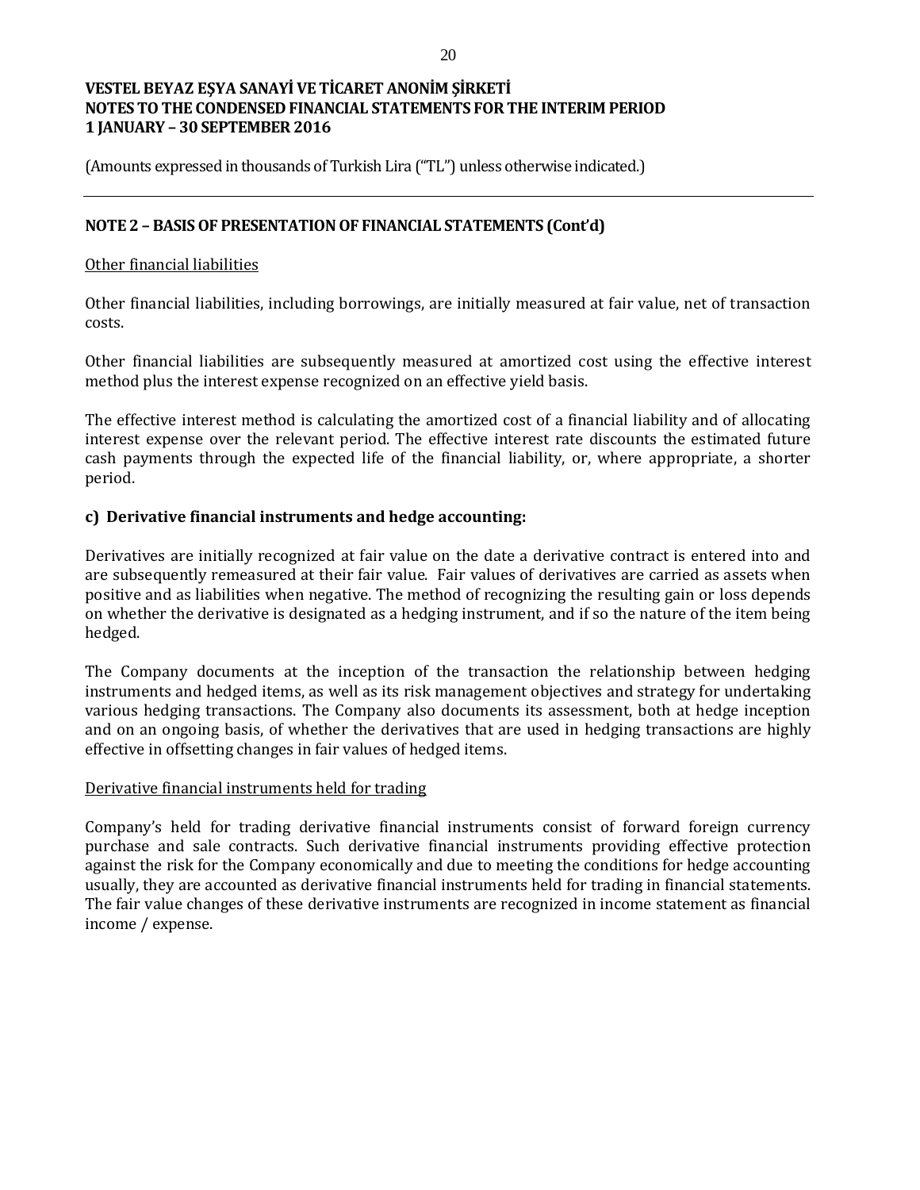# VESTEL BEYAZ EŞYA SANAYİ VE TİCARET ANONİM ŞİRKETİ
# NOTES TO THE CONDENSED FINANCIAL STATEMENTS FOR THE INTERIM PERIOD
# 1 JANUARY – 30 SEPTEMBER 2016

(Amounts expressed in thousands of Turkish Lira ("TL") unless otherwise indicated.)

## NOTE 2 – BASIS OF PRESENTATION OF FINANCIAL STATEMENTS (Cont'd)

Other financial liabilities

Other financial liabilities, including borrowings, are initially measured at fair value, net of transaction costs.

Other financial liabilities are subsequently measured at amortized cost using the effective interest method plus the interest expense recognized on an effective yield basis.

The effective interest method is calculating the amortized cost of a financial liability and of allocating interest expense over the relevant period. The effective interest rate discounts the estimated future cash payments through the expected life of the financial liability, or, where appropriate, a shorter period.

### c) Derivative financial instruments and hedge accounting:

Derivatives are initially recognized at fair value on the date a derivative contract is entered into and are subsequently remeasured at their fair value. Fair values of derivatives are carried as assets when positive and as liabilities when negative. The method of recognizing the resulting gain or loss depends on whether the derivative is designated as a hedging instrument, and if so the nature of the item being hedged.

The Company documents at the inception of the transaction the relationship between hedging instruments and hedged items, as well as its risk management objectives and strategy for undertaking various hedging transactions. The Company also documents its assessment, both at hedge inception and on an ongoing basis, of whether the derivatives that are used in hedging transactions are highly effective in offsetting changes in fair values of hedged items.

Derivative financial instruments held for trading

Company's held for trading derivative financial instruments consist of forward foreign currency purchase and sale contracts. Such derivative financial instruments providing effective protection against the risk for the Company economically and due to meeting the conditions for hedge accounting usually, they are accounted as derivative financial instruments held for trading in financial statements. The fair value changes of these derivative instruments are recognized in income statement as financial income / expense.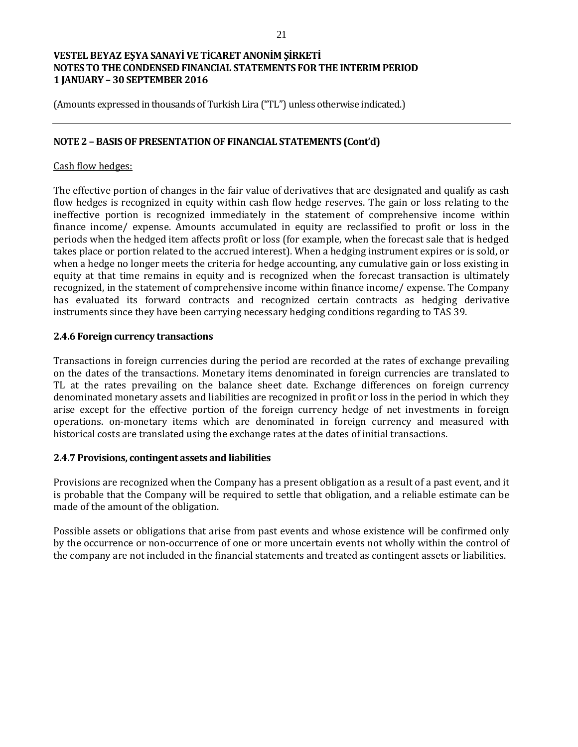## NOTE 2 – BASIS OF PRESENTATION OF FINANCIAL STATEMENTS (Cont'd)

Cash flow hedges:

The effective portion of changes in the fair value of derivatives that are designated and qualify as cash flow hedges is recognized in equity within cash flow hedge reserves. The gain or loss relating to the ineffective portion is recognized immediately in the statement of comprehensive income within finance income/ expense. Amounts accumulated in equity are reclassified to profit or loss in the periods when the hedged item affects profit or loss (for example, when the forecast sale that is hedged takes place or portion related to the accrued interest). When a hedging instrument expires or is sold, or when a hedge no longer meets the criteria for hedge accounting, any cumulative gain or loss existing in equity at that time remains in equity and is recognized when the forecast transaction is ultimately recognized, in the statement of comprehensive income within finance income/ expense. The Company has evaluated its forward contracts and recognized certain contracts as hedging derivative instruments since they have been carrying necessary hedging conditions regarding to TAS 39.

### 2.4.6 Foreign currency transactions

Transactions in foreign currencies during the period are recorded at the rates of exchange prevailing on the dates of the transactions. Monetary items denominated in foreign currencies are translated to TL at the rates prevailing on the balance sheet date. Exchange differences on foreign currency denominated monetary assets and liabilities are recognized in profit or loss in the period in which they arise except for the effective portion of the foreign currency hedge of net investments in foreign operations. on-monetary items which are denominated in foreign currency and measured with historical costs are translated using the exchange rates at the dates of initial transactions.

### 2.4.7 Provisions, contingent assets and liabilities

Provisions are recognized when the Company has a present obligation as a result of a past event, and it is probable that the Company will be required to settle that obligation, and a reliable estimate can be made of the amount of the obligation.

Possible assets or obligations that arise from past events and whose existence will be confirmed only by the occurrence or non-occurrence of one or more uncertain events not wholly within the control of the company are not included in the financial statements and treated as contingent assets or liabilities.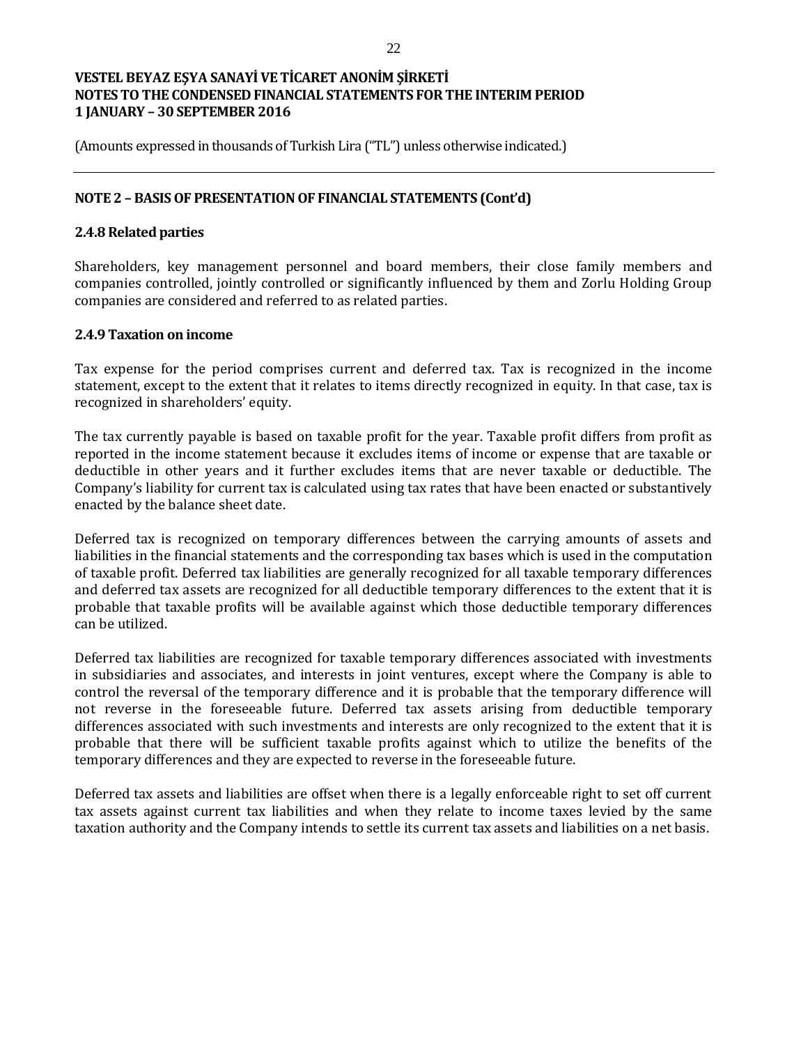## NOTE 2 – BASIS OF PRESENTATION OF FINANCIAL STATEMENTS (Cont'd)

### 2.4.8 Related parties

Shareholders, key management personnel and board members, their close family members and companies controlled, jointly controlled or significantly influenced by them and Zorlu Holding Group companies are considered and referred to as related parties.

### 2.4.9 Taxation on income

Tax expense for the period comprises current and deferred tax. Tax is recognized in the income statement, except to the extent that it relates to items directly recognized in equity. In that case, tax is recognized in shareholders' equity.

The tax currently payable is based on taxable profit for the year. Taxable profit differs from profit as reported in the income statement because it excludes items of income or expense that are taxable or deductible in other years and it further excludes items that are never taxable or deductible. The Company's liability for current tax is calculated using tax rates that have been enacted or substantively enacted by the balance sheet date.

Deferred tax is recognized on temporary differences between the carrying amounts of assets and liabilities in the financial statements and the corresponding tax bases which is used in the computation of taxable profit. Deferred tax liabilities are generally recognized for all taxable temporary differences and deferred tax assets are recognized for all deductible temporary differences to the extent that it is probable that taxable profits will be available against which those deductible temporary differences can be utilized.

Deferred tax liabilities are recognized for taxable temporary differences associated with investments in subsidiaries and associates, and interests in joint ventures, except where the Company is able to control the reversal of the temporary difference and it is probable that the temporary difference will not reverse in the foreseeable future. Deferred tax assets arising from deductible temporary differences associated with such investments and interests are only recognized to the extent that it is probable that there will be sufficient taxable profits against which to utilize the benefits of the temporary differences and they are expected to reverse in the foreseeable future.

Deferred tax assets and liabilities are offset when there is a legally enforceable right to set off current tax assets against current tax liabilities and when they relate to income taxes levied by the same taxation authority and the Company intends to settle its current tax assets and liabilities on a net basis.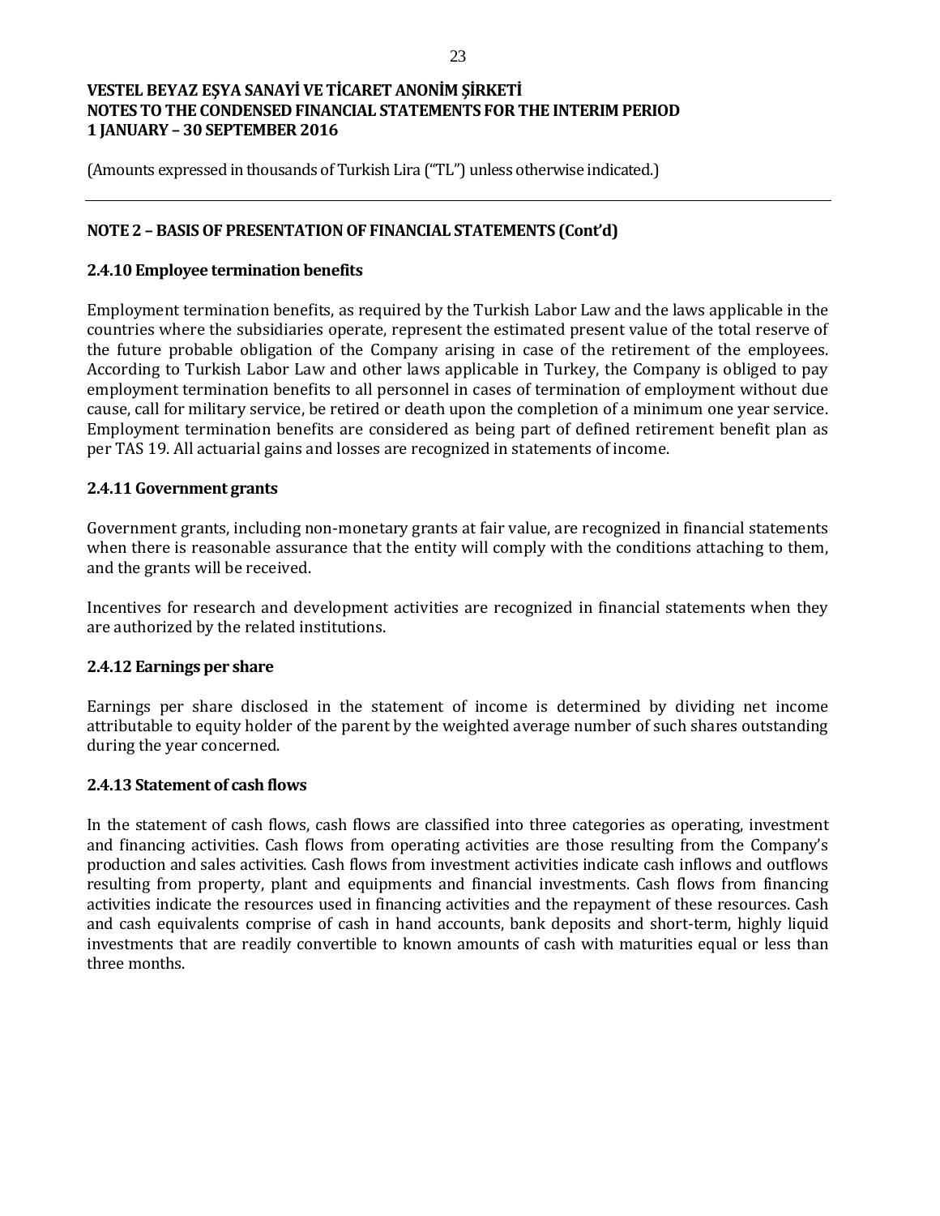## NOTE 2 – BASIS OF PRESENTATION OF FINANCIAL STATEMENTS (Cont'd)

### 2.4.10 Employee termination benefits

Employment termination benefits, as required by the Turkish Labor Law and the laws applicable in the countries where the subsidiaries operate, represent the estimated present value of the total reserve of the future probable obligation of the Company arising in case of the retirement of the employees. According to Turkish Labor Law and other laws applicable in Turkey, the Company is obliged to pay employment termination benefits to all personnel in cases of termination of employment without due cause, call for military service, be retired or death upon the completion of a minimum one year service. Employment termination benefits are considered as being part of defined retirement benefit plan as per TAS 19. All actuarial gains and losses are recognized in statements of income.

### 2.4.11 Government grants

Government grants, including non-monetary grants at fair value, are recognized in financial statements when there is reasonable assurance that the entity will comply with the conditions attaching to them, and the grants will be received.

Incentives for research and development activities are recognized in financial statements when they are authorized by the related institutions.

### 2.4.12 Earnings per share

Earnings per share disclosed in the statement of income is determined by dividing net income attributable to equity holder of the parent by the weighted average number of such shares outstanding during the year concerned.

### 2.4.13 Statement of cash flows

In the statement of cash flows, cash flows are classified into three categories as operating, investment and financing activities. Cash flows from operating activities are those resulting from the Company's production and sales activities. Cash flows from investment activities indicate cash inflows and outflows resulting from property, plant and equipments and financial investments. Cash flows from financing activities indicate the resources used in financing activities and the repayment of these resources. Cash and cash equivalents comprise of cash in hand accounts, bank deposits and short-term, highly liquid investments that are readily convertible to known amounts of cash with maturities equal or less than three months.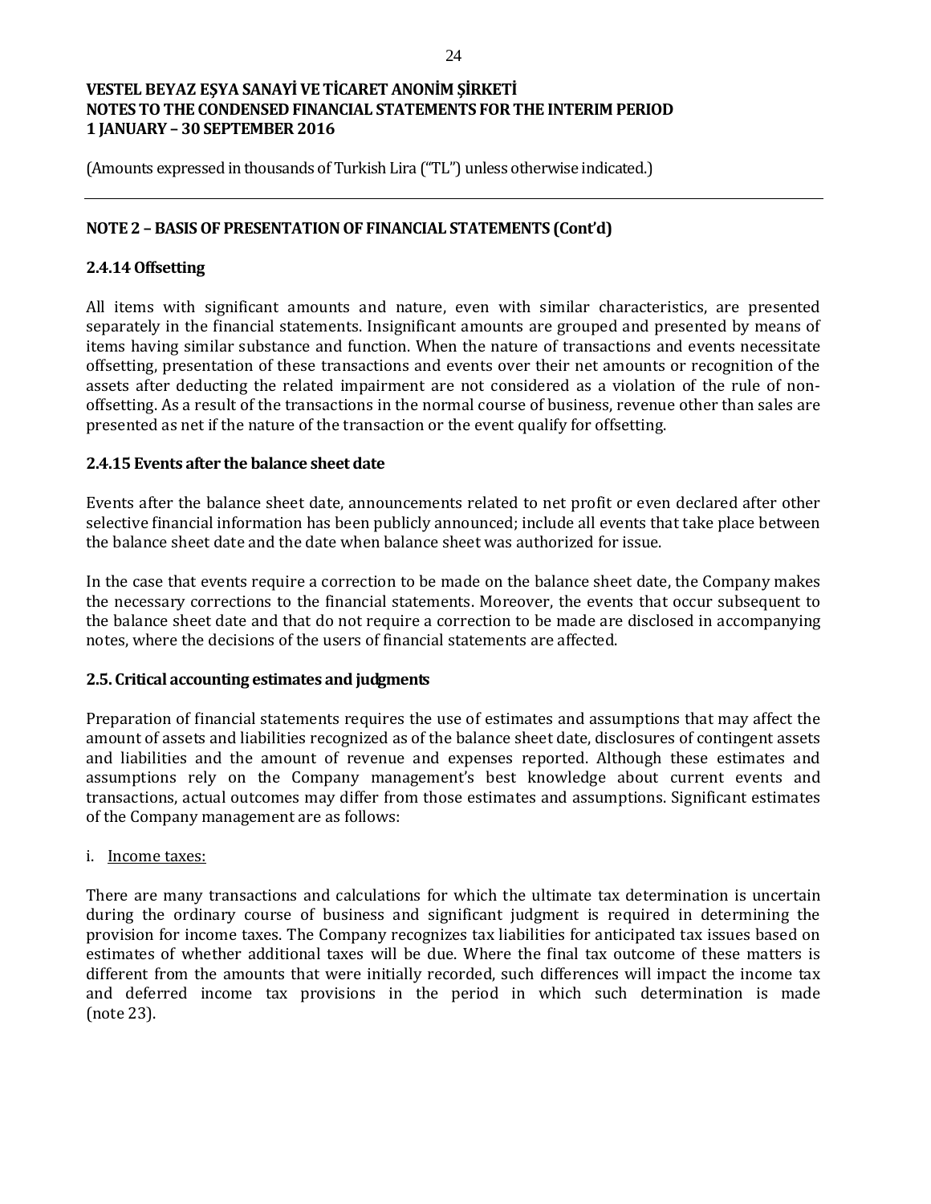# VESTEL BEYAZ EŞYA SANAYİ VE TİCARET ANONİM ŞİRKETİ
# NOTES TO THE CONDENSED FINANCIAL STATEMENTS FOR THE INTERIM PERIOD
# 1 JANUARY – 30 SEPTEMBER 2016

(Amounts expressed in thousands of Turkish Lira ("TL") unless otherwise indicated.)

## NOTE 2 – BASIS OF PRESENTATION OF FINANCIAL STATEMENTS (Cont'd)

### 2.4.14 Offsetting

All items with significant amounts and nature, even with similar characteristics, are presented separately in the financial statements. Insignificant amounts are grouped and presented by means of items having similar substance and function. When the nature of transactions and events necessitate offsetting, presentation of these transactions and events over their net amounts or recognition of the assets after deducting the related impairment are not considered as a violation of the rule of non-offsetting. As a result of the transactions in the normal course of business, revenue other than sales are presented as net if the nature of the transaction or the event qualify for offsetting.

### 2.4.15 Events after the balance sheet date

Events after the balance sheet date, announcements related to net profit or even declared after other selective financial information has been publicly announced; include all events that take place between the balance sheet date and the date when balance sheet was authorized for issue.

In the case that events require a correction to be made on the balance sheet date, the Company makes the necessary corrections to the financial statements. Moreover, the events that occur subsequent to the balance sheet date and that do not require a correction to be made are disclosed in accompanying notes, where the decisions of the users of financial statements are affected.

### 2.5. Critical accounting estimates and judgments

Preparation of financial statements requires the use of estimates and assumptions that may affect the amount of assets and liabilities recognized as of the balance sheet date, disclosures of contingent assets and liabilities and the amount of revenue and expenses reported. Although these estimates and assumptions rely on the Company management's best knowledge about current events and transactions, actual outcomes may differ from those estimates and assumptions. Significant estimates of the Company management are as follows:

i. Income taxes:

There are many transactions and calculations for which the ultimate tax determination is uncertain during the ordinary course of business and significant judgment is required in determining the provision for income taxes. The Company recognizes tax liabilities for anticipated tax issues based on estimates of whether additional taxes will be due. Where the final tax outcome of these matters is different from the amounts that were initially recorded, such differences will impact the income tax and deferred income tax provisions in the period in which such determination is made (note 23).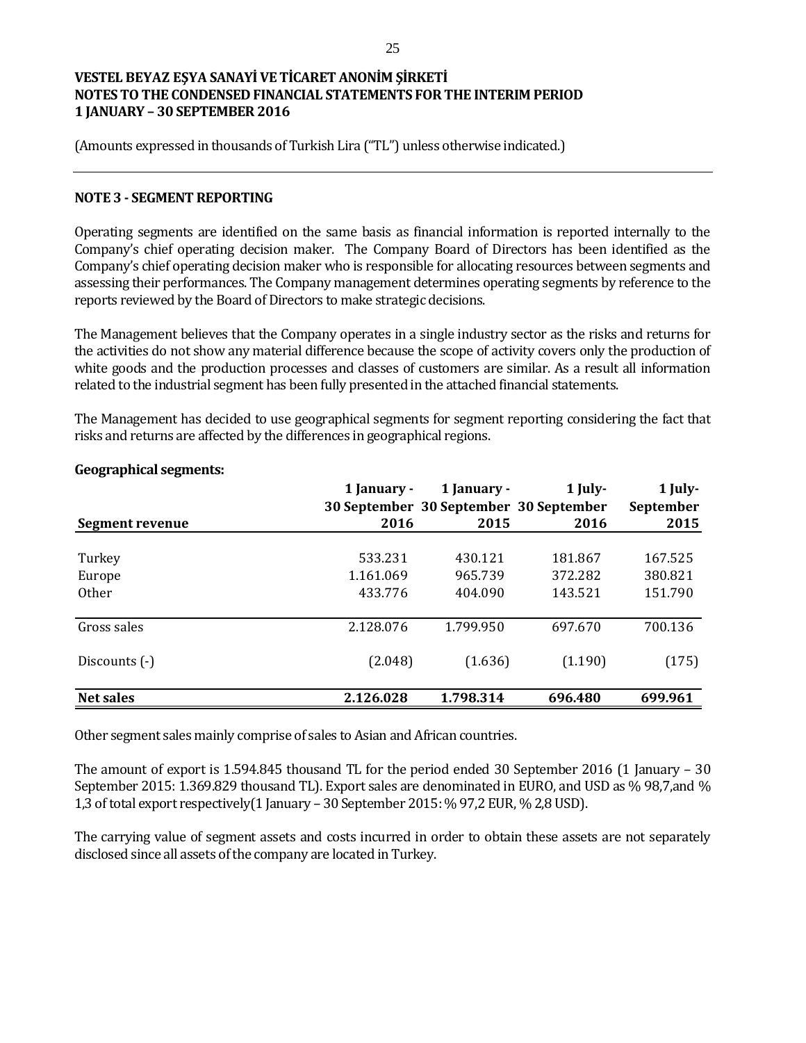**VESTEL BEYAZ EŞYA SANAYİ VE TİCARET ANONİM ŞİRKETİ**
**NOTES TO THE CONDENSED FINANCIAL STATEMENTS FOR THE INTERIM PERIOD**
**1 JANUARY – 30 SEPTEMBER 2016**

(Amounts expressed in thousands of Turkish Lira ("TL") unless otherwise indicated.)

## NOTE 3 - SEGMENT REPORTING

Operating segments are identified on the same basis as financial information is reported internally to the Company's chief operating decision maker. The Company Board of Directors has been identified as the Company's chief operating decision maker who is responsible for allocating resources between segments and assessing their performances. The Company management determines operating segments by reference to the reports reviewed by the Board of Directors to make strategic decisions.

The Management believes that the Company operates in a single industry sector as the risks and returns for the activities do not show any material difference because the scope of activity covers only the production of white goods and the production processes and classes of customers are similar. As a result all information related to the industrial segment has been fully presented in the attached financial statements.

The Management has decided to use geographical segments for segment reporting considering the fact that risks and returns are affected by the differences in geographical regions.

**Geographical segments:**

| Segment revenue | 1 January - 30 September 2016 | 1 January - 30 September 2015 | 1 July- 30 September 2016 | 1 July- September 2015 |
|---|---|---|---|---|
| Turkey | 533.231 | 430.121 | 181.867 | 167.525 |
| Europe | 1.161.069 | 965.739 | 372.282 | 380.821 |
| Other | 433.776 | 404.090 | 143.521 | 151.790 |
| Gross sales | 2.128.076 | 1.799.950 | 697.670 | 700.136 |
| Discounts (-) | (2.048) | (1.636) | (1.190) | (175) |
| **Net sales** | **2.126.028** | **1.798.314** | **696.480** | **699.961** |

Other segment sales mainly comprise of sales to Asian and African countries.

The amount of export is 1.594.845 thousand TL for the period ended 30 September 2016 (1 January – 30 September 2015: 1.369.829 thousand TL). Export sales are denominated in EURO, and USD as % 98,7,and % 1,3 of total export respectively(1 January – 30 September 2015: % 97,2 EUR, % 2,8 USD).

The carrying value of segment assets and costs incurred in order to obtain these assets are not separately disclosed since all assets of the company are located in Turkey.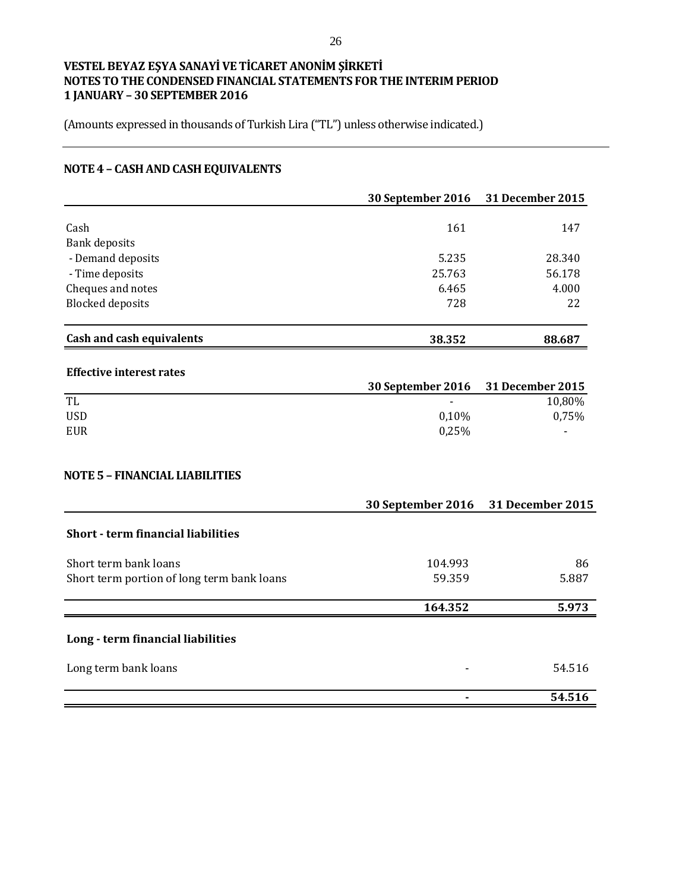**VESTEL BEYAZ EŞYA SANAYİ VE TİCARET ANONİM ŞİRKETİ**
**NOTES TO THE CONDENSED FINANCIAL STATEMENTS FOR THE INTERIM PERIOD**
**1 JANUARY – 30 SEPTEMBER 2016**

(Amounts expressed in thousands of Turkish Lira ("TL") unless otherwise indicated.)

## NOTE 4 – CASH AND CASH EQUIVALENTS

| | 30 September 2016 | 31 December 2015 |
|---|---|---|
| Cash | 161 | 147 |
| Bank deposits | | |
| - Demand deposits | 5.235 | 28.340 |
| - Time deposits | 25.763 | 56.178 |
| Cheques and notes | 6.465 | 4.000 |
| Blocked deposits | 728 | 22 |
| **Cash and cash equivalents** | **38.352** | **88.687** |

**Effective interest rates**

| | 30 September 2016 | 31 December 2015 |
|---|---|---|
| TL | - | 10,80% |
| USD | 0,10% | 0,75% |
| EUR | 0,25% | - |

## NOTE 5 – FINANCIAL LIABILITIES

| | 30 September 2016 | 31 December 2015 |
|---|---|---|
| **Short - term financial liabilities** | | |
| Short term bank loans | 104.993 | 86 |
| Short term portion of long term bank loans | 59.359 | 5.887 |
| | **164.352** | **5.973** |
| **Long - term financial liabilities** | | |
| Long term bank loans | - | 54.516 |
| | **-** | **54.516** |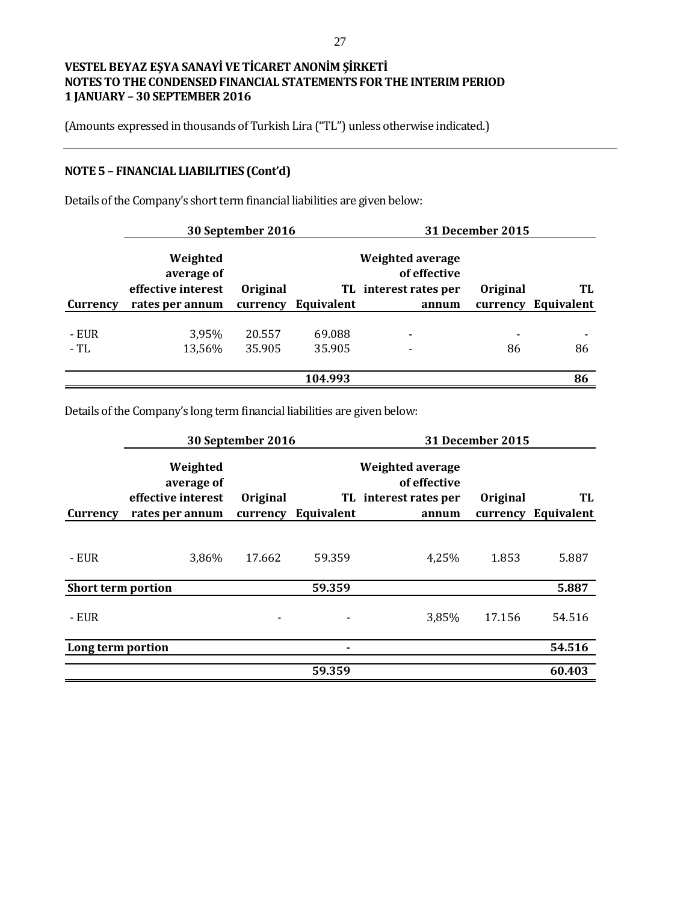# VESTEL BEYAZ EŞYA SANAYİ VE TİCARET ANONİM ŞİRKETİ
# NOTES TO THE CONDENSED FINANCIAL STATEMENTS FOR THE INTERIM PERIOD
# 1 JANUARY – 30 SEPTEMBER 2016

(Amounts expressed in thousands of Turkish Lira ("TL") unless otherwise indicated.)

## NOTE 5 – FINANCIAL LIABILITIES (Cont'd)

Details of the Company's short term financial liabilities are given below:

| | 30 September 2016 | | | 31 December 2015 | | |
|---|---|---|---|---|---|---|
| **Currency** | **Weighted average of effective interest rates per annum** | **Original currency** | **TL Equivalent** | **Weighted average of effective interest rates per annum** | **Original currency** | **TL Equivalent** |
| - EUR | 3,95% | 20.557 | 69.088 | - | - | - |
| - TL | 13,56% | 35.905 | 35.905 | - | 86 | 86 |
| | | | **104.993** | | | **86** |

Details of the Company's long term financial liabilities are given below:

| | 30 September 2016 | | | 31 December 2015 | | |
|---|---|---|---|---|---|---|
| **Currency** | **Weighted average of effective interest rates per annum** | **Original currency** | **TL Equivalent** | **Weighted average of effective interest rates per annum** | **Original currency** | **TL Equivalent** |
| - EUR | 3,86% | 17.662 | 59.359 | 4,25% | 1.853 | 5.887 |
| **Short term portion** | | | **59.359** | | | **5.887** |
| - EUR | | - | - | 3,85% | 17.156 | 54.516 |
| **Long term portion** | | | **-** | | | **54.516** |
| | | | **59.359** | | | **60.403** |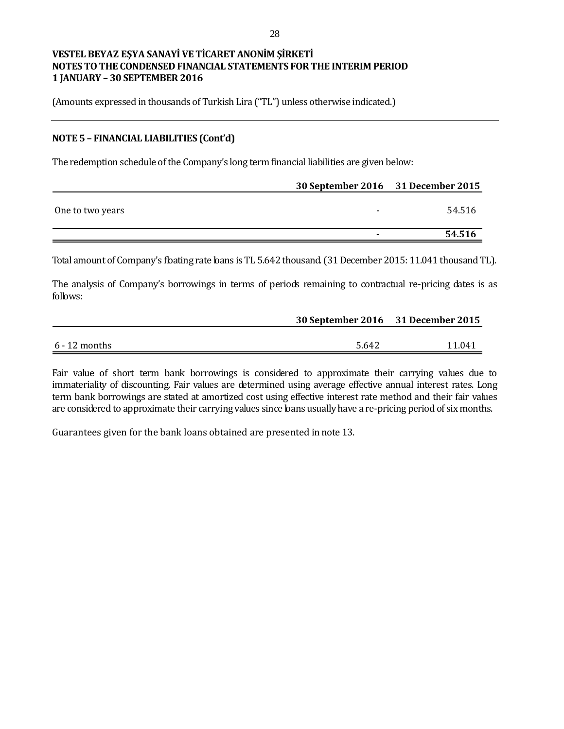## NOTE 5 – FINANCIAL LIABILITIES (Cont'd)

The redemption schedule of the Company's long term financial liabilities are given below:

| | 30 September 2016 | 31 December 2015 |
|---|---|---|
| One to two years | - | 54.516 |
| | **-** | **54.516** |

Total amount of Company's floating rate loans is TL 5.642 thousand. (31 December 2015: 11.041 thousand TL).

The analysis of Company's borrowings in terms of periods remaining to contractual re-pricing dates is as follows:

| | 30 September 2016 | 31 December 2015 |
|---|---|---|
| 6 - 12 months | 5.642 | 11.041 |

Fair value of short term bank borrowings is considered to approximate their carrying values due to immateriality of discounting. Fair values are determined using average effective annual interest rates. Long term bank borrowings are stated at amortized cost using effective interest rate method and their fair values are considered to approximate their carrying values since loans usually have a re-pricing period of six months.

Guarantees given for the bank loans obtained are presented in note 13.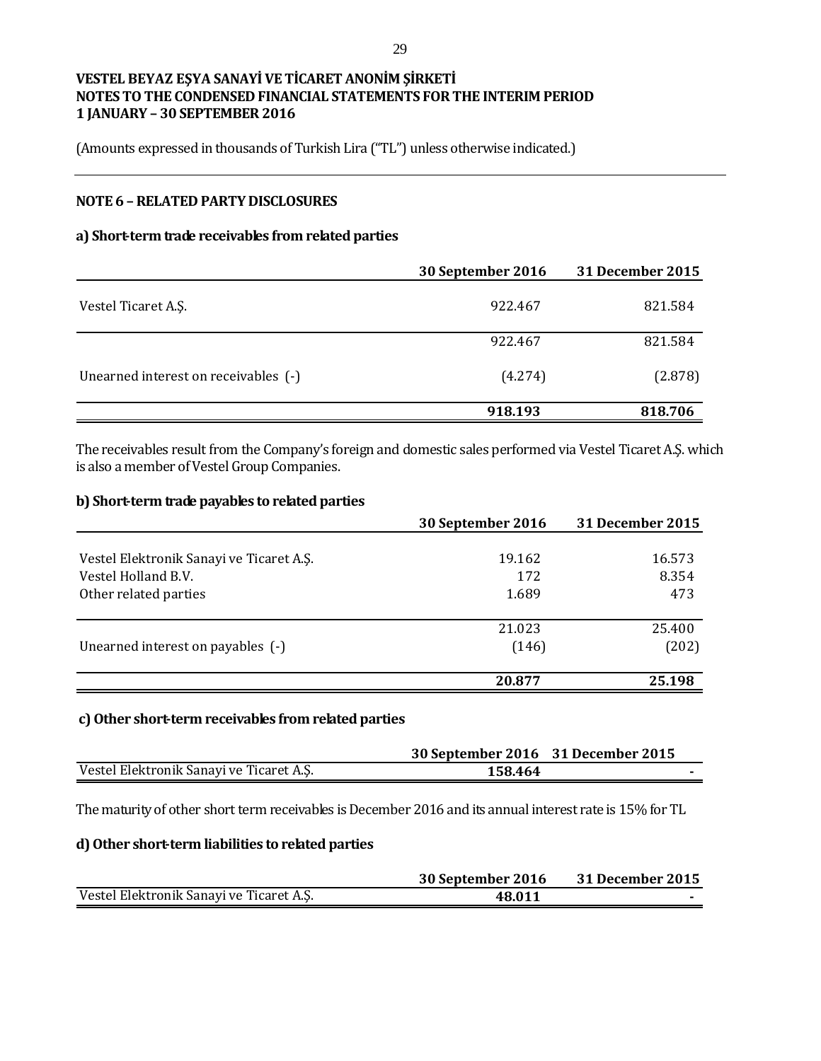**VESTEL BEYAZ EŞYA SANAYİ VE TİCARET ANONİM ŞİRKETİ**
**NOTES TO THE CONDENSED FINANCIAL STATEMENTS FOR THE INTERIM PERIOD**
**1 JANUARY – 30 SEPTEMBER 2016**

(Amounts expressed in thousands of Turkish Lira ("TL") unless otherwise indicated.)

## NOTE 6 – RELATED PARTY DISCLOSURES

### a) Short-term trade receivables from related parties

| | 30 September 2016 | 31 December 2015 |
|---|---|---|
| Vestel Ticaret A.Ş. | 922.467 | 821.584 |
| | 922.467 | 821.584 |
| Unearned interest on receivables (-) | (4.274) | (2.878) |
| | **918.193** | **818.706** |

The receivables result from the Company's foreign and domestic sales performed via Vestel Ticaret A.Ş. which is also a member of Vestel Group Companies.

### b) Short-term trade payables to related parties

| | 30 September 2016 | 31 December 2015 |
|---|---|---|
| Vestel Elektronik Sanayi ve Ticaret A.Ş. | 19.162 | 16.573 |
| Vestel Holland B.V. | 172 | 8.354 |
| Other related parties | 1.689 | 473 |
| | 21.023 | 25.400 |
| Unearned interest on payables (-) | (146) | (202) |
| | **20.877** | **25.198** |

### c) Other short-term receivables from related parties

| | 30 September 2016 | 31 December 2015 |
|---|---|---|
| Vestel Elektronik Sanayi ve Ticaret A.Ş. | **158.464** | - |

The maturity of other short term receivables is December 2016 and its annual interest rate is 15% for TL

### d) Other short-term liabilities to related parties

| | 30 September 2016 | 31 December 2015 |
|---|---|---|
| Vestel Elektronik Sanayi ve Ticaret A.Ş. | **48.011** | - |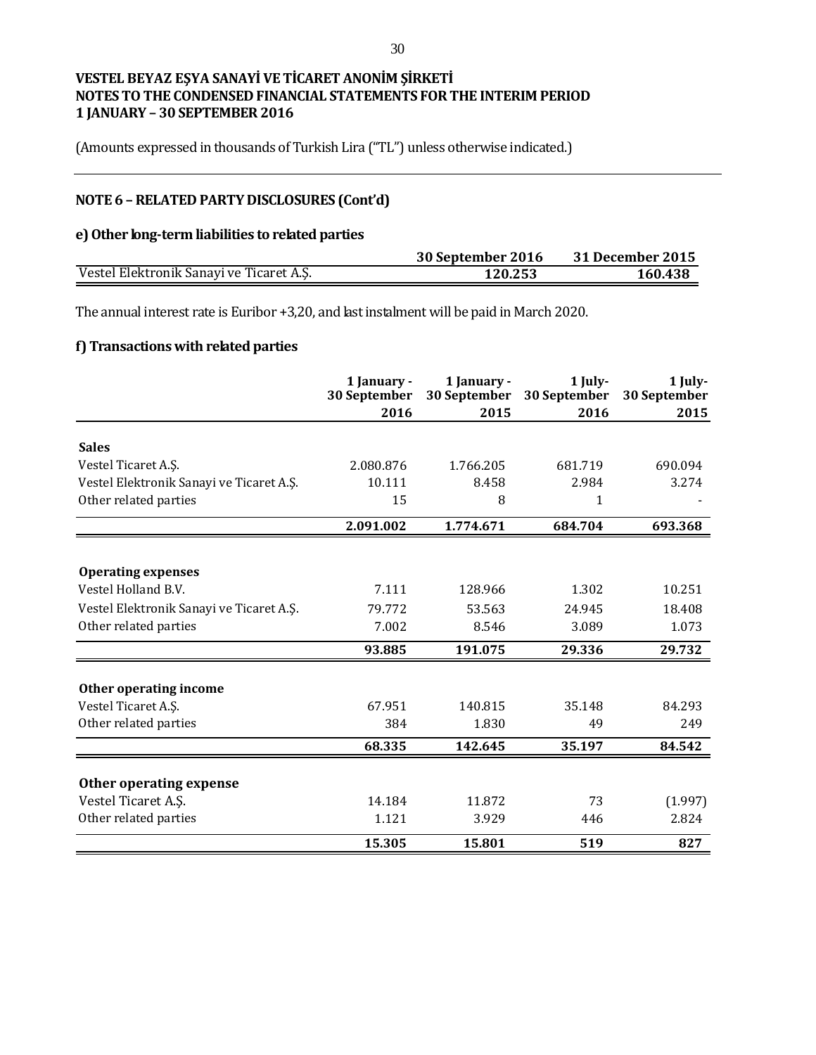VESTEL BEYAZ EŞYA SANAYİ VE TİCARET ANONİM ŞİRKETİ
NOTES TO THE CONDENSED FINANCIAL STATEMENTS FOR THE INTERIM PERIOD
1 JANUARY – 30 SEPTEMBER 2016

(Amounts expressed in thousands of Turkish Lira ("TL") unless otherwise indicated.)

## NOTE 6 – RELATED PARTY DISCLOSURES (Cont'd)

### e) Other long-term liabilities to related parties

| | 30 September 2016 | 31 December 2015 |
|---|---|---|
| Vestel Elektronik Sanayi ve Ticaret A.Ş. | 120.253 | 160.438 |

The annual interest rate is Euribor +3,20, and last instalment will be paid in March 2020.

### f) Transactions with related parties

| | 1 January - 30 September 2016 | 1 January - 30 September 2015 | 1 July- 30 September 2016 | 1 July- 30 September 2015 |
|---|---|---|---|---|
| **Sales** | | | | |
| Vestel Ticaret A.Ş. | 2.080.876 | 1.766.205 | 681.719 | 690.094 |
| Vestel Elektronik Sanayi ve Ticaret A.Ş. | 10.111 | 8.458 | 2.984 | 3.274 |
| Other related parties | 15 | 8 | 1 | - |
| | **2.091.002** | **1.774.671** | **684.704** | **693.368** |
| **Operating expenses** | | | | |
| Vestel Holland B.V. | 7.111 | 128.966 | 1.302 | 10.251 |
| Vestel Elektronik Sanayi ve Ticaret A.Ş. | 79.772 | 53.563 | 24.945 | 18.408 |
| Other related parties | 7.002 | 8.546 | 3.089 | 1.073 |
| | **93.885** | **191.075** | **29.336** | **29.732** |
| **Other operating income** | | | | |
| Vestel Ticaret A.Ş. | 67.951 | 140.815 | 35.148 | 84.293 |
| Other related parties | 384 | 1.830 | 49 | 249 |
| | **68.335** | **142.645** | **35.197** | **84.542** |
| **Other operating expense** | | | | |
| Vestel Ticaret A.Ş. | 14.184 | 11.872 | 73 | (1.997) |
| Other related parties | 1.121 | 3.929 | 446 | 2.824 |
| | **15.305** | **15.801** | **519** | **827** |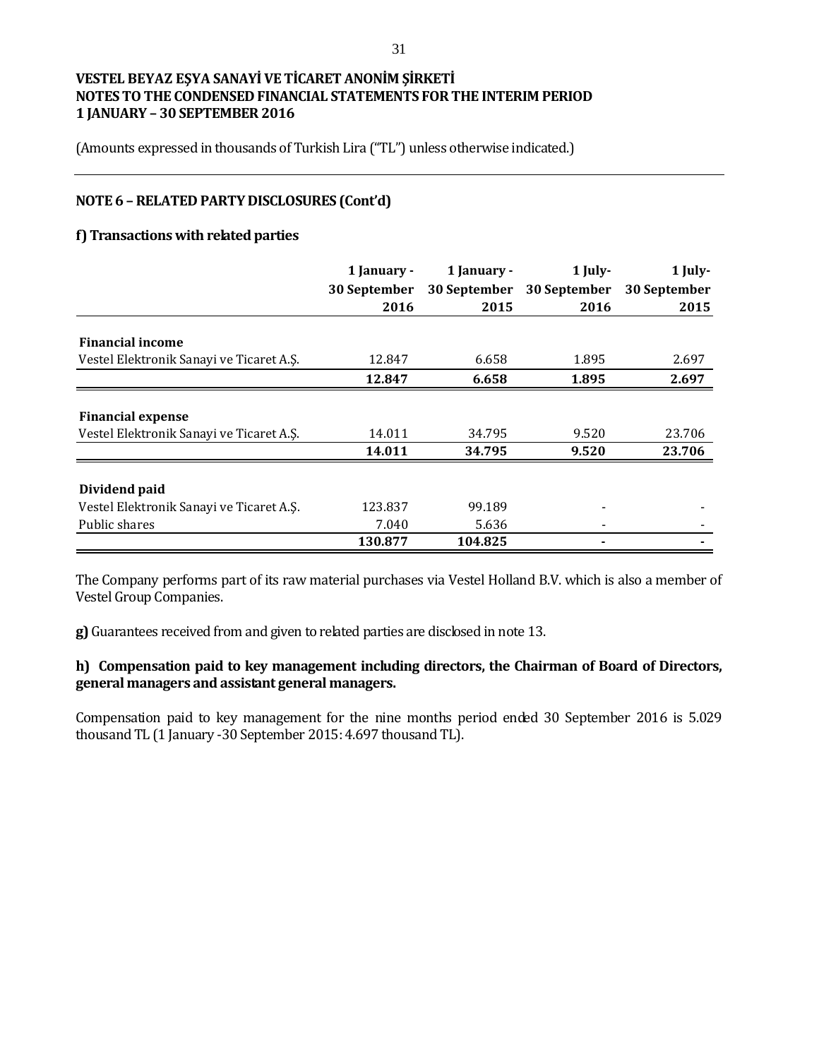# VESTEL BEYAZ EŞYA SANAYİ VE TİCARET ANONİM ŞİRKETİ
## NOTES TO THE CONDENSED FINANCIAL STATEMENTS FOR THE INTERIM PERIOD
## 1 JANUARY – 30 SEPTEMBER 2016

(Amounts expressed in thousands of Turkish Lira ("TL") unless otherwise indicated.)

### NOTE 6 – RELATED PARTY DISCLOSURES (Cont'd)

#### f) Transactions with related parties

| | 1 January - 30 September 2016 | 1 January - 30 September 2015 | 1 July- 30 September 2016 | 1 July- 30 September 2015 |
|---|---|---|---|---|
| **Financial income** | | | | |
| Vestel Elektronik Sanayi ve Ticaret A.Ş. | 12.847 | 6.658 | 1.895 | 2.697 |
| | **12.847** | **6.658** | **1.895** | **2.697** |
| **Financial expense** | | | | |
| Vestel Elektronik Sanayi ve Ticaret A.Ş. | 14.011 | 34.795 | 9.520 | 23.706 |
| | **14.011** | **34.795** | **9.520** | **23.706** |
| **Dividend paid** | | | | |
| Vestel Elektronik Sanayi ve Ticaret A.Ş. | 123.837 | 99.189 | - | - |
| Public shares | 7.040 | 5.636 | - | - |
| | **130.877** | **104.825** | **-** | **-** |

The Company performs part of its raw material purchases via Vestel Holland B.V. which is also a member of Vestel Group Companies.

**g)** Guarantees received from and given to related parties are disclosed in note 13.

#### h) Compensation paid to key management including directors, the Chairman of Board of Directors, general managers and assistant general managers.

Compensation paid to key management for the nine months period ended 30 September 2016 is 5.029 thousand TL (1 January -30 September 2015: 4.697 thousand TL).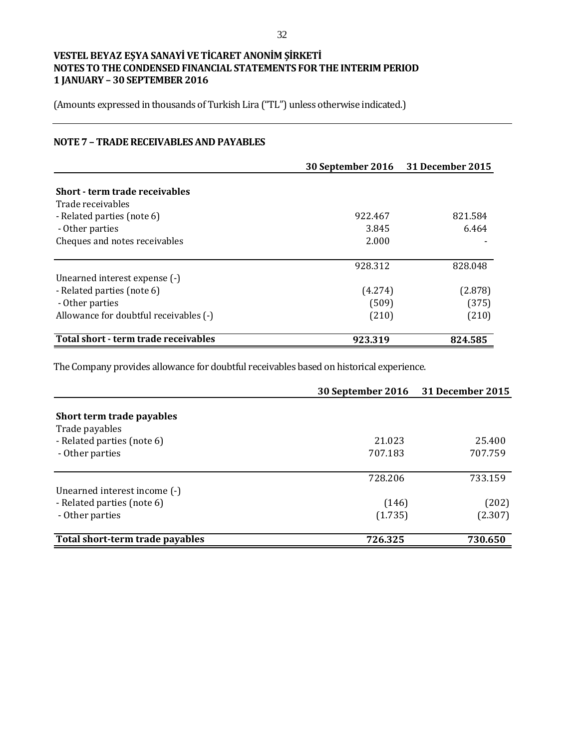VESTEL BEYAZ EŞYA SANAYİ VE TİCARET ANONİM ŞİRKETİ
NOTES TO THE CONDENSED FINANCIAL STATEMENTS FOR THE INTERIM PERIOD
1 JANUARY – 30 SEPTEMBER 2016

(Amounts expressed in thousands of Turkish Lira ("TL") unless otherwise indicated.)

## NOTE 7 – TRADE RECEIVABLES AND PAYABLES

| | 30 September 2016 | 31 December 2015 |
|---|---|---|
| **Short - term trade receivables** | | |
| Trade receivables | | |
| - Related parties (note 6) | 922.467 | 821.584 |
| - Other parties | 3.845 | 6.464 |
| Cheques and notes receivables | 2.000 | - |
| | 928.312 | 828.048 |
| Unearned interest expense (-) | | |
| - Related parties (note 6) | (4.274) | (2.878) |
| - Other parties | (509) | (375) |
| Allowance for doubtful receivables (-) | (210) | (210) |
| **Total short - term trade receivables** | **923.319** | **824.585** |

The Company provides allowance for doubtful receivables based on historical experience.

| | 30 September 2016 | 31 December 2015 |
|---|---|---|
| **Short term trade payables** | | |
| Trade payables | | |
| - Related parties (note 6) | 21.023 | 25.400 |
| - Other parties | 707.183 | 707.759 |
| | 728.206 | 733.159 |
| Unearned interest income (-) | | |
| - Related parties (note 6) | (146) | (202) |
| - Other parties | (1.735) | (2.307) |
| **Total short-term trade payables** | **726.325** | **730.650** |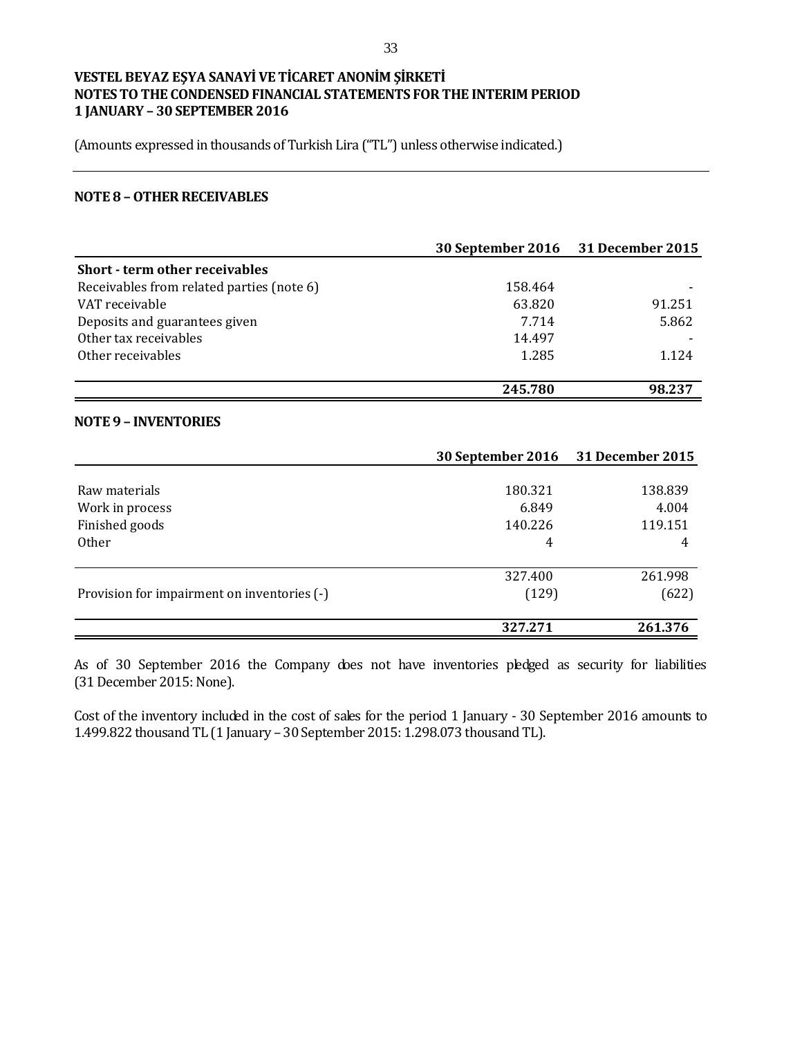**VESTEL BEYAZ EŞYA SANAYİ VE TİCARET ANONİM ŞİRKETİ**
**NOTES TO THE CONDENSED FINANCIAL STATEMENTS FOR THE INTERIM PERIOD**
**1 JANUARY – 30 SEPTEMBER 2016**

(Amounts expressed in thousands of Turkish Lira ("TL") unless otherwise indicated.)

## NOTE 8 – OTHER RECEIVABLES

| | 30 September 2016 | 31 December 2015 |
|---|---|---|
| **Short - term other receivables** | | |
| Receivables from related parties (note 6) | 158.464 | - |
| VAT receivable | 63.820 | 91.251 |
| Deposits and guarantees given | 7.714 | 5.862 |
| Other tax receivables | 14.497 | - |
| Other receivables | 1.285 | 1.124 |
| | **245.780** | **98.237** |

## NOTE 9 – INVENTORIES

| | 30 September 2016 | 31 December 2015 |
|---|---|---|
| Raw materials | 180.321 | 138.839 |
| Work in process | 6.849 | 4.004 |
| Finished goods | 140.226 | 119.151 |
| Other | 4 | 4 |
| | 327.400 | 261.998 |
| Provision for impairment on inventories (-) | (129) | (622) |
| | **327.271** | **261.376** |

As of 30 September 2016 the Company does not have inventories pledged as security for liabilities (31 December 2015: None).

Cost of the inventory included in the cost of sales for the period 1 January - 30 September 2016 amounts to 1.499.822 thousand TL (1 January – 30 September 2015: 1.298.073 thousand TL).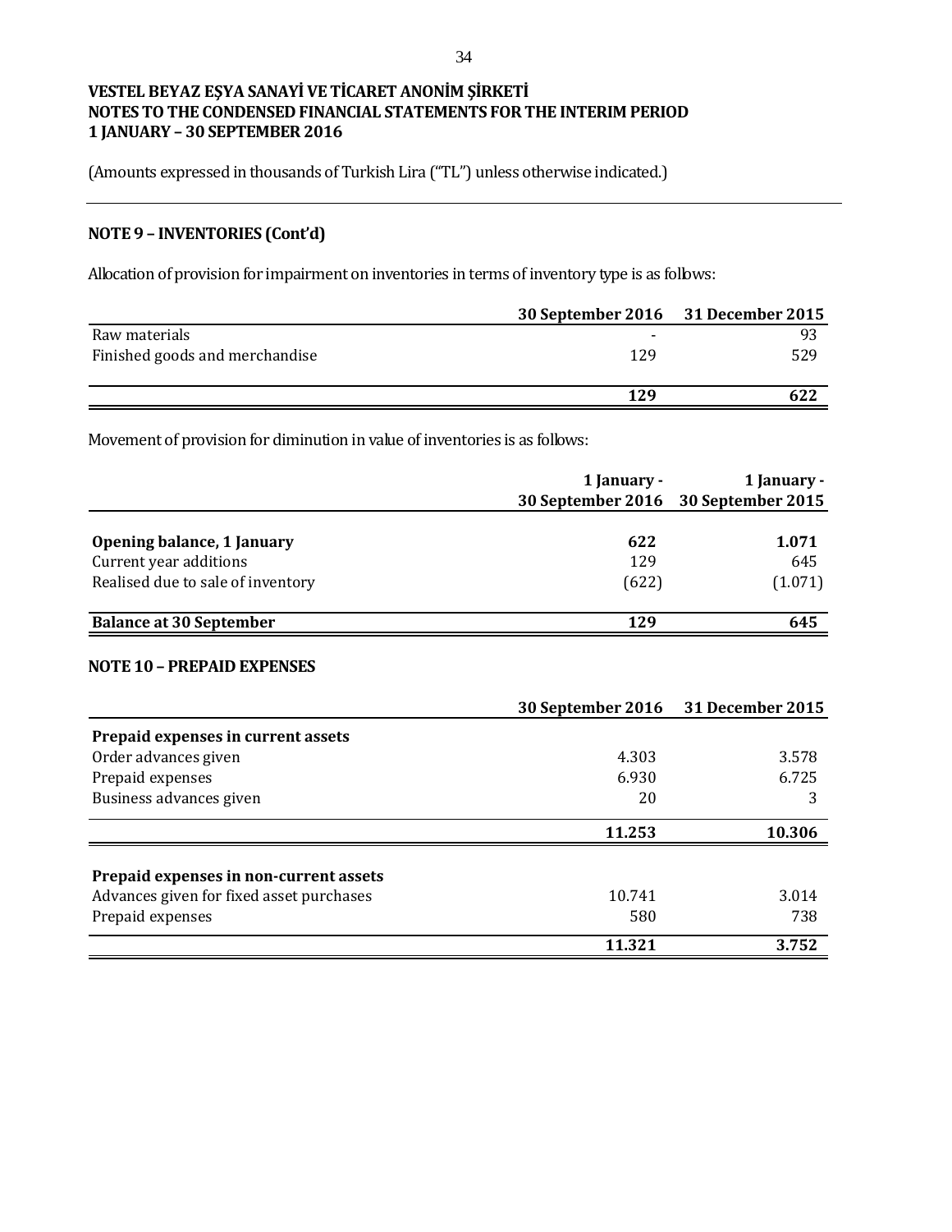**VESTEL BEYAZ EŞYA SANAYİ VE TİCARET ANONİM ŞİRKETİ**
**NOTES TO THE CONDENSED FINANCIAL STATEMENTS FOR THE INTERIM PERIOD**
**1 JANUARY – 30 SEPTEMBER 2016**

(Amounts expressed in thousands of Turkish Lira ("TL") unless otherwise indicated.)

## NOTE 9 – INVENTORIES (Cont'd)

Allocation of provision for impairment on inventories in terms of inventory type is as follows:

| | 30 September 2016 | 31 December 2015 |
|---|---|---|
| Raw materials | - | 93 |
| Finished goods and merchandise | 129 | 529 |
| | **129** | **622** |

Movement of provision for diminution in value of inventories is as follows:

| | 1 January - 30 September 2016 | 1 January - 30 September 2015 |
|---|---|---|
| **Opening balance, 1 January** | **622** | **1.071** |
| Current year additions | 129 | 645 |
| Realised due to sale of inventory | (622) | (1.071) |
| **Balance at 30 September** | **129** | **645** |

## NOTE 10 – PREPAID EXPENSES

| | 30 September 2016 | 31 December 2015 |
|---|---|---|
| **Prepaid expenses in current assets** | | |
| Order advances given | 4.303 | 3.578 |
| Prepaid expenses | 6.930 | 6.725 |
| Business advances given | 20 | 3 |
| | **11.253** | **10.306** |
| **Prepaid expenses in non-current assets** | | |
| Advances given for fixed asset purchases | 10.741 | 3.014 |
| Prepaid expenses | 580 | 738 |
| | **11.321** | **3.752** |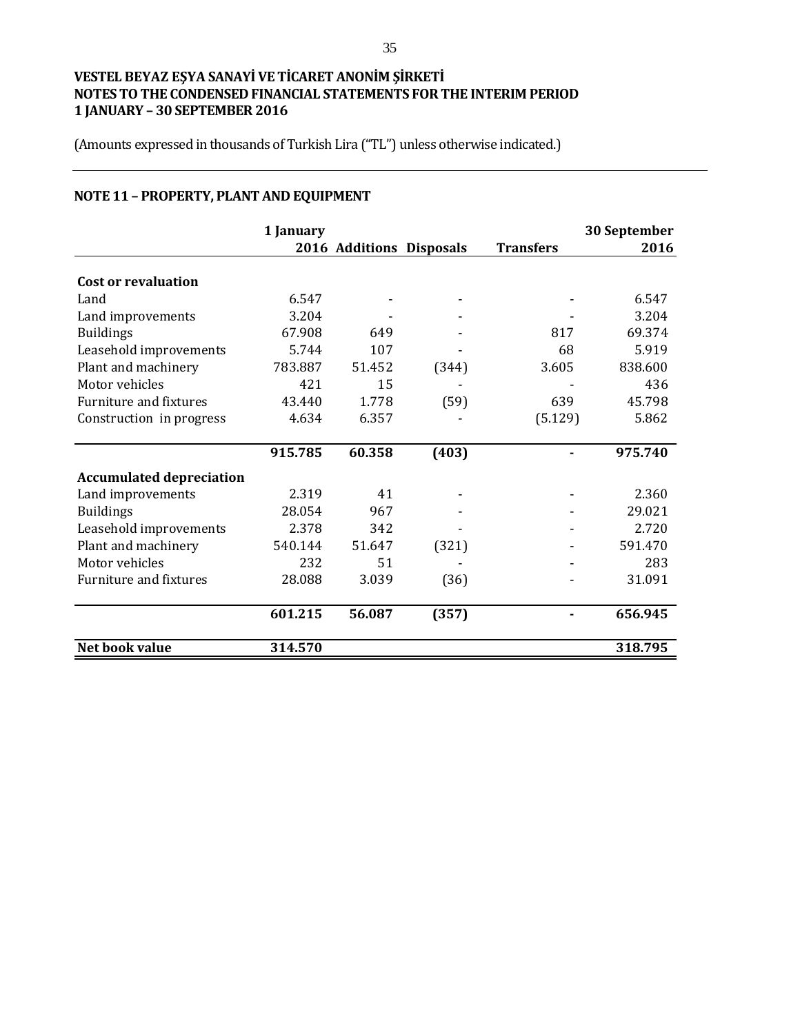**VESTEL BEYAZ EŞYA SANAYİ VE TİCARET ANONİM ŞİRKETİ**
**NOTES TO THE CONDENSED FINANCIAL STATEMENTS FOR THE INTERIM PERIOD**
**1 JANUARY – 30 SEPTEMBER 2016**

(Amounts expressed in thousands of Turkish Lira ("TL") unless otherwise indicated.)

## NOTE 11 – PROPERTY, PLANT AND EQUIPMENT

| | 1 January 2016 | Additions | Disposals | Transfers | 30 September 2016 |
|---|---|---|---|---|---|
| **Cost or revaluation** | | | | | |
| Land | 6.547 | - | - | - | 6.547 |
| Land improvements | 3.204 | - | - | - | 3.204 |
| Buildings | 67.908 | 649 | - | 817 | 69.374 |
| Leasehold improvements | 5.744 | 107 | - | 68 | 5.919 |
| Plant and machinery | 783.887 | 51.452 | (344) | 3.605 | 838.600 |
| Motor vehicles | 421 | 15 | - | - | 436 |
| Furniture and fixtures | 43.440 | 1.778 | (59) | 639 | 45.798 |
| Construction in progress | 4.634 | 6.357 | - | (5.129) | 5.862 |
| | **915.785** | **60.358** | **(403)** | **-** | **975.740** |
| **Accumulated depreciation** | | | | | |
| Land improvements | 2.319 | 41 | - | - | 2.360 |
| Buildings | 28.054 | 967 | - | - | 29.021 |
| Leasehold improvements | 2.378 | 342 | - | - | 2.720 |
| Plant and machinery | 540.144 | 51.647 | (321) | - | 591.470 |
| Motor vehicles | 232 | 51 | - | - | 283 |
| Furniture and fixtures | 28.088 | 3.039 | (36) | - | 31.091 |
| | **601.215** | **56.087** | **(357)** | **-** | **656.945** |
| **Net book value** | **314.570** | | | | **318.795** |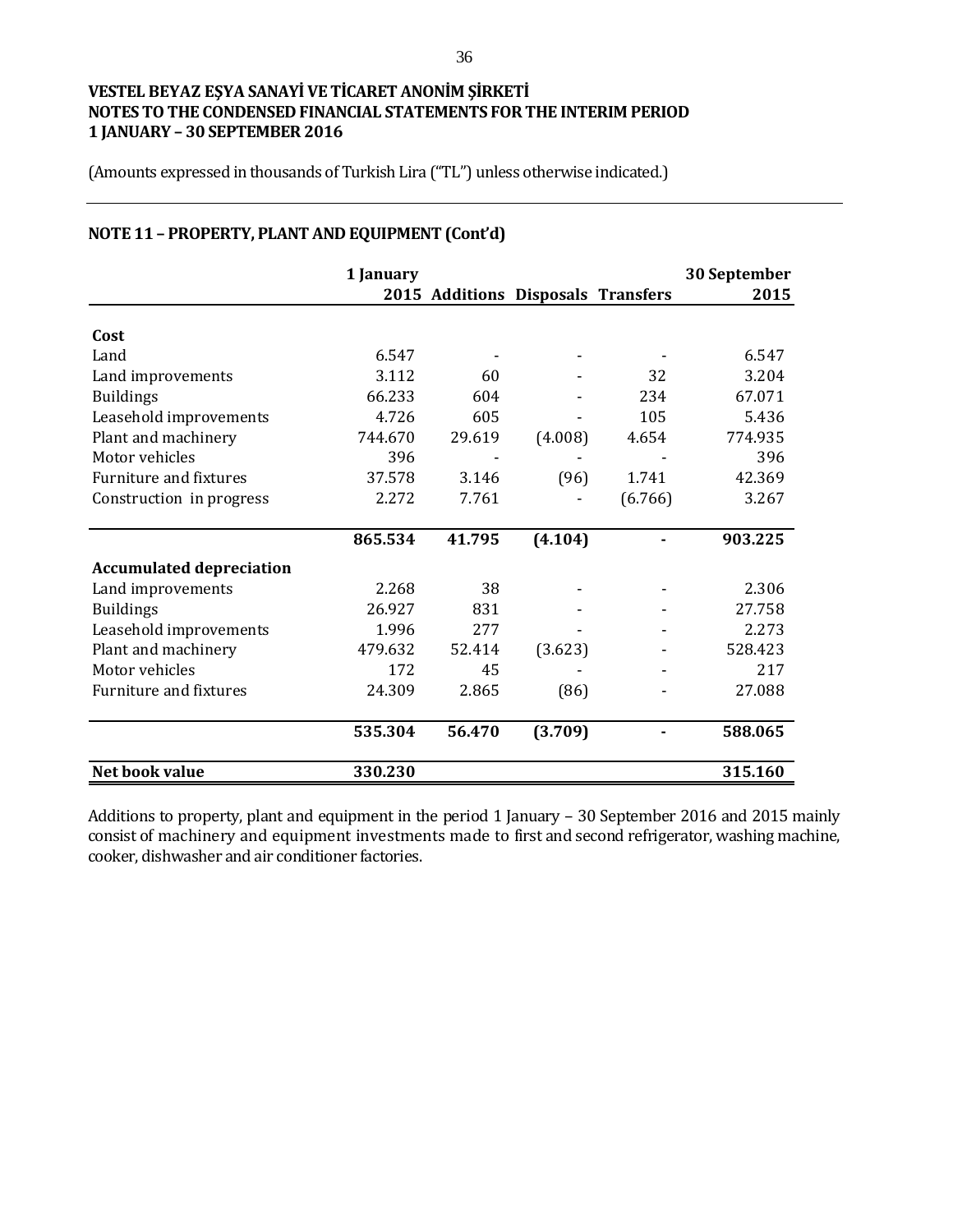VESTEL BEYAZ EŞYA SANAYİ VE TİCARET ANONİM ŞİRKETİ
NOTES TO THE CONDENSED FINANCIAL STATEMENTS FOR THE INTERIM PERIOD
1 JANUARY – 30 SEPTEMBER 2016

(Amounts expressed in thousands of Turkish Lira ("TL") unless otherwise indicated.)

## NOTE 11 – PROPERTY, PLANT AND EQUIPMENT (Cont'd)

| | 1 January 2015 | Additions | Disposals | Transfers | 30 September 2015 |
|---|---|---|---|---|---|
| **Cost** | | | | | |
| Land | 6.547 | - | - | - | 6.547 |
| Land improvements | 3.112 | 60 | - | 32 | 3.204 |
| Buildings | 66.233 | 604 | - | 234 | 67.071 |
| Leasehold improvements | 4.726 | 605 | - | 105 | 5.436 |
| Plant and machinery | 744.670 | 29.619 | (4.008) | 4.654 | 774.935 |
| Motor vehicles | 396 | - | - | - | 396 |
| Furniture and fixtures | 37.578 | 3.146 | (96) | 1.741 | 42.369 |
| Construction in progress | 2.272 | 7.761 | - | (6.766) | 3.267 |
| | **865.534** | **41.795** | **(4.104)** | **-** | **903.225** |
| **Accumulated depreciation** | | | | | |
| Land improvements | 2.268 | 38 | - | - | 2.306 |
| Buildings | 26.927 | 831 | - | - | 27.758 |
| Leasehold improvements | 1.996 | 277 | - | - | 2.273 |
| Plant and machinery | 479.632 | 52.414 | (3.623) | - | 528.423 |
| Motor vehicles | 172 | 45 | - | - | 217 |
| Furniture and fixtures | 24.309 | 2.865 | (86) | - | 27.088 |
| | **535.304** | **56.470** | **(3.709)** | **-** | **588.065** |
| **Net book value** | **330.230** | | | | **315.160** |

Additions to property, plant and equipment in the period 1 January – 30 September 2016 and 2015 mainly consist of machinery and equipment investments made to first and second refrigerator, washing machine, cooker, dishwasher and air conditioner factories.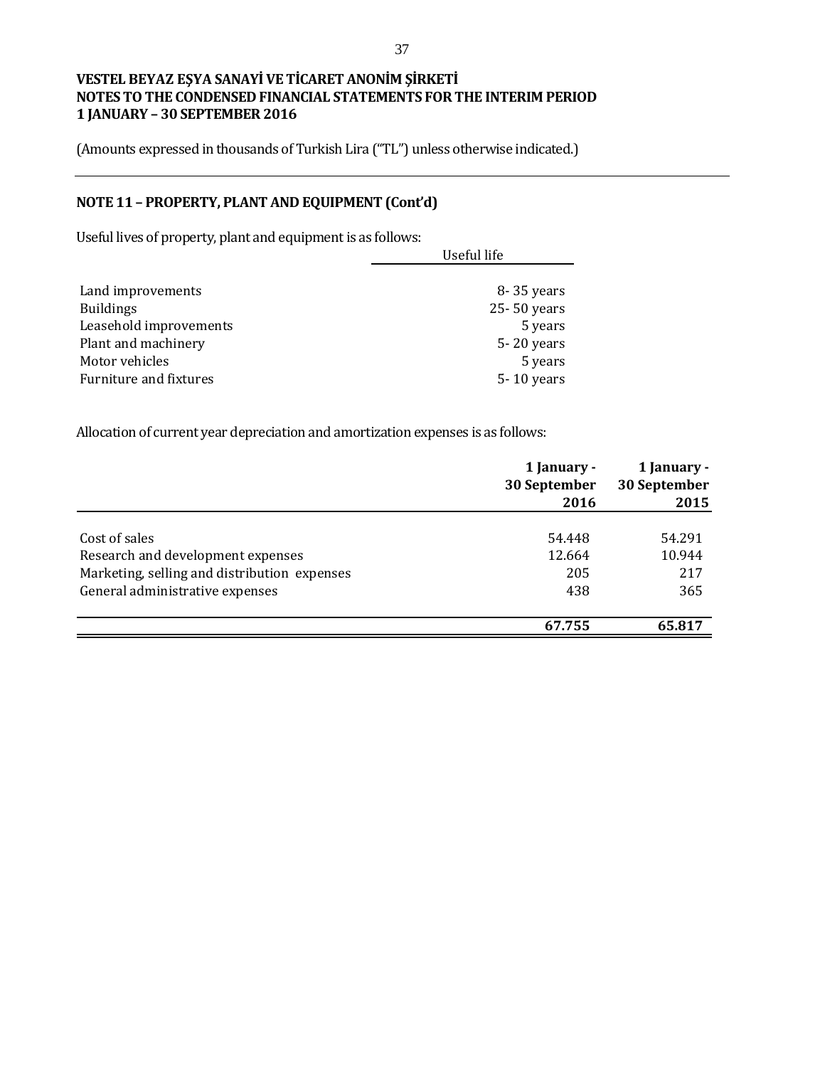VESTEL BEYAZ EŞYA SANAYİ VE TİCARET ANONİM ŞİRKETİ
NOTES TO THE CONDENSED FINANCIAL STATEMENTS FOR THE INTERIM PERIOD
1 JANUARY – 30 SEPTEMBER 2016

(Amounts expressed in thousands of Turkish Lira ("TL") unless otherwise indicated.)

## NOTE 11 – PROPERTY, PLANT AND EQUIPMENT (Cont'd)

Useful lives of property, plant and equipment is as follows:

| | Useful life |
|---|---|
| Land improvements | 8- 35 years |
| Buildings | 25- 50 years |
| Leasehold improvements | 5 years |
| Plant and machinery | 5- 20 years |
| Motor vehicles | 5 years |
| Furniture and fixtures | 5- 10 years |

Allocation of current year depreciation and amortization expenses is as follows:

| | 1 January - 30 September 2016 | 1 January - 30 September 2015 |
|---|---|---|
| Cost of sales | 54.448 | 54.291 |
| Research and development expenses | 12.664 | 10.944 |
| Marketing, selling and distribution expenses | 205 | 217 |
| General administrative expenses | 438 | 365 |
| | **67.755** | **65.817** |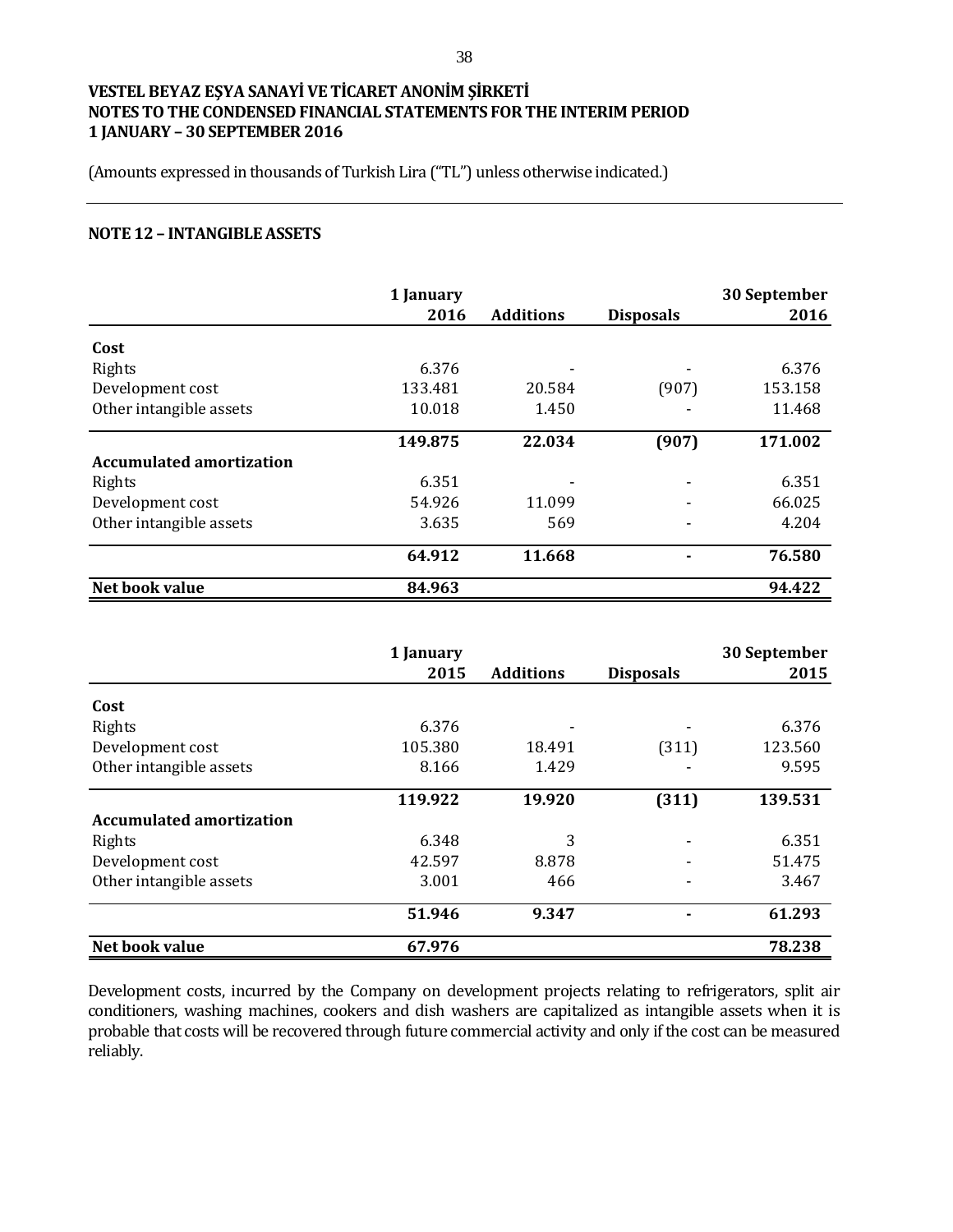**VESTEL BEYAZ EŞYA SANAYİ VE TİCARET ANONİM ŞİRKETİ**
**NOTES TO THE CONDENSED FINANCIAL STATEMENTS FOR THE INTERIM PERIOD**
**1 JANUARY – 30 SEPTEMBER 2016**

(Amounts expressed in thousands of Turkish Lira ("TL") unless otherwise indicated.)

## NOTE 12 – INTANGIBLE ASSETS

| | 1 January 2016 | Additions | Disposals | 30 September 2016 |
|---|---|---|---|---|
| **Cost** | | | | |
| Rights | 6.376 | - | - | 6.376 |
| Development cost | 133.481 | 20.584 | (907) | 153.158 |
| Other intangible assets | 10.018 | 1.450 | - | 11.468 |
| | **149.875** | **22.034** | **(907)** | **171.002** |
| **Accumulated amortization** | | | | |
| Rights | 6.351 | - | - | 6.351 |
| Development cost | 54.926 | 11.099 | - | 66.025 |
| Other intangible assets | 3.635 | 569 | - | 4.204 |
| | **64.912** | **11.668** | **-** | **76.580** |
| **Net book value** | **84.963** | | | **94.422** |

| | 1 January 2015 | Additions | Disposals | 30 September 2015 |
|---|---|---|---|---|
| **Cost** | | | | |
| Rights | 6.376 | - | - | 6.376 |
| Development cost | 105.380 | 18.491 | (311) | 123.560 |
| Other intangible assets | 8.166 | 1.429 | - | 9.595 |
| | **119.922** | **19.920** | **(311)** | **139.531** |
| **Accumulated amortization** | | | | |
| Rights | 6.348 | 3 | - | 6.351 |
| Development cost | 42.597 | 8.878 | - | 51.475 |
| Other intangible assets | 3.001 | 466 | - | 3.467 |
| | **51.946** | **9.347** | **-** | **61.293** |
| **Net book value** | **67.976** | | | **78.238** |

Development costs, incurred by the Company on development projects relating to refrigerators, split air conditioners, washing machines, cookers and dish washers are capitalized as intangible assets when it is probable that costs will be recovered through future commercial activity and only if the cost can be measured reliably.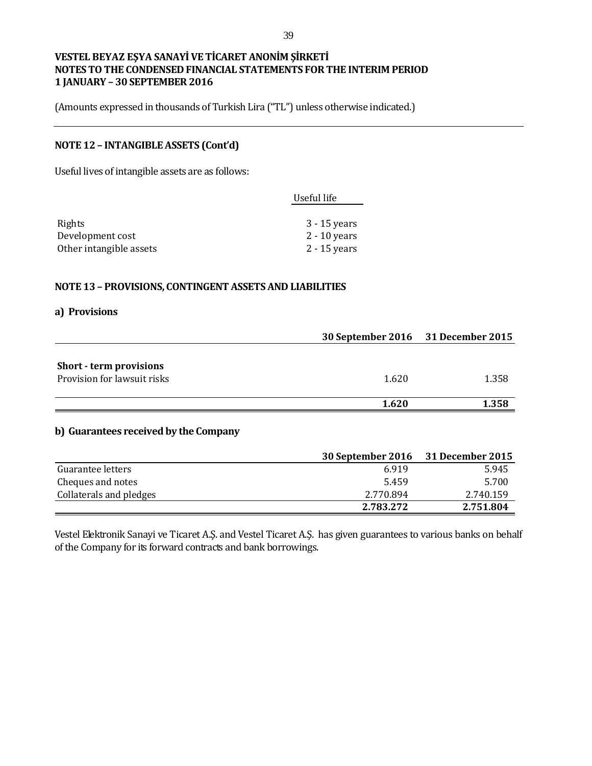VESTEL BEYAZ EŞYA SANAYİ VE TİCARET ANONİM ŞİRKETİ
NOTES TO THE CONDENSED FINANCIAL STATEMENTS FOR THE INTERIM PERIOD
1 JANUARY – 30 SEPTEMBER 2016

(Amounts expressed in thousands of Turkish Lira ("TL") unless otherwise indicated.)

## NOTE 12 – INTANGIBLE ASSETS (Cont'd)

Useful lives of intangible assets are as follows:

| | Useful life |
|---|---|
| Rights | 3 - 15 years |
| Development cost | 2 - 10 years |
| Other intangible assets | 2 - 15 years |

## NOTE 13 – PROVISIONS, CONTINGENT ASSETS AND LIABILITIES

### a) Provisions

| | 30 September 2016 | 31 December 2015 |
|---|---|---|
| **Short - term provisions** | | |
| Provision for lawsuit risks | 1.620 | 1.358 |
| | **1.620** | **1.358** |

### b) Guarantees received by the Company

| | 30 September 2016 | 31 December 2015 |
|---|---|---|
| Guarantee letters | 6.919 | 5.945 |
| Cheques and notes | 5.459 | 5.700 |
| Collaterals and pledges | 2.770.894 | 2.740.159 |
| | **2.783.272** | **2.751.804** |

Vestel Elektronik Sanayi ve Ticaret A.Ş. and Vestel Ticaret A.Ş. has given guarantees to various banks on behalf of the Company for its forward contracts and bank borrowings.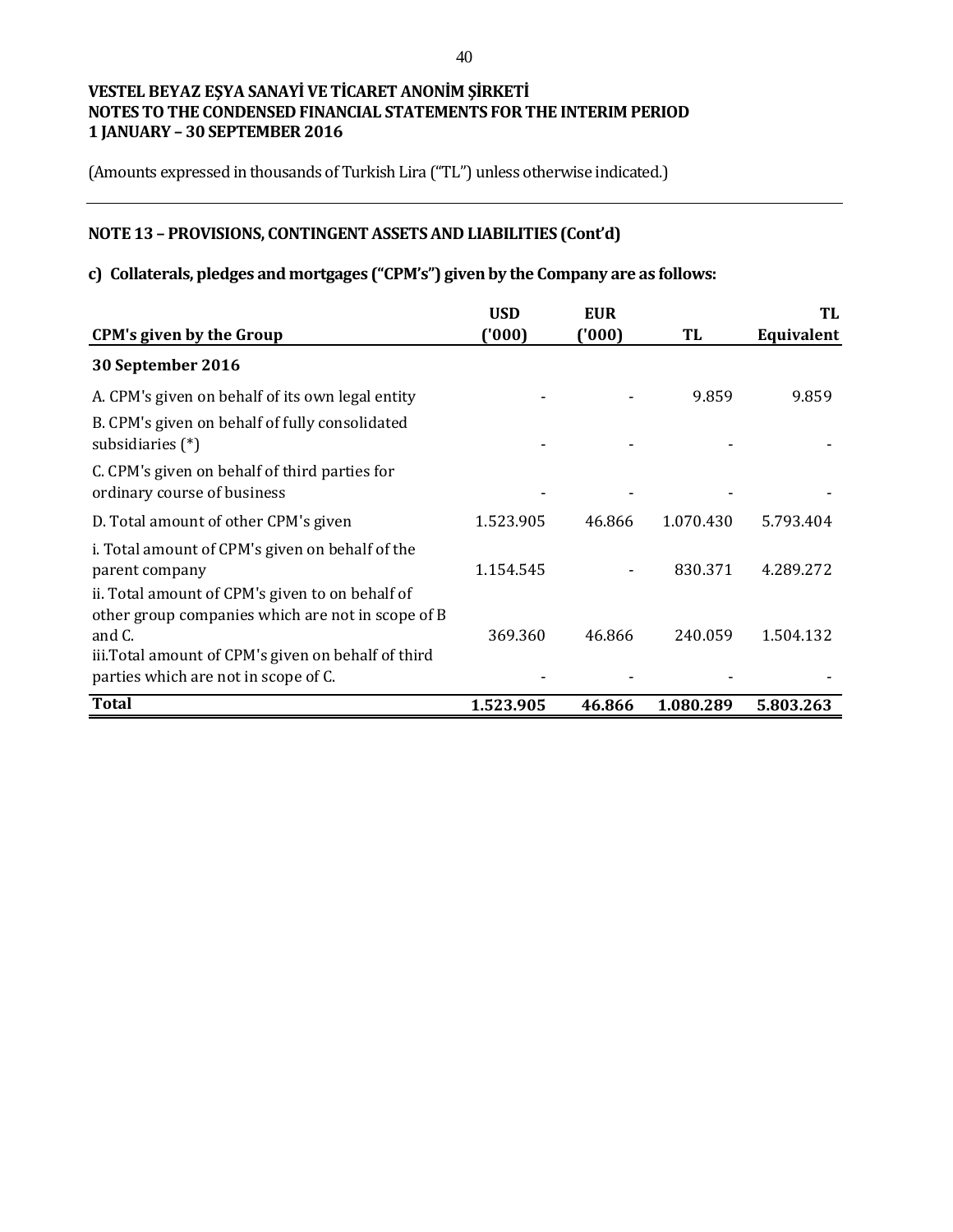**VESTEL BEYAZ EŞYA SANAYİ VE TİCARET ANONİM ŞİRKETİ**
**NOTES TO THE CONDENSED FINANCIAL STATEMENTS FOR THE INTERIM PERIOD**
**1 JANUARY – 30 SEPTEMBER 2016**

(Amounts expressed in thousands of Turkish Lira ("TL") unless otherwise indicated.)

## NOTE 13 – PROVISIONS, CONTINGENT ASSETS AND LIABILITIES (Cont'd)

### c) Collaterals, pledges and mortgages ("CPM's") given by the Company are as follows:

| CPM's given by the Group | USD ('000) | EUR ('000) | TL | TL Equivalent |
|---|---|---|---|---|
| **30 September 2016** | | | | |
| A. CPM's given on behalf of its own legal entity | - | - | 9.859 | 9.859 |
| B. CPM's given on behalf of fully consolidated subsidiaries (*) | - | - | - | - |
| C. CPM's given on behalf of third parties for ordinary course of business | - | - | - | - |
| D. Total amount of other CPM's given | 1.523.905 | 46.866 | 1.070.430 | 5.793.404 |
| i. Total amount of CPM's given on behalf of the parent company | 1.154.545 | - | 830.371 | 4.289.272 |
| ii. Total amount of CPM's given to on behalf of other group companies which are not in scope of B and C. | 369.360 | 46.866 | 240.059 | 1.504.132 |
| iii.Total amount of CPM's given on behalf of third parties which are not in scope of C. | - | - | - | - |
| **Total** | **1.523.905** | **46.866** | **1.080.289** | **5.803.263** |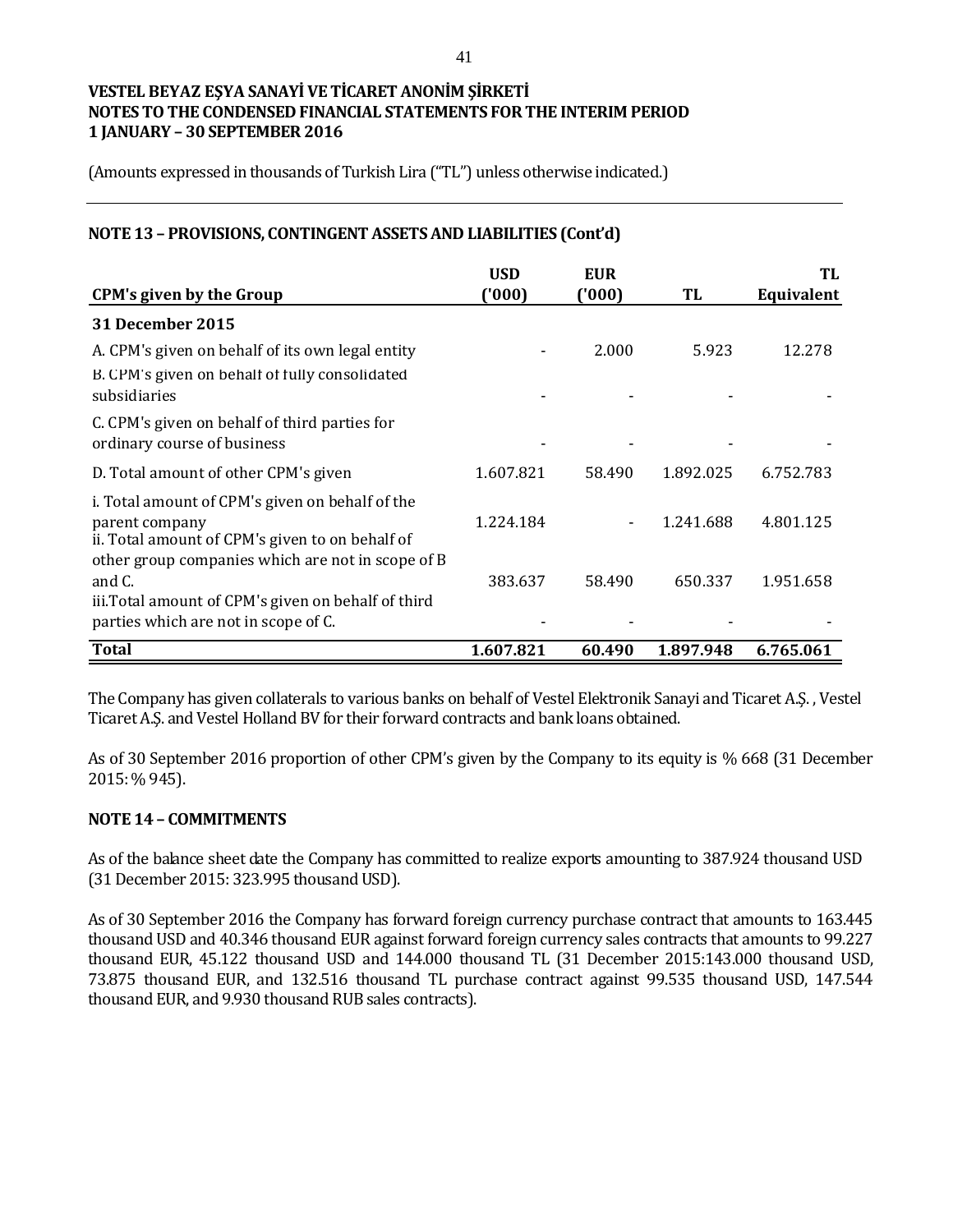VESTEL BEYAZ EŞYA SANAYİ VE TİCARET ANONİM ŞİRKETİ
NOTES TO THE CONDENSED FINANCIAL STATEMENTS FOR THE INTERIM PERIOD
1 JANUARY – 30 SEPTEMBER 2016

(Amounts expressed in thousands of Turkish Lira ("TL") unless otherwise indicated.)

## NOTE 13 – PROVISIONS, CONTINGENT ASSETS AND LIABILITIES (Cont'd)

| CPM's given by the Group | USD ('000) | EUR ('000) | TL | TL Equivalent |
|---|---|---|---|---|
| **31 December 2015** | | | | |
| A. CPM's given on behalf of its own legal entity | - | 2.000 | 5.923 | 12.278 |
| B. CPM's given on behalf of fully consolidated subsidiaries | - | - | - | - |
| C. CPM's given on behalf of third parties for ordinary course of business | - | - | - | - |
| D. Total amount of other CPM's given | 1.607.821 | 58.490 | 1.892.025 | 6.752.783 |
| i. Total amount of CPM's given on behalf of the parent company | 1.224.184 | - | 1.241.688 | 4.801.125 |
| ii. Total amount of CPM's given to on behalf of other group companies which are not in scope of B and C. | 383.637 | 58.490 | 650.337 | 1.951.658 |
| iii.Total amount of CPM's given on behalf of third parties which are not in scope of C. | - | - | - | - |
| **Total** | **1.607.821** | **60.490** | **1.897.948** | **6.765.061** |

The Company has given collaterals to various banks on behalf of Vestel Elektronik Sanayi and Ticaret A.Ş. , Vestel Ticaret A.Ş. and Vestel Holland BV for their forward contracts and bank loans obtained.

As of 30 September 2016 proportion of other CPM's given by the Company to its equity is % 668 (31 December 2015: % 945).

## NOTE 14 – COMMITMENTS

As of the balance sheet date the Company has committed to realize exports amounting to 387.924 thousand USD (31 December 2015: 323.995 thousand USD).

As of 30 September 2016 the Company has forward foreign currency purchase contract that amounts to 163.445 thousand USD and 40.346 thousand EUR against forward foreign currency sales contracts that amounts to 99.227 thousand EUR, 45.122 thousand USD and 144.000 thousand TL (31 December 2015:143.000 thousand USD, 73.875 thousand EUR, and 132.516 thousand TL purchase contract against 99.535 thousand USD, 147.544 thousand EUR, and 9.930 thousand RUB sales contracts).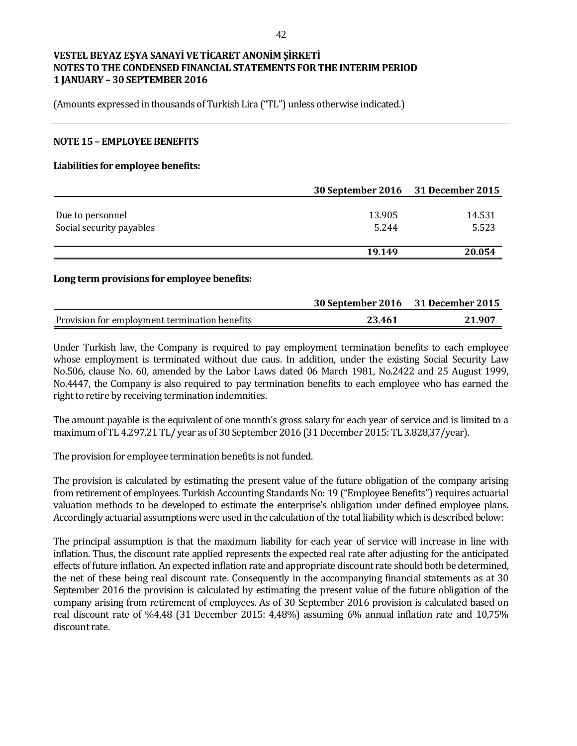VESTEL BEYAZ EŞYA SANAYİ VE TİCARET ANONİM ŞİRKETİ
NOTES TO THE CONDENSED FINANCIAL STATEMENTS FOR THE INTERIM PERIOD
1 JANUARY – 30 SEPTEMBER 2016

(Amounts expressed in thousands of Turkish Lira ("TL") unless otherwise indicated.)

## NOTE 15 – EMPLOYEE BENEFITS

### Liabilities for employee benefits:

| | 30 September 2016 | 31 December 2015 |
|---|---|---|
| Due to personnel | 13.905 | 14.531 |
| Social security payables | 5.244 | 5.523 |
| | **19.149** | **20.054** |

### Long term provisions for employee benefits:

| | 30 September 2016 | 31 December 2015 |
|---|---|---|
| Provision for employment termination benefits | **23.461** | **21.907** |

Under Turkish law, the Company is required to pay employment termination benefits to each employee whose employment is terminated without due caus. In addition, under the existing Social Security Law No.506, clause No. 60, amended by the Labor Laws dated 06 March 1981, No.2422 and 25 August 1999, No.4447, the Company is also required to pay termination benefits to each employee who has earned the right to retire by receiving termination indemnities.

The amount payable is the equivalent of one month's gross salary for each year of service and is limited to a maximum of TL 4.297,21 TL/ year as of 30 September 2016 (31 December 2015: TL 3.828,37/year).

The provision for employee termination benefits is not funded.

The provision is calculated by estimating the present value of the future obligation of the company arising from retirement of employees. Turkish Accounting Standards No: 19 ("Employee Benefits") requires actuarial valuation methods to be developed to estimate the enterprise's obligation under defined employee plans. Accordingly actuarial assumptions were used in the calculation of the total liability which is described below:

The principal assumption is that the maximum liability for each year of service will increase in line with inflation. Thus, the discount rate applied represents the expected real rate after adjusting for the anticipated effects of future inflation. An expected inflation rate and appropriate discount rate should both be determined, the net of these being real discount rate. Consequently in the accompanying financial statements as at 30 September 2016 the provision is calculated by estimating the present value of the future obligation of the company arising from retirement of employees. As of 30 September 2016 provision is calculated based on real discount rate of %4,48 (31 December 2015: 4,48%) assuming 6% annual inflation rate and 10,75% discount rate.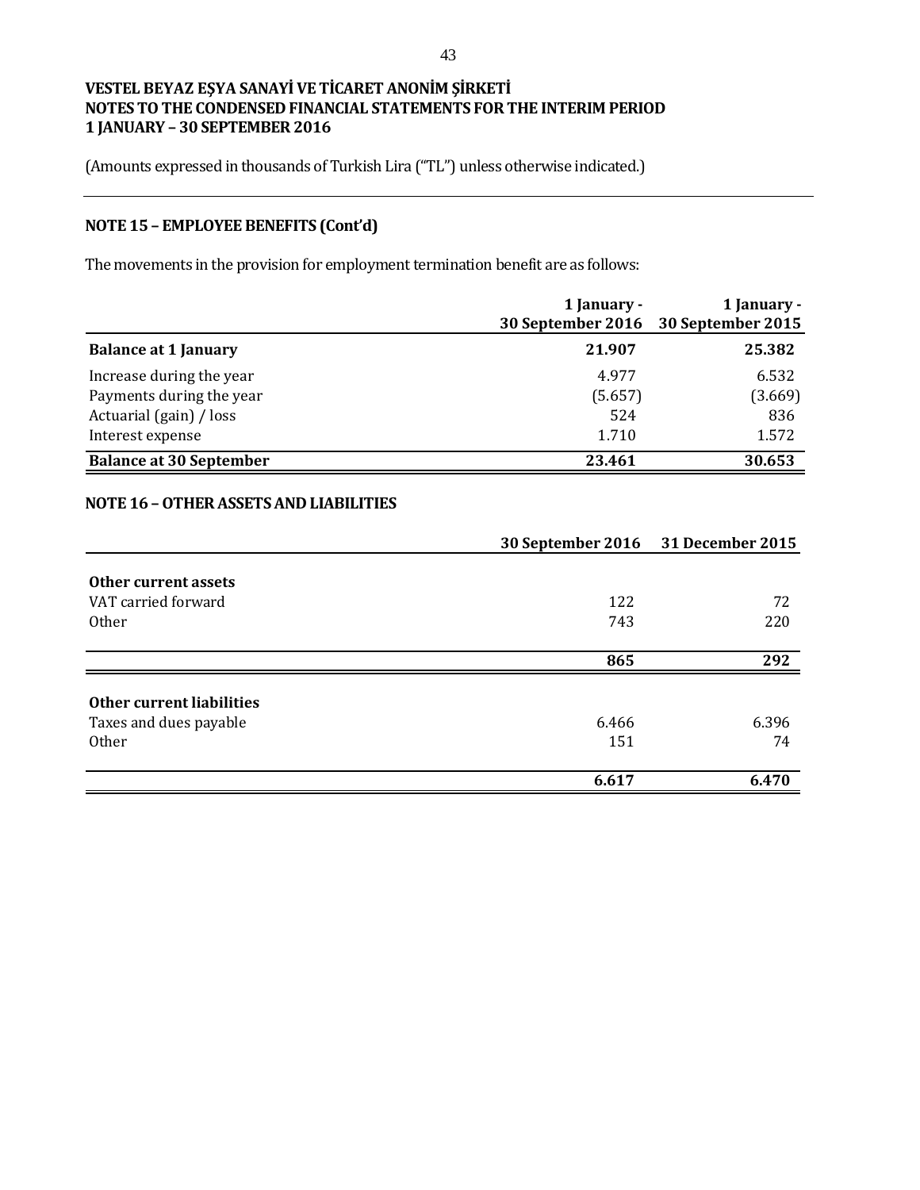**VESTEL BEYAZ EŞYA SANAYİ VE TİCARET ANONİM ŞİRKETİ**
**NOTES TO THE CONDENSED FINANCIAL STATEMENTS FOR THE INTERIM PERIOD**
**1 JANUARY – 30 SEPTEMBER 2016**

(Amounts expressed in thousands of Turkish Lira ("TL") unless otherwise indicated.)

## NOTE 15 – EMPLOYEE BENEFITS (Cont'd)

The movements in the provision for employment termination benefit are as follows:

| | 1 January - 30 September 2016 | 1 January - 30 September 2015 |
|---|---|---|
| **Balance at 1 January** | **21.907** | **25.382** |
| Increase during the year | 4.977 | 6.532 |
| Payments during the year | (5.657) | (3.669) |
| Actuarial (gain) / loss | 524 | 836 |
| Interest expense | 1.710 | 1.572 |
| **Balance at 30 September** | **23.461** | **30.653** |

## NOTE 16 – OTHER ASSETS AND LIABILITIES

| | 30 September 2016 | 31 December 2015 |
|---|---|---|
| **Other current assets** | | |
| VAT carried forward | 122 | 72 |
| Other | 743 | 220 |
| | **865** | **292** |
| **Other current liabilities** | | |
| Taxes and dues payable | 6.466 | 6.396 |
| Other | 151 | 74 |
| | **6.617** | **6.470** |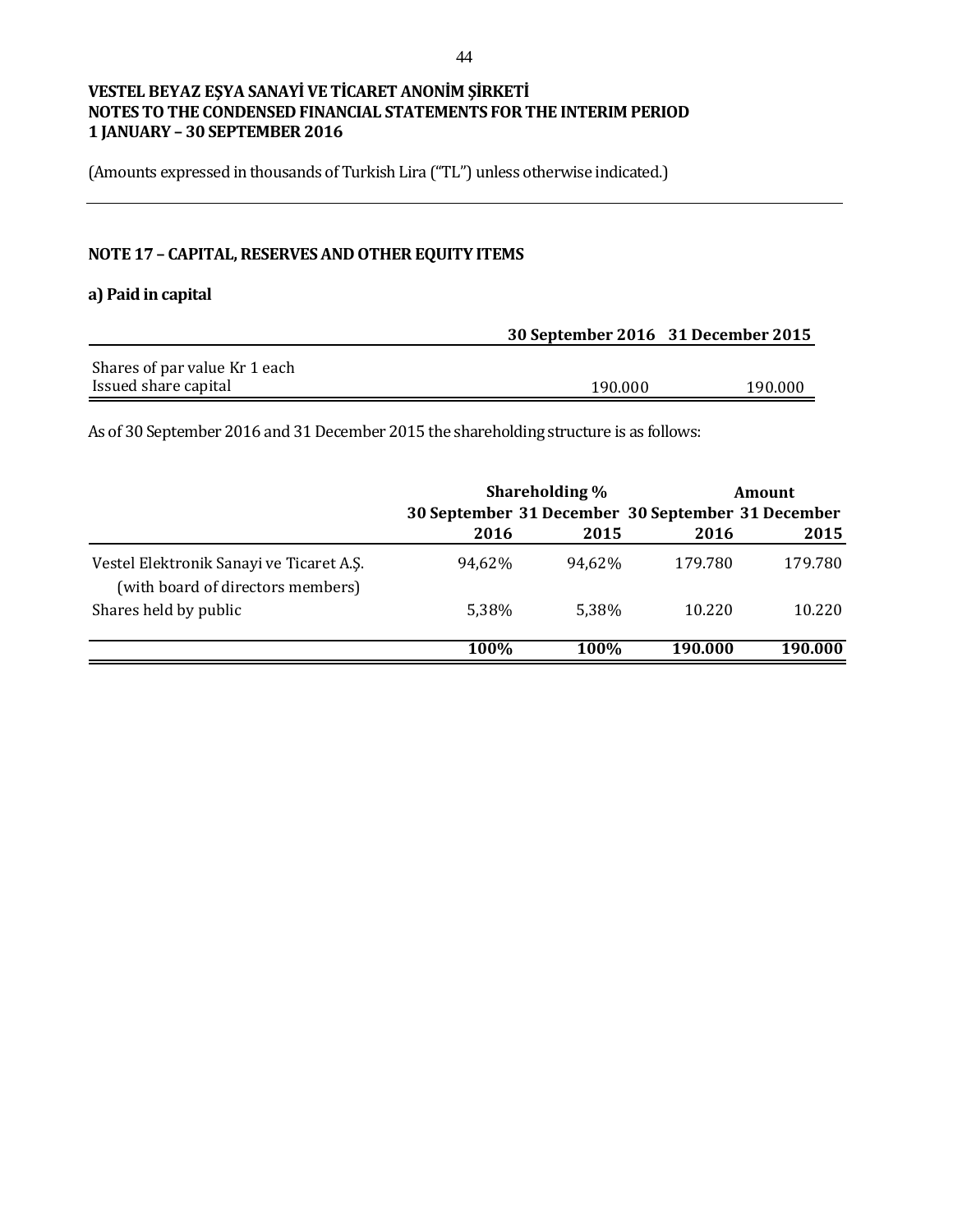**VESTEL BEYAZ EŞYA SANAYİ VE TİCARET ANONİM ŞİRKETİ**
**NOTES TO THE CONDENSED FINANCIAL STATEMENTS FOR THE INTERIM PERIOD**
**1 JANUARY – 30 SEPTEMBER 2016**

(Amounts expressed in thousands of Turkish Lira ("TL") unless otherwise indicated.)

## NOTE 17 – CAPITAL, RESERVES AND OTHER EQUITY ITEMS

### a) Paid in capital

| | 30 September 2016 | 31 December 2015 |
|---|---|---|
| Shares of par value Kr 1 each | | |
| Issued share capital | 190.000 | 190.000 |

As of 30 September 2016 and 31 December 2015 the shareholding structure is as follows:

| | Shareholding % | | Amount | |
|---|---|---|---|---|
| | 30 September 2016 | 31 December 2015 | 30 September 2016 | 31 December 2015 |
| Vestel Elektronik Sanayi ve Ticaret A.Ş. (with board of directors members) | 94,62% | 94,62% | 179.780 | 179.780 |
| Shares held by public | 5,38% | 5,38% | 10.220 | 10.220 |
| | **100%** | **100%** | **190.000** | **190.000** |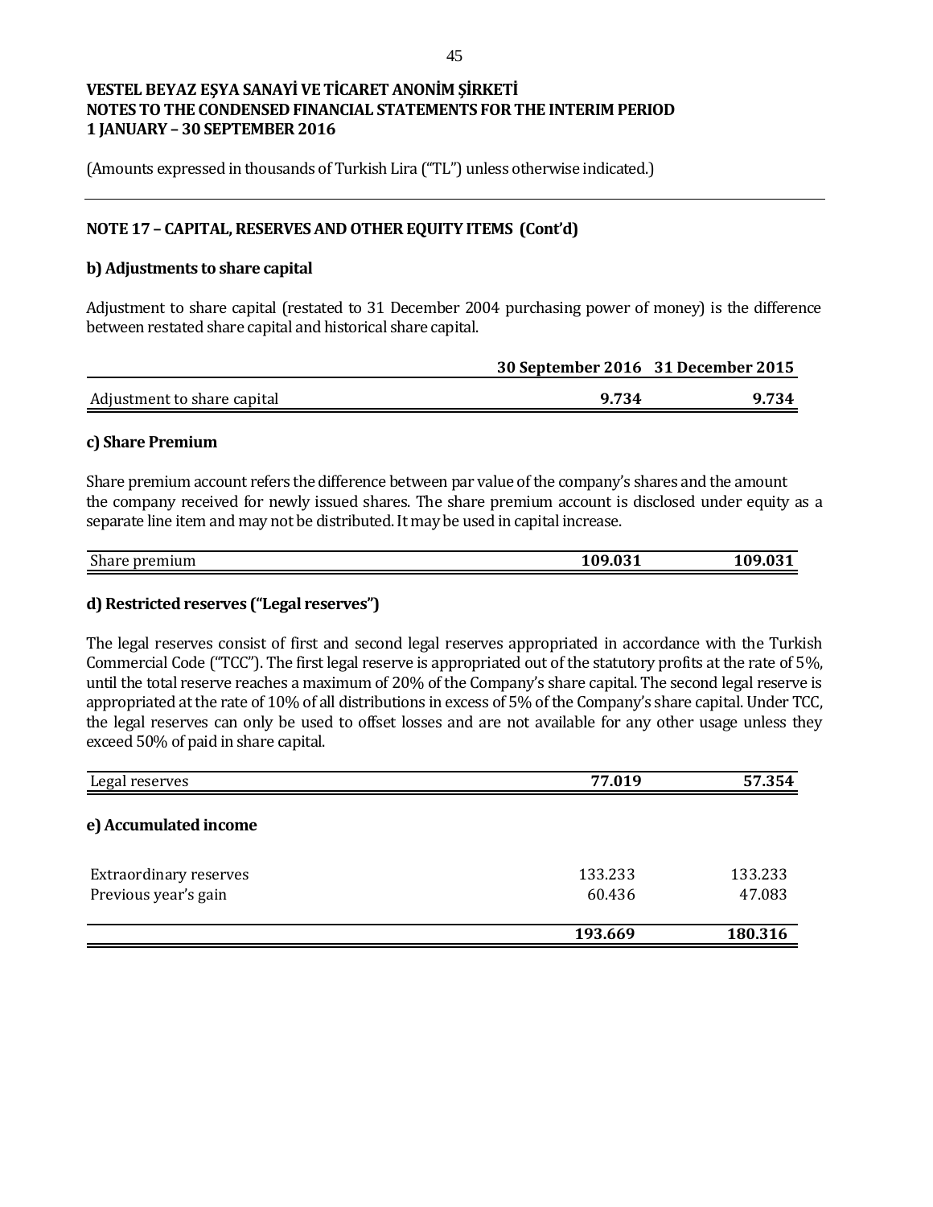**VESTEL BEYAZ EŞYA SANAYİ VE TİCARET ANONİM ŞİRKETİ**
**NOTES TO THE CONDENSED FINANCIAL STATEMENTS FOR THE INTERIM PERIOD**
**1 JANUARY – 30 SEPTEMBER 2016**

(Amounts expressed in thousands of Turkish Lira ("TL") unless otherwise indicated.)

## NOTE 17 – CAPITAL, RESERVES AND OTHER EQUITY ITEMS (Cont'd)

### b) Adjustments to share capital

Adjustment to share capital (restated to 31 December 2004 purchasing power of money) is the difference between restated share capital and historical share capital.

| | 30 September 2016 | 31 December 2015 |
|---|---|---|
| Adjustment to share capital | **9.734** | **9.734** |

### c) Share Premium

Share premium account refers the difference between par value of the company's shares and the amount the company received for newly issued shares. The share premium account is disclosed under equity as a separate line item and may not be distributed. It may be used in capital increase.

| | | |
|---|---|---|
| Share premium | **109.031** | **109.031** |

### d) Restricted reserves ("Legal reserves")

The legal reserves consist of first and second legal reserves appropriated in accordance with the Turkish Commercial Code ("TCC"). The first legal reserve is appropriated out of the statutory profits at the rate of 5%, until the total reserve reaches a maximum of 20% of the Company's share capital. The second legal reserve is appropriated at the rate of 10% of all distributions in excess of 5% of the Company's share capital. Under TCC, the legal reserves can only be used to offset losses and are not available for any other usage unless they exceed 50% of paid in share capital.

| | | |
|---|---|---|
| Legal reserves | **77.019** | **57.354** |

### e) Accumulated income

| | | |
|---|---|---|
| Extraordinary reserves | 133.233 | 133.233 |
| Previous year's gain | 60.436 | 47.083 |
| | **193.669** | **180.316** |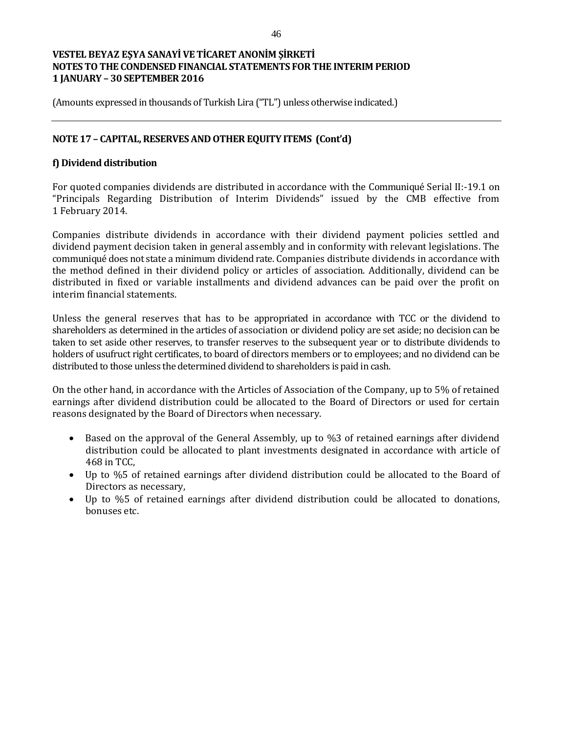VESTEL BEYAZ EŞYA SANAYİ VE TİCARET ANONİM ŞİRKETİ
NOTES TO THE CONDENSED FINANCIAL STATEMENTS FOR THE INTERIM PERIOD
1 JANUARY – 30 SEPTEMBER 2016

(Amounts expressed in thousands of Turkish Lira ("TL") unless otherwise indicated.)

## NOTE 17 – CAPITAL, RESERVES AND OTHER EQUITY ITEMS (Cont'd)

### f) Dividend distribution

For quoted companies dividends are distributed in accordance with the Communiqué Serial II:-19.1 on "Principals Regarding Distribution of Interim Dividends" issued by the CMB effective from 1 February 2014.

Companies distribute dividends in accordance with their dividend payment policies settled and dividend payment decision taken in general assembly and in conformity with relevant legislations. The communiqué does not state a minimum dividend rate. Companies distribute dividends in accordance with the method defined in their dividend policy or articles of association. Additionally, dividend can be distributed in fixed or variable installments and dividend advances can be paid over the profit on interim financial statements.

Unless the general reserves that has to be appropriated in accordance with TCC or the dividend to shareholders as determined in the articles of association or dividend policy are set aside; no decision can be taken to set aside other reserves, to transfer reserves to the subsequent year or to distribute dividends to holders of usufruct right certificates, to board of directors members or to employees; and no dividend can be distributed to those unless the determined dividend to shareholders is paid in cash.

On the other hand, in accordance with the Articles of Association of the Company, up to 5% of retained earnings after dividend distribution could be allocated to the Board of Directors or used for certain reasons designated by the Board of Directors when necessary.

- Based on the approval of the General Assembly, up to %3 of retained earnings after dividend distribution could be allocated to plant investments designated in accordance with article of 468 in TCC,
- Up to %5 of retained earnings after dividend distribution could be allocated to the Board of Directors as necessary,
- Up to %5 of retained earnings after dividend distribution could be allocated to donations, bonuses etc.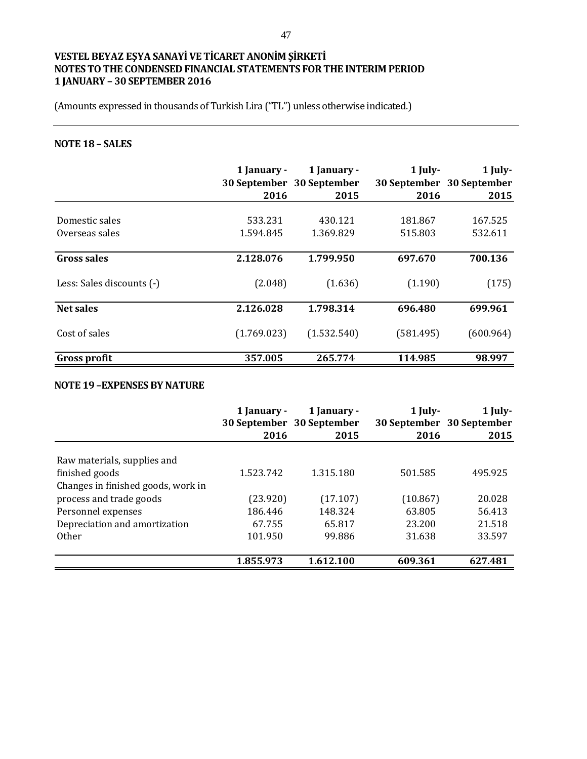# VESTEL BEYAZ EŞYA SANAYİ VE TİCARET ANONİM ŞİRKETİ
## NOTES TO THE CONDENSED FINANCIAL STATEMENTS FOR THE INTERIM PERIOD
## 1 JANUARY – 30 SEPTEMBER 2016

(Amounts expressed in thousands of Turkish Lira ("TL") unless otherwise indicated.)

### NOTE 18 – SALES

| | 1 January - 30 September 2016 | 1 January - 30 September 2015 | 1 July- 30 September 2016 | 1 July- 30 September 2015 |
|---|---|---|---|---|
| Domestic sales | 533.231 | 430.121 | 181.867 | 167.525 |
| Overseas sales | 1.594.845 | 1.369.829 | 515.803 | 532.611 |
| **Gross sales** | **2.128.076** | **1.799.950** | **697.670** | **700.136** |
| Less: Sales discounts (-) | (2.048) | (1.636) | (1.190) | (175) |
| **Net sales** | **2.126.028** | **1.798.314** | **696.480** | **699.961** |
| Cost of sales | (1.769.023) | (1.532.540) | (581.495) | (600.964) |
| **Gross profit** | **357.005** | **265.774** | **114.985** | **98.997** |

### NOTE 19 –EXPENSES BY NATURE

| | 1 January - 30 September 2016 | 1 January - 30 September 2015 | 1 July- 30 September 2016 | 1 July- 30 September 2015 |
|---|---|---|---|---|
| Raw materials, supplies and finished goods | 1.523.742 | 1.315.180 | 501.585 | 495.925 |
| Changes in finished goods, work in process and trade goods | (23.920) | (17.107) | (10.867) | 20.028 |
| Personnel expenses | 186.446 | 148.324 | 63.805 | 56.413 |
| Depreciation and amortization | 67.755 | 65.817 | 23.200 | 21.518 |
| Other | 101.950 | 99.886 | 31.638 | 33.597 |
| | **1.855.973** | **1.612.100** | **609.361** | **627.481** |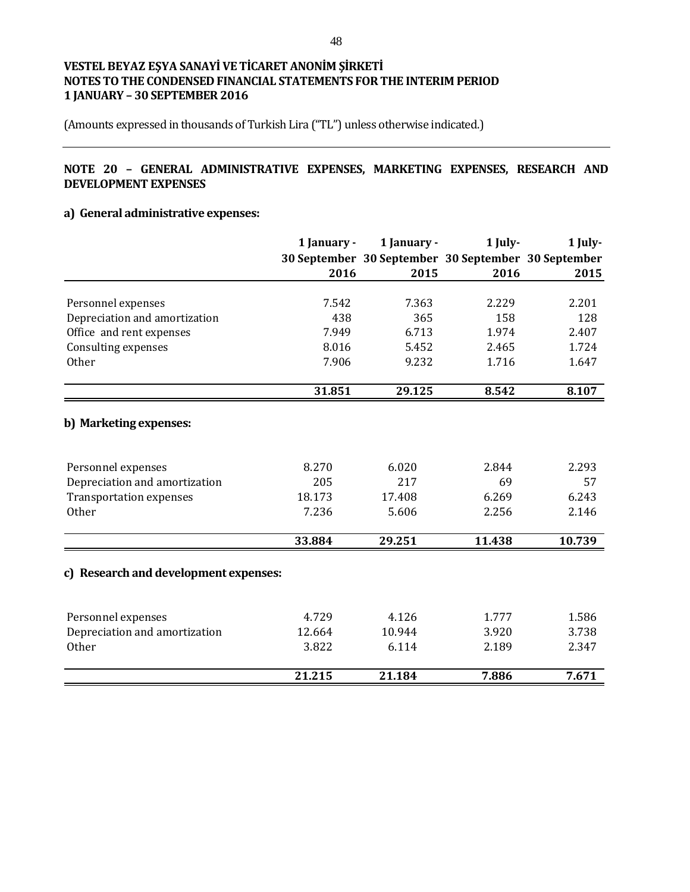**VESTEL BEYAZ EŞYA SANAYİ VE TİCARET ANONİM ŞİRKETİ**
**NOTES TO THE CONDENSED FINANCIAL STATEMENTS FOR THE INTERIM PERIOD**
**1 JANUARY – 30 SEPTEMBER 2016**

(Amounts expressed in thousands of Turkish Lira ("TL") unless otherwise indicated.)

## NOTE 20 – GENERAL ADMINISTRATIVE EXPENSES, MARKETING EXPENSES, RESEARCH AND DEVELOPMENT EXPENSES

### a) General administrative expenses:

| | 1 January - 30 September 2016 | 1 January - 30 September 2015 | 1 July- 30 September 2016 | 1 July- 30 September 2015 |
|---|---|---|---|---|
| Personnel expenses | 7.542 | 7.363 | 2.229 | 2.201 |
| Depreciation and amortization | 438 | 365 | 158 | 128 |
| Office and rent expenses | 7.949 | 6.713 | 1.974 | 2.407 |
| Consulting expenses | 8.016 | 5.452 | 2.465 | 1.724 |
| Other | 7.906 | 9.232 | 1.716 | 1.647 |
| | **31.851** | **29.125** | **8.542** | **8.107** |

### b) Marketing expenses:

| | 1 January - 30 September 2016 | 1 January - 30 September 2015 | 1 July- 30 September 2016 | 1 July- 30 September 2015 |
|---|---|---|---|---|
| Personnel expenses | 8.270 | 6.020 | 2.844 | 2.293 |
| Depreciation and amortization | 205 | 217 | 69 | 57 |
| Transportation expenses | 18.173 | 17.408 | 6.269 | 6.243 |
| Other | 7.236 | 5.606 | 2.256 | 2.146 |
| | **33.884** | **29.251** | **11.438** | **10.739** |

### c) Research and development expenses:

| | 1 January - 30 September 2016 | 1 January - 30 September 2015 | 1 July- 30 September 2016 | 1 July- 30 September 2015 |
|---|---|---|---|---|
| Personnel expenses | 4.729 | 4.126 | 1.777 | 1.586 |
| Depreciation and amortization | 12.664 | 10.944 | 3.920 | 3.738 |
| Other | 3.822 | 6.114 | 2.189 | 2.347 |
| | **21.215** | **21.184** | **7.886** | **7.671** |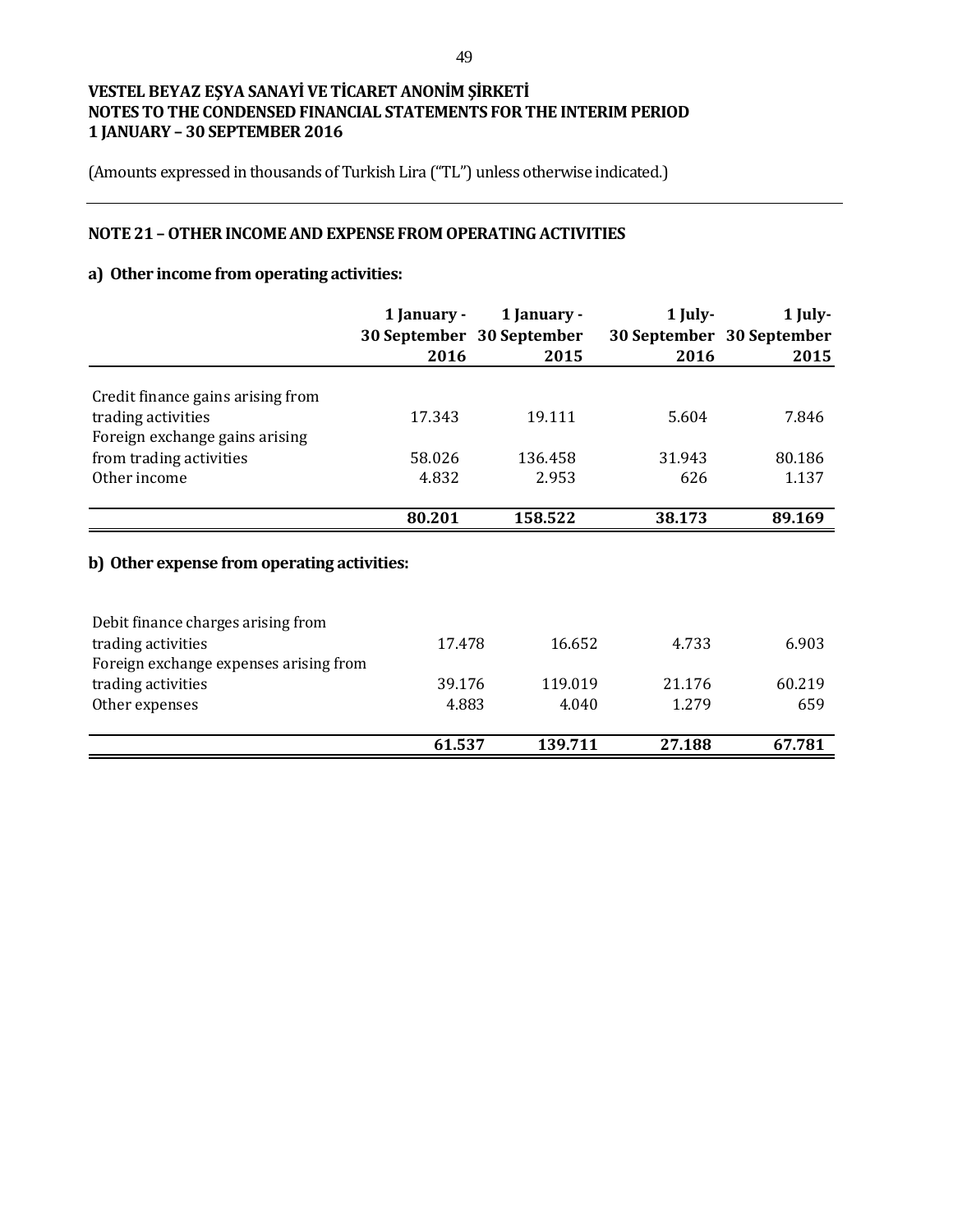**VESTEL BEYAZ EŞYA SANAYİ VE TİCARET ANONİM ŞİRKETİ**
**NOTES TO THE CONDENSED FINANCIAL STATEMENTS FOR THE INTERIM PERIOD**
**1 JANUARY – 30 SEPTEMBER 2016**

(Amounts expressed in thousands of Turkish Lira ("TL") unless otherwise indicated.)

## NOTE 21 – OTHER INCOME AND EXPENSE FROM OPERATING ACTIVITIES

### a) Other income from operating activities:

| | 1 January - 30 September 2016 | 1 January - 30 September 2015 | 1 July- 30 September 2016 | 1 July- 30 September 2015 |
|---|---|---|---|---|
| Credit finance gains arising from trading activities | 17.343 | 19.111 | 5.604 | 7.846 |
| Foreign exchange gains arising from trading activities | 58.026 | 136.458 | 31.943 | 80.186 |
| Other income | 4.832 | 2.953 | 626 | 1.137 |
| | **80.201** | **158.522** | **38.173** | **89.169** |

### b) Other expense from operating activities:

| | 1 January - 30 September 2016 | 1 January - 30 September 2015 | 1 July- 30 September 2016 | 1 July- 30 September 2015 |
|---|---|---|---|---|
| Debit finance charges arising from trading activities | 17.478 | 16.652 | 4.733 | 6.903 |
| Foreign exchange expenses arising from trading activities | 39.176 | 119.019 | 21.176 | 60.219 |
| Other expenses | 4.883 | 4.040 | 1.279 | 659 |
| | **61.537** | **139.711** | **27.188** | **67.781** |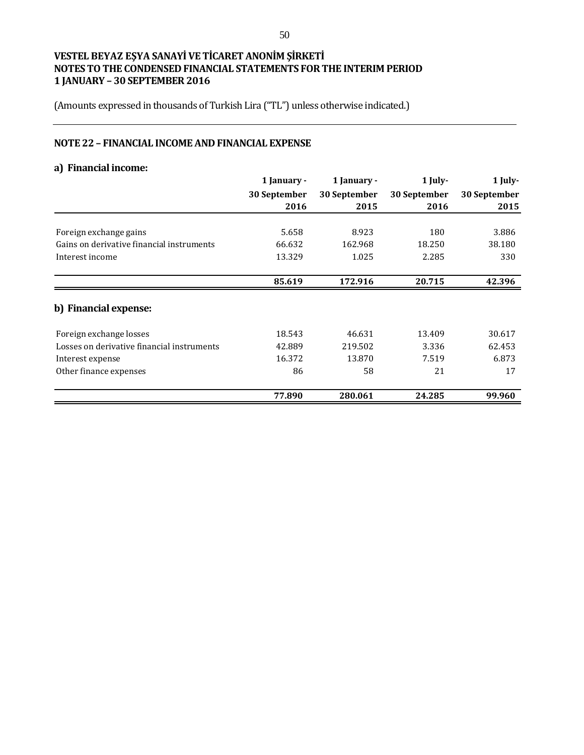VESTEL BEYAZ EŞYA SANAYİ VE TİCARET ANONİM ŞİRKETİ
NOTES TO THE CONDENSED FINANCIAL STATEMENTS FOR THE INTERIM PERIOD
1 JANUARY – 30 SEPTEMBER 2016

(Amounts expressed in thousands of Turkish Lira ("TL") unless otherwise indicated.)

## NOTE 22 – FINANCIAL INCOME AND FINANCIAL EXPENSE

### a) Financial income:

| | 1 January - 30 September 2016 | 1 January - 30 September 2015 | 1 July- 30 September 2016 | 1 July- 30 September 2015 |
|---|---|---|---|---|
| Foreign exchange gains | 5.658 | 8.923 | 180 | 3.886 |
| Gains on derivative financial instruments | 66.632 | 162.968 | 18.250 | 38.180 |
| Interest income | 13.329 | 1.025 | 2.285 | 330 |
| | **85.619** | **172.916** | **20.715** | **42.396** |

### b) Financial expense:

| | 1 January - 30 September 2016 | 1 January - 30 September 2015 | 1 July- 30 September 2016 | 1 July- 30 September 2015 |
|---|---|---|---|---|
| Foreign exchange losses | 18.543 | 46.631 | 13.409 | 30.617 |
| Losses on derivative financial instruments | 42.889 | 219.502 | 3.336 | 62.453 |
| Interest expense | 16.372 | 13.870 | 7.519 | 6.873 |
| Other finance expenses | 86 | 58 | 21 | 17 |
| | **77.890** | **280.061** | **24.285** | **99.960** |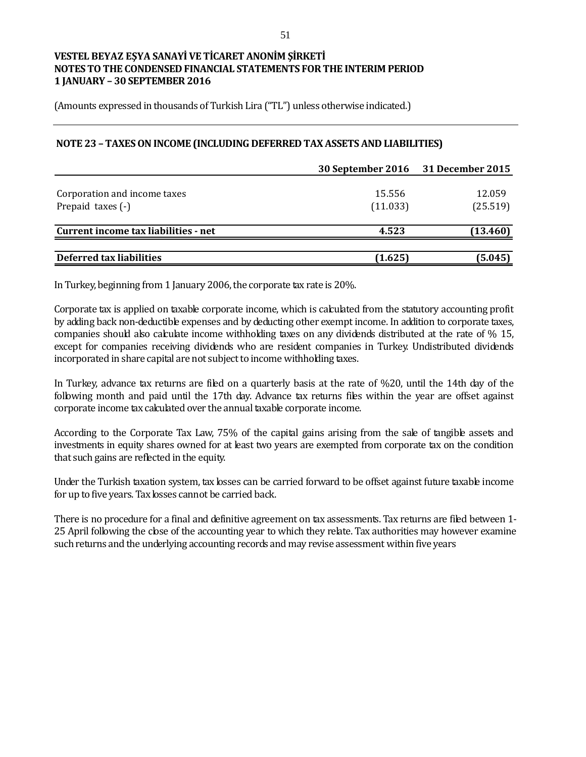**VESTEL BEYAZ EŞYA SANAYİ VE TİCARET ANONİM ŞİRKETİ**
**NOTES TO THE CONDENSED FINANCIAL STATEMENTS FOR THE INTERIM PERIOD**
**1 JANUARY – 30 SEPTEMBER 2016**

(Amounts expressed in thousands of Turkish Lira ("TL") unless otherwise indicated.)

## NOTE 23 – TAXES ON INCOME (INCLUDING DEFERRED TAX ASSETS AND LIABILITIES)

| | 30 September 2016 | 31 December 2015 |
|---|---|---|
| Corporation and income taxes | 15.556 | 12.059 |
| Prepaid taxes (-) | (11.033) | (25.519) |
| **Current income tax liabilities - net** | **4.523** | **(13.460)** |
| **Deferred tax liabilities** | **(1.625)** | **(5.045)** |

In Turkey, beginning from 1 January 2006, the corporate tax rate is 20%.

Corporate tax is applied on taxable corporate income, which is calculated from the statutory accounting profit by adding back non-deductible expenses and by deducting other exempt income. In addition to corporate taxes, companies should also calculate income withholding taxes on any dividends distributed at the rate of % 15, except for companies receiving dividends who are resident companies in Turkey. Undistributed dividends incorporated in share capital are not subject to income withholding taxes.

In Turkey, advance tax returns are filed on a quarterly basis at the rate of %20, until the 14th day of the following month and paid until the 17th day. Advance tax returns files within the year are offset against corporate income tax calculated over the annual taxable corporate income.

According to the Corporate Tax Law, 75% of the capital gains arising from the sale of tangible assets and investments in equity shares owned for at least two years are exempted from corporate tax on the condition that such gains are reflected in the equity.

Under the Turkish taxation system, tax losses can be carried forward to be offset against future taxable income for up to five years. Tax losses cannot be carried back.

There is no procedure for a final and definitive agreement on tax assessments. Tax returns are filed between 1-25 April following the close of the accounting year to which they relate. Tax authorities may however examine such returns and the underlying accounting records and may revise assessment within five years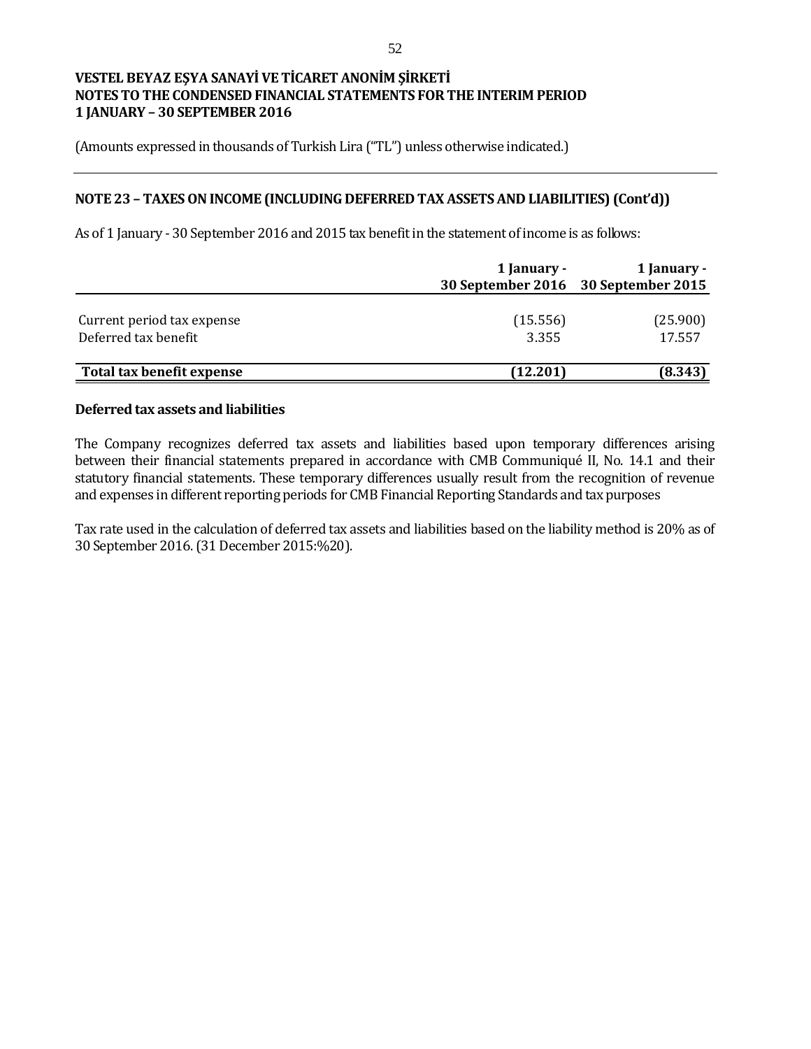VESTEL BEYAZ EŞYA SANAYİ VE TİCARET ANONİM ŞİRKETİ
NOTES TO THE CONDENSED FINANCIAL STATEMENTS FOR THE INTERIM PERIOD
1 JANUARY – 30 SEPTEMBER 2016

(Amounts expressed in thousands of Turkish Lira ("TL") unless otherwise indicated.)

## NOTE 23 – TAXES ON INCOME (INCLUDING DEFERRED TAX ASSETS AND LIABILITIES) (Cont'd))

As of 1 January - 30 September 2016 and 2015 tax benefit in the statement of income is as follows:

| | 1 January - 30 September 2016 | 1 January - 30 September 2015 |
|---|---|---|
| Current period tax expense | (15.556) | (25.900) |
| Deferred tax benefit | 3.355 | 17.557 |
| **Total tax benefit expense** | **(12.201)** | **(8.343)** |

### Deferred tax assets and liabilities

The Company recognizes deferred tax assets and liabilities based upon temporary differences arising between their financial statements prepared in accordance with CMB Communiqué II, No. 14.1 and their statutory financial statements. These temporary differences usually result from the recognition of revenue and expenses in different reporting periods for CMB Financial Reporting Standards and tax purposes

Tax rate used in the calculation of deferred tax assets and liabilities based on the liability method is 20% as of 30 September 2016. (31 December 2015:%20).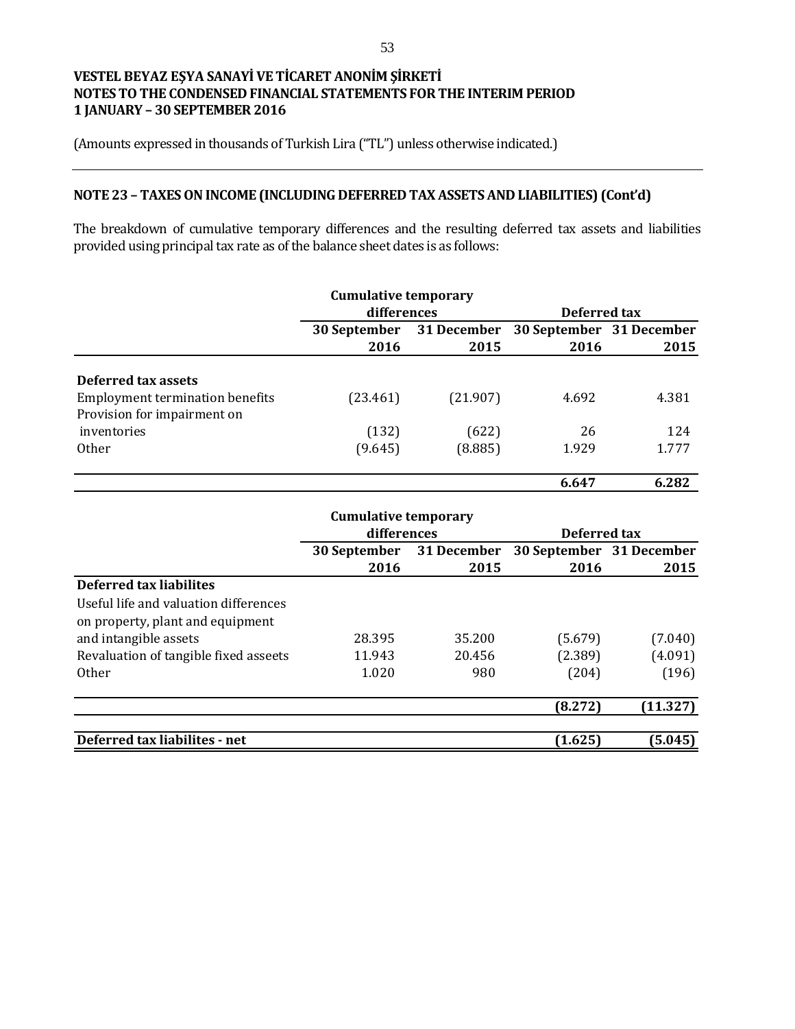**VESTEL BEYAZ EŞYA SANAYİ VE TİCARET ANONİM ŞİRKETİ**
**NOTES TO THE CONDENSED FINANCIAL STATEMENTS FOR THE INTERIM PERIOD**
**1 JANUARY – 30 SEPTEMBER 2016**

(Amounts expressed in thousands of Turkish Lira ("TL") unless otherwise indicated.)

## NOTE 23 – TAXES ON INCOME (INCLUDING DEFERRED TAX ASSETS AND LIABILITIES) (Cont'd)

The breakdown of cumulative temporary differences and the resulting deferred tax assets and liabilities provided using principal tax rate as of the balance sheet dates is as follows:

| | Cumulative temporary differences | | Deferred tax | |
|---|---|---|---|---|
| | 30 September 2016 | 31 December 2015 | 30 September 2016 | 31 December 2015 |
| **Deferred tax assets** | | | | |
| Employment termination benefits | (23.461) | (21.907) | 4.692 | 4.381 |
| Provision for impairment on inventories | (132) | (622) | 26 | 124 |
| Other | (9.645) | (8.885) | 1.929 | 1.777 |
| | | | **6.647** | **6.282** |

| | Cumulative temporary differences | | Deferred tax | |
|---|---|---|---|---|
| | 30 September 2016 | 31 December 2015 | 30 September 2016 | 31 December 2015 |
| **Deferred tax liabilites** | | | | |
| Useful life and valuation differences on property, plant and equipment and intangible assets | 28.395 | 35.200 | (5.679) | (7.040) |
| Revaluation of tangible fixed asseets | 11.943 | 20.456 | (2.389) | (4.091) |
| Other | 1.020 | 980 | (204) | (196) |
| | | | **(8.272)** | **(11.327)** |
| **Deferred tax liabilites - net** | | | **(1.625)** | **(5.045)** |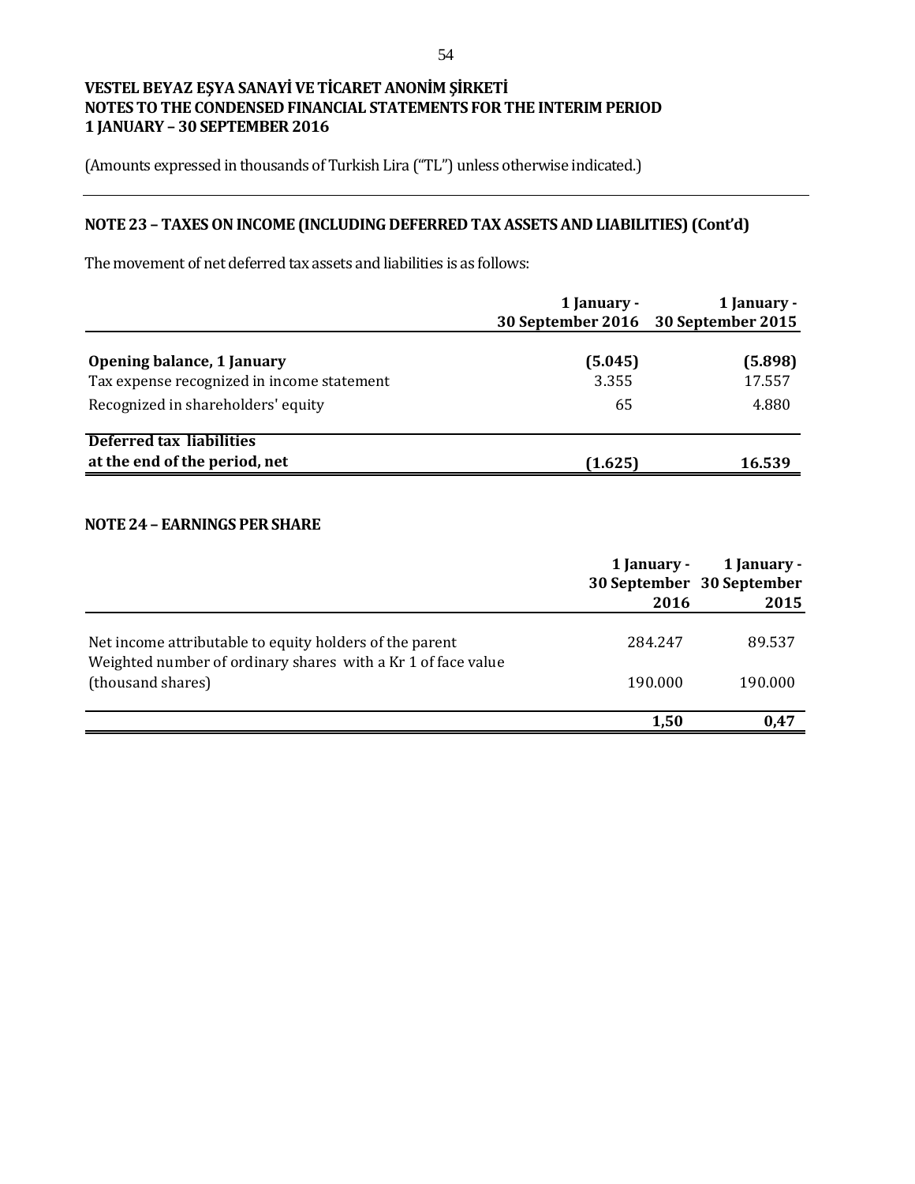# VESTEL BEYAZ EŞYA SANAYİ VE TİCARET ANONİM ŞİRKETİ
## NOTES TO THE CONDENSED FINANCIAL STATEMENTS FOR THE INTERIM PERIOD
## 1 JANUARY – 30 SEPTEMBER 2016

(Amounts expressed in thousands of Turkish Lira ("TL") unless otherwise indicated.)

## NOTE 23 – TAXES ON INCOME (INCLUDING DEFERRED TAX ASSETS AND LIABILITIES) (Cont'd)

The movement of net deferred tax assets and liabilities is as follows:

| | 1 January - 30 September 2016 | 1 January - 30 September 2015 |
|---|---|---|
| **Opening balance, 1 January** | **(5.045)** | **(5.898)** |
| Tax expense recognized in income statement | 3.355 | 17.557 |
| Recognized in shareholders' equity | 65 | 4.880 |
| **Deferred tax liabilities at the end of the period, net** | **(1.625)** | **16.539** |

## NOTE 24 – EARNINGS PER SHARE

| | 1 January - 30 September 2016 | 1 January - 30 September 2015 |
|---|---|---|
| Net income attributable to equity holders of the parent | 284.247 | 89.537 |
| Weighted number of ordinary shares with a Kr 1 of face value (thousand shares) | 190.000 | 190.000 |
| | **1,50** | **0,47** |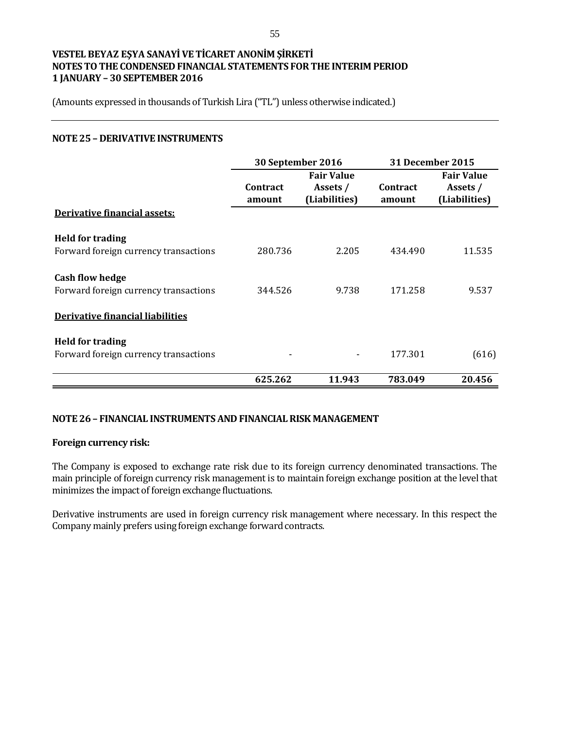**VESTEL BEYAZ EŞYA SANAYİ VE TİCARET ANONİM ŞİRKETİ**
**NOTES TO THE CONDENSED FINANCIAL STATEMENTS FOR THE INTERIM PERIOD**
**1 JANUARY – 30 SEPTEMBER 2016**

(Amounts expressed in thousands of Turkish Lira ("TL") unless otherwise indicated.)

## NOTE 25 – DERIVATIVE INSTRUMENTS

| | 30 September 2016 | | 31 December 2015 | |
|---|---|---|---|---|
| | **Contract amount** | **Fair Value Assets / (Liabilities)** | **Contract amount** | **Fair Value Assets / (Liabilities)** |
| **Derivative financial assets:** | | | | |
| **Held for trading** | | | | |
| Forward foreign currency transactions | 280.736 | 2.205 | 434.490 | 11.535 |
| **Cash flow hedge** | | | | |
| Forward foreign currency transactions | 344.526 | 9.738 | 171.258 | 9.537 |
| **Derivative financial liabilities** | | | | |
| **Held for trading** | | | | |
| Forward foreign currency transactions | - | - | 177.301 | (616) |
| | **625.262** | **11.943** | **783.049** | **20.456** |

## NOTE 26 – FINANCIAL INSTRUMENTS AND FINANCIAL RISK MANAGEMENT

### Foreign currency risk:

The Company is exposed to exchange rate risk due to its foreign currency denominated transactions. The main principle of foreign currency risk management is to maintain foreign exchange position at the level that minimizes the impact of foreign exchange fluctuations.

Derivative instruments are used in foreign currency risk management where necessary. In this respect the Company mainly prefers using foreign exchange forward contracts.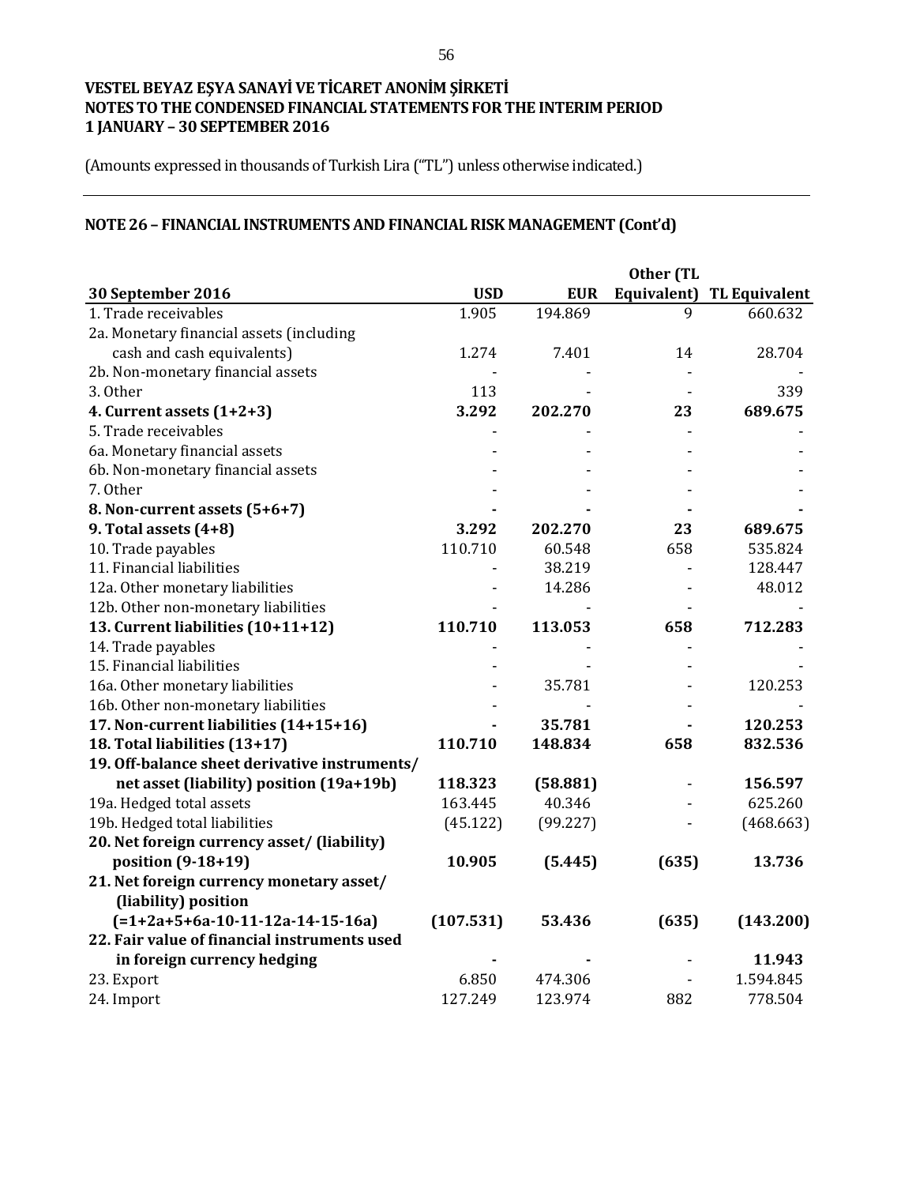**VESTEL BEYAZ EŞYA SANAYİ VE TİCARET ANONİM ŞİRKETİ**
**NOTES TO THE CONDENSED FINANCIAL STATEMENTS FOR THE INTERIM PERIOD**
**1 JANUARY – 30 SEPTEMBER 2016**

(Amounts expressed in thousands of Turkish Lira ("TL") unless otherwise indicated.)

## NOTE 26 – FINANCIAL INSTRUMENTS AND FINANCIAL RISK MANAGEMENT (Cont'd)

| 30 September 2016 | USD | EUR | Other (TL Equivalent) | TL Equivalent |
|---|---|---|---|---|
| 1. Trade receivables | 1.905 | 194.869 | 9 | 660.632 |
| 2a. Monetary financial assets (including cash and cash equivalents) | 1.274 | 7.401 | 14 | 28.704 |
| 2b. Non-monetary financial assets | - | - | - | - |
| 3. Other | 113 | - | - | 339 |
| **4. Current assets (1+2+3)** | **3.292** | **202.270** | **23** | **689.675** |
| 5. Trade receivables | - | - | - | - |
| 6a. Monetary financial assets | - | - | - | - |
| 6b. Non-monetary financial assets | - | - | - | - |
| 7. Other | - | - | - | - |
| **8. Non-current assets (5+6+7)** | **-** | **-** | **-** | **-** |
| **9. Total assets (4+8)** | **3.292** | **202.270** | **23** | **689.675** |
| 10. Trade payables | 110.710 | 60.548 | 658 | 535.824 |
| 11. Financial liabilities | - | 38.219 | - | 128.447 |
| 12a. Other monetary liabilities | - | 14.286 | - | 48.012 |
| 12b. Other non-monetary liabilities | - | - | - | - |
| **13. Current liabilities (10+11+12)** | **110.710** | **113.053** | **658** | **712.283** |
| 14. Trade payables | - | - | - | - |
| 15. Financial liabilities | - | - | - | - |
| 16a. Other monetary liabilities | - | 35.781 | - | 120.253 |
| 16b. Other non-monetary liabilities | - | - | - | - |
| **17. Non-current liabilities (14+15+16)** | **-** | **35.781** | **-** | **120.253** |
| **18. Total liabilities (13+17)** | **110.710** | **148.834** | **658** | **832.536** |
| **19. Off-balance sheet derivative instruments/ net asset (liability) position (19a+19b)** | **118.323** | **(58.881)** | - | **156.597** |
| 19a. Hedged total assets | 163.445 | 40.346 | - | 625.260 |
| 19b. Hedged total liabilities | (45.122) | (99.227) | - | (468.663) |
| **20. Net foreign currency asset/ (liability) position (9-18+19)** | **10.905** | **(5.445)** | **(635)** | **13.736** |
| **21. Net foreign currency monetary asset/ (liability) position (=1+2a+5+6a-10-11-12a-14-15-16a)** | **(107.531)** | **53.436** | **(635)** | **(143.200)** |
| **22. Fair value of financial instruments used in foreign currency hedging** | **-** | **-** | - | **11.943** |
| 23. Export | 6.850 | 474.306 | - | 1.594.845 |
| 24. Import | 127.249 | 123.974 | 882 | 778.504 |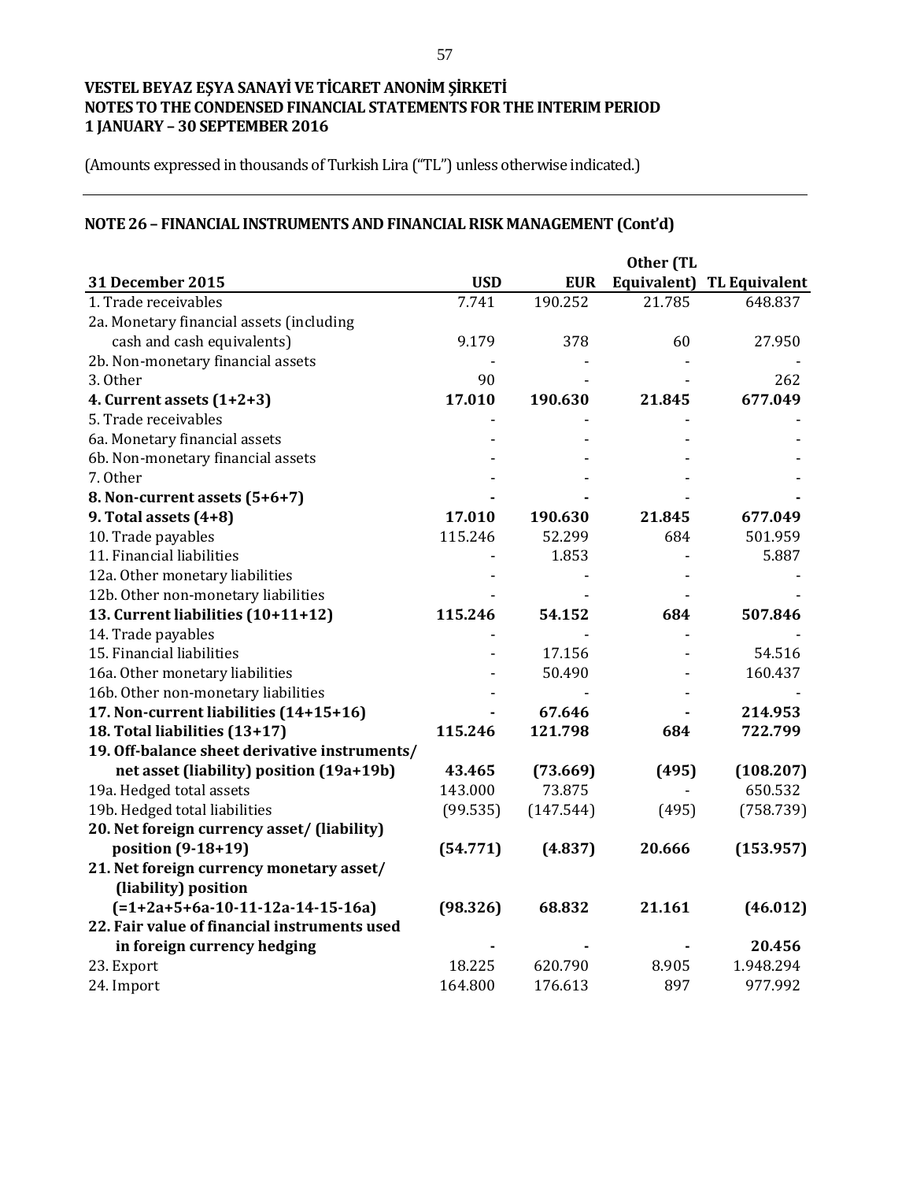**VESTEL BEYAZ EŞYA SANAYİ VE TİCARET ANONİM ŞİRKETİ**
**NOTES TO THE CONDENSED FINANCIAL STATEMENTS FOR THE INTERIM PERIOD**
**1 JANUARY – 30 SEPTEMBER 2016**

(Amounts expressed in thousands of Turkish Lira ("TL") unless otherwise indicated.)

## NOTE 26 – FINANCIAL INSTRUMENTS AND FINANCIAL RISK MANAGEMENT (Cont'd)

| 31 December 2015 | USD | EUR | Other (TL Equivalent) | TL Equivalent |
|---|---|---|---|---|
| 1. Trade receivables | 7.741 | 190.252 | 21.785 | 648.837 |
| 2a. Monetary financial assets (including cash and cash equivalents) | 9.179 | 378 | 60 | 27.950 |
| 2b. Non-monetary financial assets | - | - | - | - |
| 3. Other | 90 | - | - | 262 |
| **4. Current assets (1+2+3)** | **17.010** | **190.630** | **21.845** | **677.049** |
| 5. Trade receivables | - | - | - | - |
| 6a. Monetary financial assets | - | - | - | - |
| 6b. Non-monetary financial assets | - | - | - | - |
| 7. Other | - | - | - | - |
| **8. Non-current assets (5+6+7)** | **-** | **-** | - | **-** |
| **9. Total assets (4+8)** | **17.010** | **190.630** | **21.845** | **677.049** |
| 10. Trade payables | 115.246 | 52.299 | 684 | 501.959 |
| 11. Financial liabilities | - | 1.853 | - | 5.887 |
| 12a. Other monetary liabilities | - | - | - | - |
| 12b. Other non-monetary liabilities | - | - | - | - |
| **13. Current liabilities (10+11+12)** | **115.246** | **54.152** | **684** | **507.846** |
| 14. Trade payables | - | - | - | - |
| 15. Financial liabilities | - | 17.156 | - | 54.516 |
| 16a. Other monetary liabilities | - | 50.490 | - | 160.437 |
| 16b. Other non-monetary liabilities | - | - | - | - |
| **17. Non-current liabilities (14+15+16)** | **-** | **67.646** | **-** | **214.953** |
| **18. Total liabilities (13+17)** | **115.246** | **121.798** | **684** | **722.799** |
| **19. Off-balance sheet derivative instruments/ net asset (liability) position (19a+19b)** | **43.465** | **(73.669)** | **(495)** | **(108.207)** |
| 19a. Hedged total assets | 143.000 | 73.875 | - | 650.532 |
| 19b. Hedged total liabilities | (99.535) | (147.544) | (495) | (758.739) |
| **20. Net foreign currency asset/ (liability) position (9-18+19)** | **(54.771)** | **(4.837)** | **20.666** | **(153.957)** |
| **21. Net foreign currency monetary asset/ (liability) position (=1+2a+5+6a-10-11-12a-14-15-16a)** | **(98.326)** | **68.832** | **21.161** | **(46.012)** |
| **22. Fair value of financial instruments used in foreign currency hedging** | **-** | **-** | **-** | **20.456** |
| 23. Export | 18.225 | 620.790 | 8.905 | 1.948.294 |
| 24. Import | 164.800 | 176.613 | 897 | 977.992 |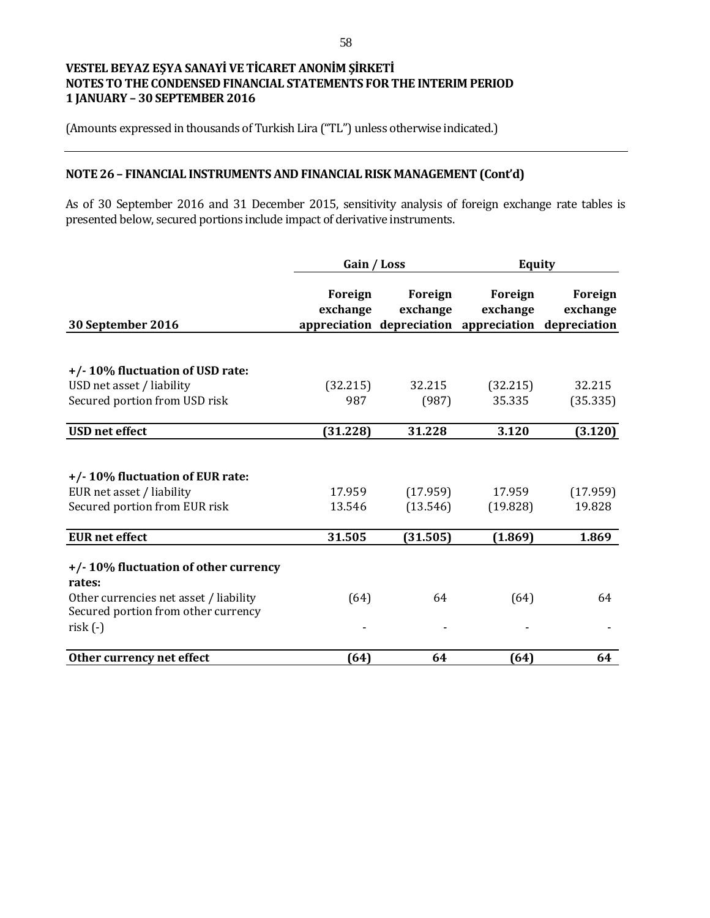VESTEL BEYAZ EŞYA SANAYİ VE TİCARET ANONİM ŞİRKETİ
NOTES TO THE CONDENSED FINANCIAL STATEMENTS FOR THE INTERIM PERIOD
1 JANUARY – 30 SEPTEMBER 2016

(Amounts expressed in thousands of Turkish Lira ("TL") unless otherwise indicated.)

## NOTE 26 – FINANCIAL INSTRUMENTS AND FINANCIAL RISK MANAGEMENT (Cont'd)

As of 30 September 2016 and 31 December 2015, sensitivity analysis of foreign exchange rate tables is presented below, secured portions include impact of derivative instruments.

| | Gain / Loss | | Equity | |
|---|---|---|---|---|
| **30 September 2016** | **Foreign exchange appreciation** | **Foreign exchange depreciation** | **Foreign exchange appreciation** | **Foreign exchange depreciation** |
| **+/- 10% fluctuation of USD rate:** | | | | |
| USD net asset / liability | (32.215) | 32.215 | (32.215) | 32.215 |
| Secured portion from USD risk | 987 | (987) | 35.335 | (35.335) |
| **USD net effect** | **(31.228)** | **31.228** | **3.120** | **(3.120)** |
| **+/- 10% fluctuation of EUR rate:** | | | | |
| EUR net asset / liability | 17.959 | (17.959) | 17.959 | (17.959) |
| Secured portion from EUR risk | 13.546 | (13.546) | (19.828) | 19.828 |
| **EUR net effect** | **31.505** | **(31.505)** | **(1.869)** | **1.869** |
| **+/- 10% fluctuation of other currency rates:** | | | | |
| Other currencies net asset / liability | (64) | 64 | (64) | 64 |
| Secured portion from other currency risk (-) | - | - | - | - |
| **Other currency net effect** | **(64)** | **64** | **(64)** | **64** |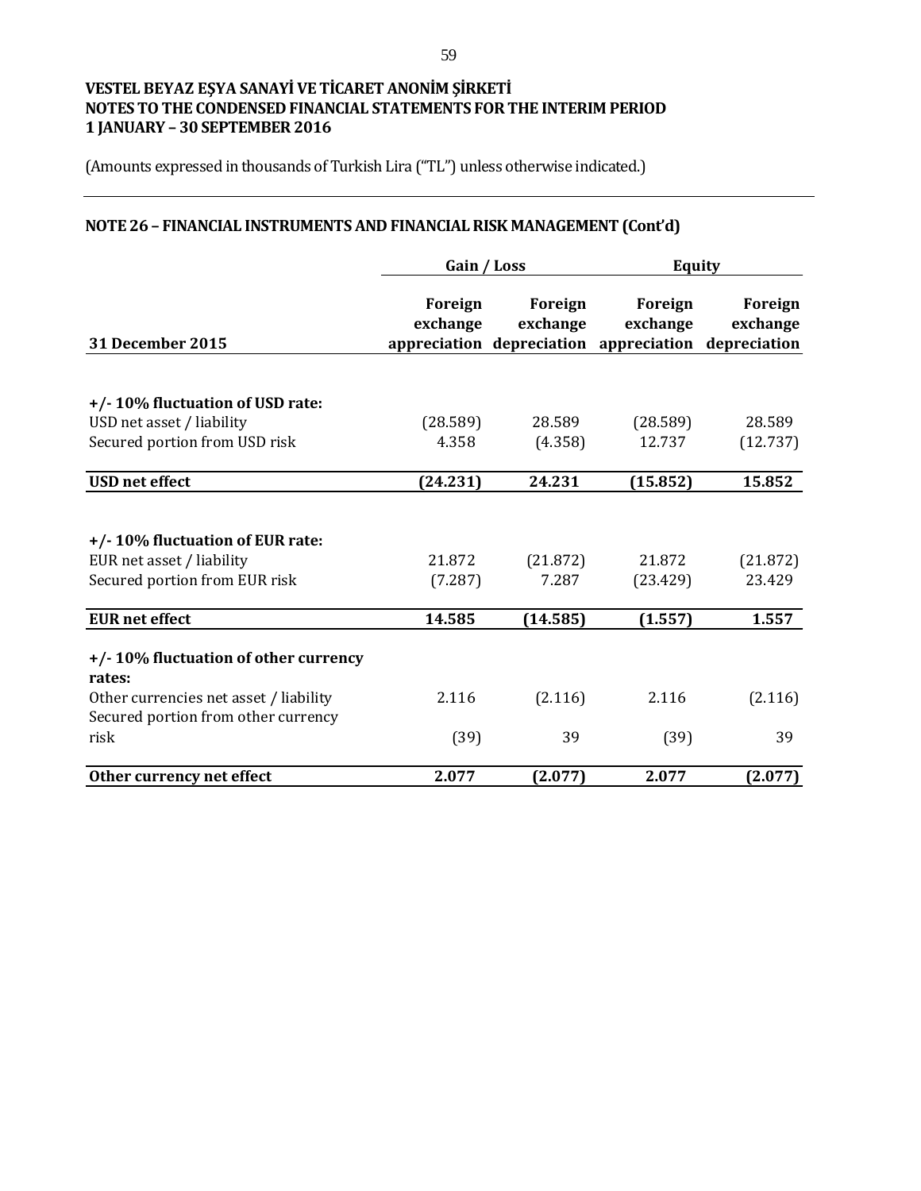VESTEL BEYAZ EŞYA SANAYİ VE TİCARET ANONİM ŞİRKETİ
NOTES TO THE CONDENSED FINANCIAL STATEMENTS FOR THE INTERIM PERIOD
1 JANUARY – 30 SEPTEMBER 2016

(Amounts expressed in thousands of Turkish Lira ("TL") unless otherwise indicated.)

## NOTE 26 – FINANCIAL INSTRUMENTS AND FINANCIAL RISK MANAGEMENT (Cont'd)

| | Gain / Loss | | Equity | |
|---|---|---|---|---|
| **31 December 2015** | **Foreign exchange appreciation** | **Foreign exchange depreciation** | **Foreign exchange appreciation** | **Foreign exchange depreciation** |
| **+/- 10% fluctuation of USD rate:** | | | | |
| USD net asset / liability | (28.589) | 28.589 | (28.589) | 28.589 |
| Secured portion from USD risk | 4.358 | (4.358) | 12.737 | (12.737) |
| **USD net effect** | **(24.231)** | **24.231** | **(15.852)** | **15.852** |
| **+/- 10% fluctuation of EUR rate:** | | | | |
| EUR net asset / liability | 21.872 | (21.872) | 21.872 | (21.872) |
| Secured portion from EUR risk | (7.287) | 7.287 | (23.429) | 23.429 |
| **EUR net effect** | **14.585** | **(14.585)** | **(1.557)** | **1.557** |
| **+/- 10% fluctuation of other currency rates:** | | | | |
| Other currencies net asset / liability | 2.116 | (2.116) | 2.116 | (2.116) |
| Secured portion from other currency risk | (39) | 39 | (39) | 39 |
| **Other currency net effect** | **2.077** | **(2.077)** | **2.077** | **(2.077)** |